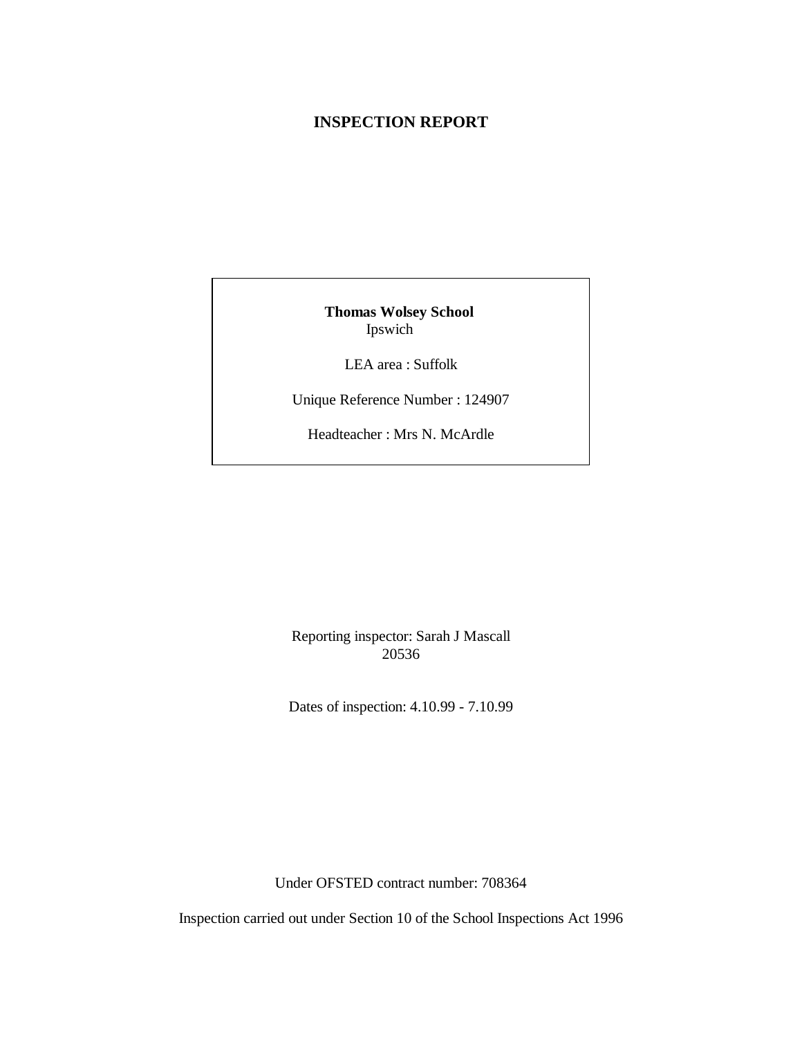# INSPECTION REPORT

**Thomas Wolsey School**
Ipswich

LEA area : Suffolk

Unique Reference Number : 124907

Headteacher : Mrs N. McArdle

Reporting inspector: Sarah J Mascall
20536

Dates of inspection: 4.10.99 - 7.10.99

Under OFSTED contract number: 708364

Inspection carried out under Section 10 of the School Inspections Act 1996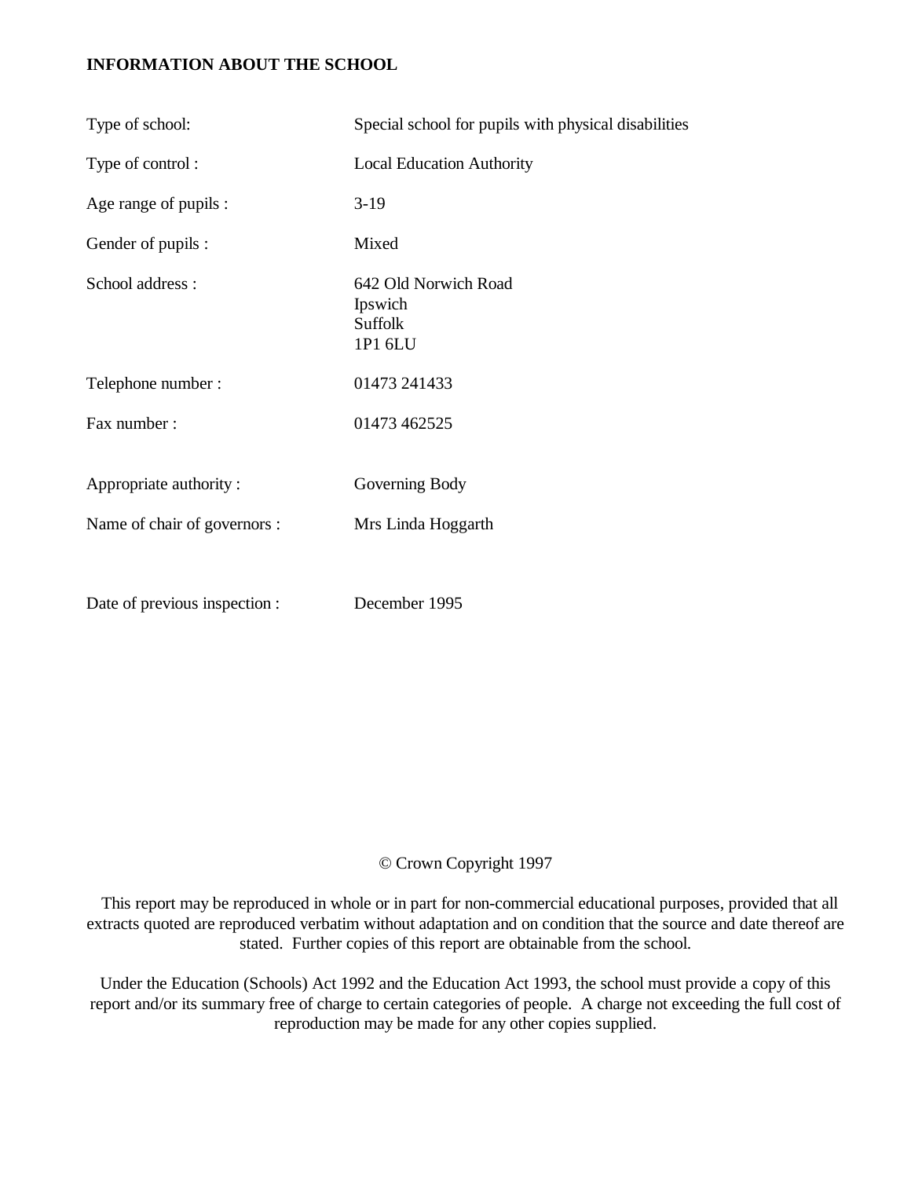**INFORMATION ABOUT THE SCHOOL**

| | |
|---|---|
| Type of school: | Special school for pupils with physical disabilities |
| Type of control : | Local Education Authority |
| Age range of pupils : | 3-19 |
| Gender of pupils : | Mixed |
| School address : | 642 Old Norwich Road<br>Ipswich<br>Suffolk<br>1P1 6LU |
| Telephone number : | 01473 241433 |
| Fax number : | 01473 462525 |
| Appropriate authority : | Governing Body |
| Name of chair of governors : | Mrs Linda Hoggarth |
| Date of previous inspection : | December 1995 |

© Crown Copyright 1997

This report may be reproduced in whole or in part for non-commercial educational purposes, provided that all extracts quoted are reproduced verbatim without adaptation and on condition that the source and date thereof are stated. Further copies of this report are obtainable from the school.

Under the Education (Schools) Act 1992 and the Education Act 1993, the school must provide a copy of this report and/or its summary free of charge to certain categories of people. A charge not exceeding the full cost of reproduction may be made for any other copies supplied.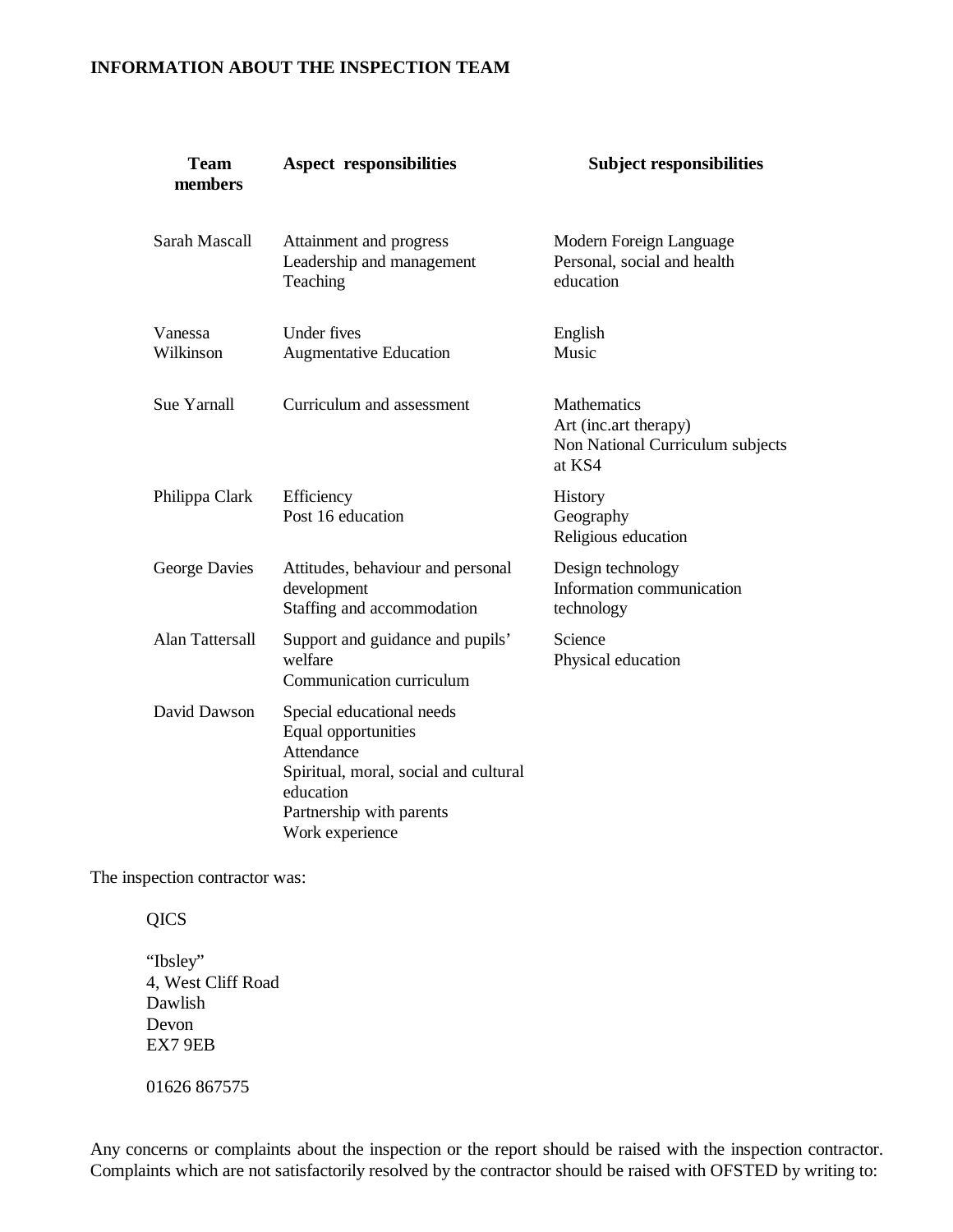## INFORMATION ABOUT THE INSPECTION TEAM

| Team members | Aspect responsibilities | Subject responsibilities |
|---|---|---|
| Sarah Mascall | Attainment and progress<br>Leadership and management<br>Teaching | Modern Foreign Language<br>Personal, social and health education |
| Vanessa Wilkinson | Under fives<br>Augmentative Education | English<br>Music |
| Sue Yarnall | Curriculum and assessment | Mathematics<br>Art (inc.art therapy)<br>Non National Curriculum subjects at KS4 |
| Philippa Clark | Efficiency<br>Post 16 education | History<br>Geography<br>Religious education |
| George Davies | Attitudes, behaviour and personal development<br>Staffing and accommodation | Design technology<br>Information communication technology |
| Alan Tattersall | Support and guidance and pupils' welfare<br>Communication curriculum | Science<br>Physical education |
| David Dawson | Special educational needs<br>Equal opportunities<br>Attendance<br>Spiritual, moral, social and cultural education<br>Partnership with parents<br>Work experience | |

The inspection contractor was:

QICS

"Ibsley"
4, West Cliff Road
Dawlish
Devon
EX7 9EB

01626 867575

Any concerns or complaints about the inspection or the report should be raised with the inspection contractor. Complaints which are not satisfactorily resolved by the contractor should be raised with OFSTED by writing to: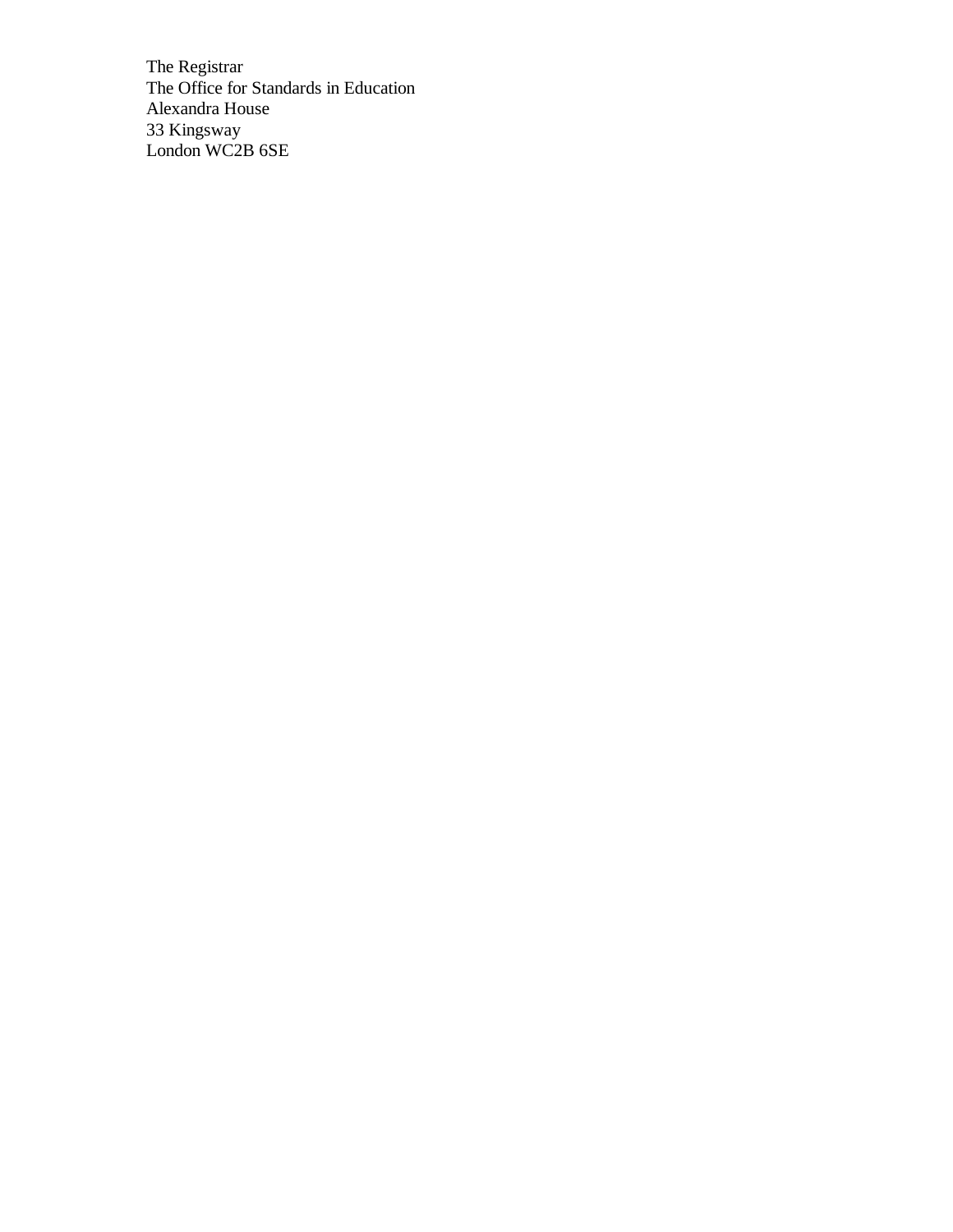The Registrar
The Office for Standards in Education
Alexandra House
33 Kingsway
London WC2B 6SE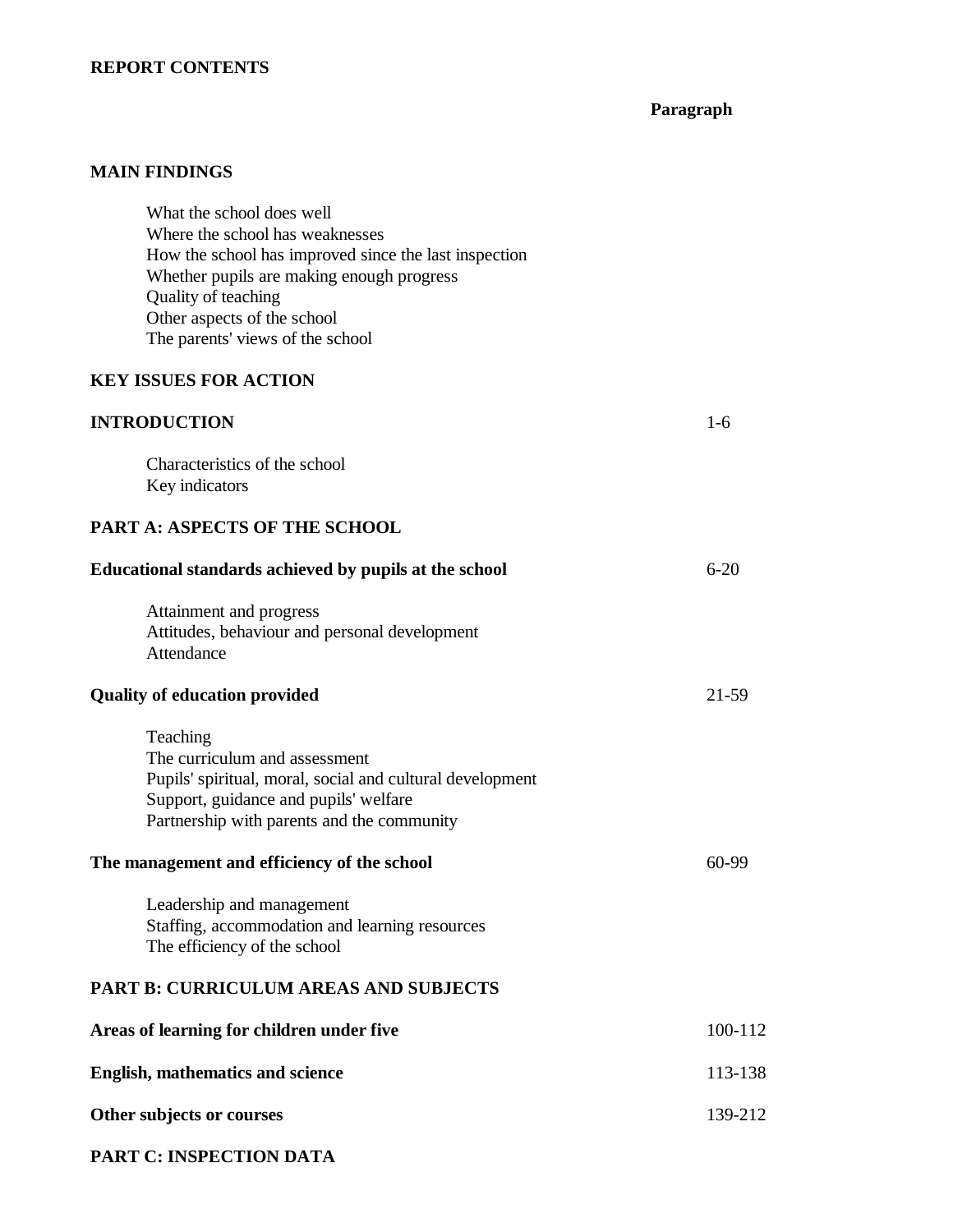## REPORT CONTENTS

| | Paragraph |
|---|---|
| **MAIN FINDINGS** | |
| What the school does well | |
| Where the school has weaknesses | |
| How the school has improved since the last inspection | |
| Whether pupils are making enough progress | |
| Quality of teaching | |
| Other aspects of the school | |
| The parents' views of the school | |
| **KEY ISSUES FOR ACTION** | |
| **INTRODUCTION** | 1-6 |
| Characteristics of the school | |
| Key indicators | |
| **PART A: ASPECTS OF THE SCHOOL** | |
| **Educational standards achieved by pupils at the school** | 6-20 |
| Attainment and progress | |
| Attitudes, behaviour and personal development | |
| Attendance | |
| **Quality of education provided** | 21-59 |
| Teaching | |
| The curriculum and assessment | |
| Pupils' spiritual, moral, social and cultural development | |
| Support, guidance and pupils' welfare | |
| Partnership with parents and the community | |
| **The management and efficiency of the school** | 60-99 |
| Leadership and management | |
| Staffing, accommodation and learning resources | |
| The efficiency of the school | |
| **PART B: CURRICULUM AREAS AND SUBJECTS** | |
| **Areas of learning for children under five** | 100-112 |
| **English, mathematics and science** | 113-138 |
| **Other subjects or courses** | 139-212 |
| **PART C: INSPECTION DATA** | |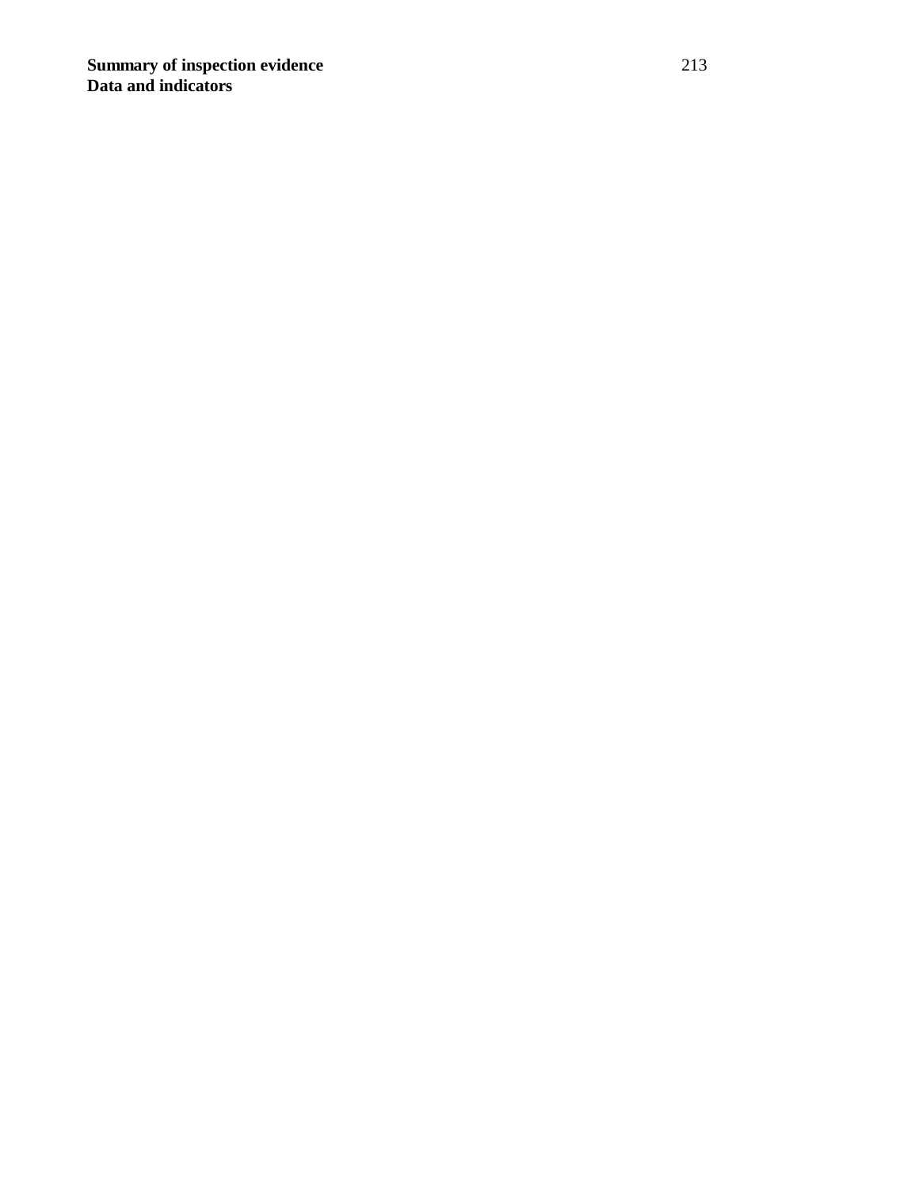**Summary of inspection evidence**
**Data and indicators**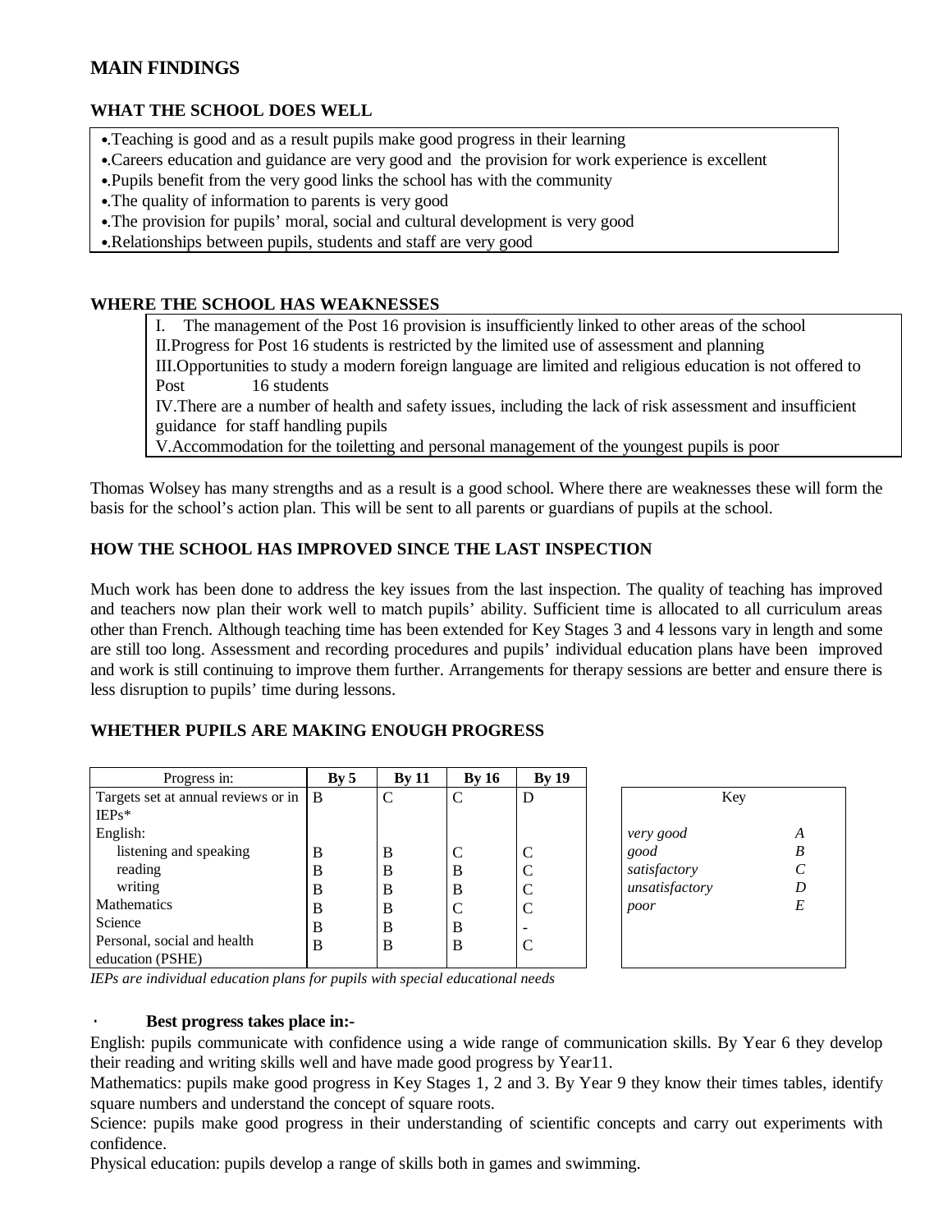## MAIN FINDINGS

### WHAT THE SCHOOL DOES WELL

- Teaching is good and as a result pupils make good progress in their learning
- Careers education and guidance are very good and the provision for work experience is excellent
- Pupils benefit from the very good links the school has with the community
- The quality of information to parents is very good
- The provision for pupils' moral, social and cultural development is very good
- Relationships between pupils, students and staff are very good

### WHERE THE SCHOOL HAS WEAKNESSES

I. The management of the Post 16 provision is insufficiently linked to other areas of the school
II. Progress for Post 16 students is restricted by the limited use of assessment and planning
III. Opportunities to study a modern foreign language are limited and religious education is not offered to Post 16 students
IV. There are a number of health and safety issues, including the lack of risk assessment and insufficient guidance for staff handling pupils
V. Accommodation for the toiletting and personal management of the youngest pupils is poor

Thomas Wolsey has many strengths and as a result is a good school. Where there are weaknesses these will form the basis for the school's action plan. This will be sent to all parents or guardians of pupils at the school.

### HOW THE SCHOOL HAS IMPROVED SINCE THE LAST INSPECTION

Much work has been done to address the key issues from the last inspection. The quality of teaching has improved and teachers now plan their work well to match pupils' ability. Sufficient time is allocated to all curriculum areas other than French. Although teaching time has been extended for Key Stages 3 and 4 lessons vary in length and some are still too long. Assessment and recording procedures and pupils' individual education plans have been improved and work is still continuing to improve them further. Arrangements for therapy sessions are better and ensure there is less disruption to pupils' time during lessons.

### WHETHER PUPILS ARE MAKING ENOUGH PROGRESS

| Progress in: | By 5 | By 11 | By 16 | By 19 |
|---|---|---|---|---|
| Targets set at annual reviews or in IEPs* | B | C | C | D |
| English: | | | | |
| listening and speaking | B | B | C | C |
| reading | B | B | B | C |
| writing | B | B | B | C |
| Mathematics | B | B | C | C |
| Science | B | B | B | - |
| Personal, social and health education (PSHE) | B | B | B | C |

| Key | |
|---|---|
| *very good* | *A* |
| *good* | *B* |
| *satisfactory* | *C* |
| *unsatisfactory* | *D* |
| *poor* | *E* |

*IEPs are individual education plans for pupils with special educational needs*

- **Best progress takes place in:-**

English: pupils communicate with confidence using a wide range of communication skills. By Year 6 they develop their reading and writing skills well and have made good progress by Year11.
Mathematics: pupils make good progress in Key Stages 1, 2 and 3. By Year 9 they know their times tables, identify square numbers and understand the concept of square roots.
Science: pupils make good progress in their understanding of scientific concepts and carry out experiments with confidence.
Physical education: pupils develop a range of skills both in games and swimming.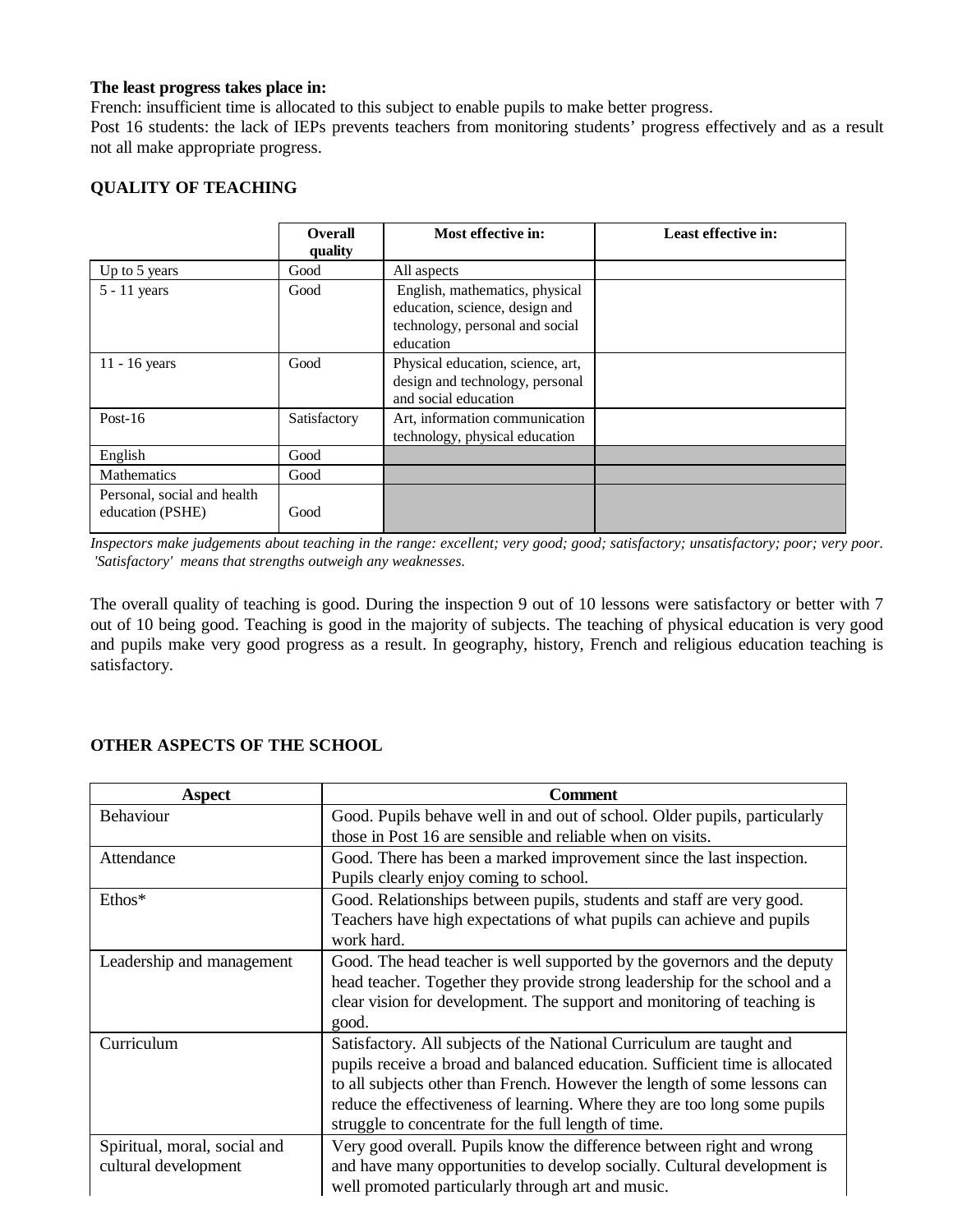**The least progress takes place in:**

French: insufficient time is allocated to this subject to enable pupils to make better progress.

Post 16 students: the lack of IEPs prevents teachers from monitoring students' progress effectively and as a result not all make appropriate progress.

## QUALITY OF TEACHING

| | Overall quality | Most effective in: | Least effective in: |
|---|---|---|---|
| Up to 5 years | Good | All aspects | |
| 5 - 11 years | Good | English, mathematics, physical education, science, design and technology, personal and social education | |
| 11 - 16 years | Good | Physical education, science, art, design and technology, personal and social education | |
| Post-16 | Satisfactory | Art, information communication technology, physical education | |
| English | Good | | |
| Mathematics | Good | | |
| Personal, social and health education (PSHE) | Good | | |

*Inspectors make judgements about teaching in the range: excellent; very good; good; satisfactory; unsatisfactory; poor; very poor. 'Satisfactory' means that strengths outweigh any weaknesses.*

The overall quality of teaching is good. During the inspection 9 out of 10 lessons were satisfactory or better with 7 out of 10 being good. Teaching is good in the majority of subjects. The teaching of physical education is very good and pupils make very good progress as a result. In geography, history, French and religious education teaching is satisfactory.

## OTHER ASPECTS OF THE SCHOOL

| Aspect | Comment |
|---|---|
| Behaviour | Good. Pupils behave well in and out of school. Older pupils, particularly those in Post 16 are sensible and reliable when on visits. |
| Attendance | Good. There has been a marked improvement since the last inspection. Pupils clearly enjoy coming to school. |
| Ethos* | Good. Relationships between pupils, students and staff are very good. Teachers have high expectations of what pupils can achieve and pupils work hard. |
| Leadership and management | Good. The head teacher is well supported by the governors and the deputy head teacher. Together they provide strong leadership for the school and a clear vision for development. The support and monitoring of teaching is good. |
| Curriculum | Satisfactory. All subjects of the National Curriculum are taught and pupils receive a broad and balanced education. Sufficient time is allocated to all subjects other than French. However the length of some lessons can reduce the effectiveness of learning. Where they are too long some pupils struggle to concentrate for the full length of time. |
| Spiritual, moral, social and cultural development | Very good overall. Pupils know the difference between right and wrong and have many opportunities to develop socially. Cultural development is well promoted particularly through art and music. |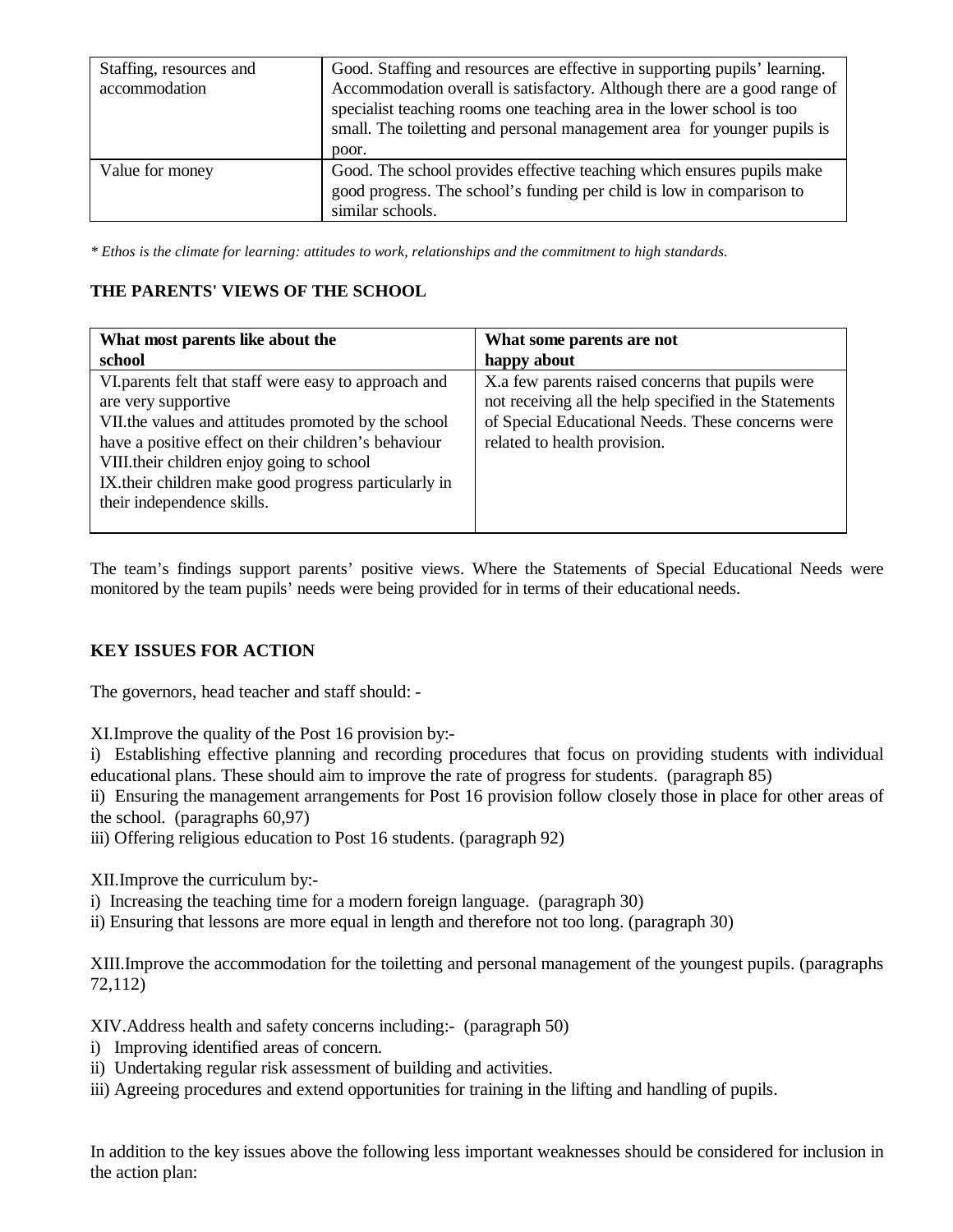| Staffing, resources and accommodation | Good. Staffing and resources are effective in supporting pupils' learning. Accommodation overall is satisfactory. Although there are a good range of specialist teaching rooms one teaching area in the lower school is too small. The toiletting and personal management area for younger pupils is poor. |
|---|---|
| Value for money | Good. The school provides effective teaching which ensures pupils make good progress. The school's funding per child is low in comparison to similar schools. |

*\* Ethos is the climate for learning: attitudes to work, relationships and the commitment to high standards.*

**THE PARENTS' VIEWS OF THE SCHOOL**

| What most parents like about the school | What some parents are not happy about |
|---|---|
| VI.parents felt that staff were easy to approach and are very supportive<br>VII.the values and attitudes promoted by the school have a positive effect on their children's behaviour<br>VIII.their children enjoy going to school<br>IX.their children make good progress particularly in their independence skills. | X.a few parents raised concerns that pupils were not receiving all the help specified in the Statements of Special Educational Needs. These concerns were related to health provision. |

The team's findings support parents' positive views. Where the Statements of Special Educational Needs were monitored by the team pupils' needs were being provided for in terms of their educational needs.

**KEY ISSUES FOR ACTION**

The governors, head teacher and staff should: -

XI.Improve the quality of the Post 16 provision by:-

i) Establishing effective planning and recording procedures that focus on providing students with individual educational plans. These should aim to improve the rate of progress for students. (paragraph 85)

ii) Ensuring the management arrangements for Post 16 provision follow closely those in place for other areas of the school. (paragraphs 60,97)

iii) Offering religious education to Post 16 students. (paragraph 92)

XII.Improve the curriculum by:-

i) Increasing the teaching time for a modern foreign language. (paragraph 30)

ii) Ensuring that lessons are more equal in length and therefore not too long. (paragraph 30)

XIII.Improve the accommodation for the toiletting and personal management of the youngest pupils. (paragraphs 72,112)

XIV.Address health and safety concerns including:- (paragraph 50)

i) Improving identified areas of concern.

ii) Undertaking regular risk assessment of building and activities.

iii) Agreeing procedures and extend opportunities for training in the lifting and handling of pupils.

In addition to the key issues above the following less important weaknesses should be considered for inclusion in the action plan: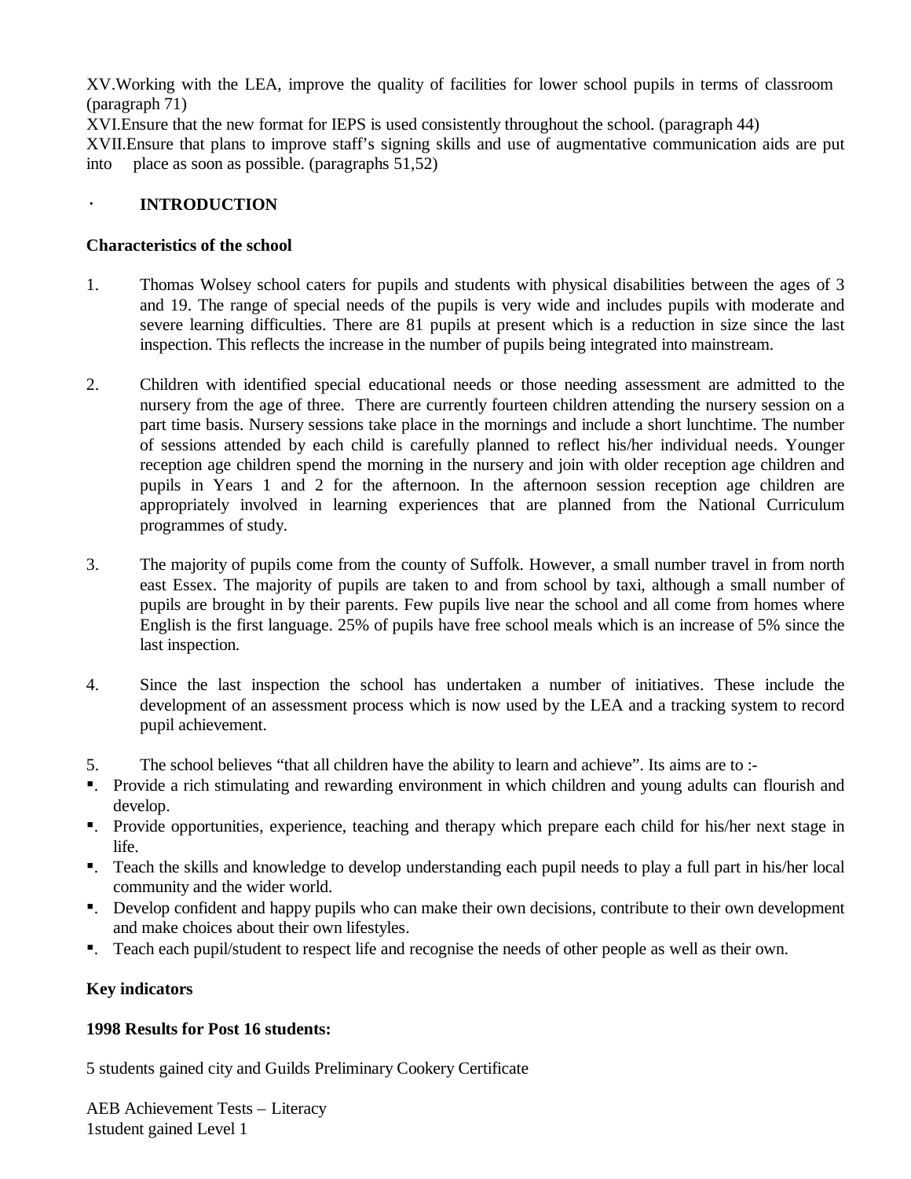XV. Working with the LEA, improve the quality of facilities for lower school pupils in terms of classroom (paragraph 71)

XVI. Ensure that the new format for IEPS is used consistently throughout the school. (paragraph 44)

XVII. Ensure that plans to improve staff's signing skills and use of augmentative communication aids are put into place as soon as possible. (paragraphs 51,52)

## INTRODUCTION

### Characteristics of the school

1. Thomas Wolsey school caters for pupils and students with physical disabilities between the ages of 3 and 19. The range of special needs of the pupils is very wide and includes pupils with moderate and severe learning difficulties. There are 81 pupils at present which is a reduction in size since the last inspection. This reflects the increase in the number of pupils being integrated into mainstream.

2. Children with identified special educational needs or those needing assessment are admitted to the nursery from the age of three. There are currently fourteen children attending the nursery session on a part time basis. Nursery sessions take place in the mornings and include a short lunchtime. The number of sessions attended by each child is carefully planned to reflect his/her individual needs. Younger reception age children spend the morning in the nursery and join with older reception age children and pupils in Years 1 and 2 for the afternoon. In the afternoon session reception age children are appropriately involved in learning experiences that are planned from the National Curriculum programmes of study.

3. The majority of pupils come from the county of Suffolk. However, a small number travel in from north east Essex. The majority of pupils are taken to and from school by taxi, although a small number of pupils are brought in by their parents. Few pupils live near the school and all come from homes where English is the first language. 25% of pupils have free school meals which is an increase of 5% since the last inspection.

4. Since the last inspection the school has undertaken a number of initiatives. These include the development of an assessment process which is now used by the LEA and a tracking system to record pupil achievement.

5. The school believes "that all children have the ability to learn and achieve". Its aims are to :-

- Provide a rich stimulating and rewarding environment in which children and young adults can flourish and develop.
- Provide opportunities, experience, teaching and therapy which prepare each child for his/her next stage in life.
- Teach the skills and knowledge to develop understanding each pupil needs to play a full part in his/her local community and the wider world.
- Develop confident and happy pupils who can make their own decisions, contribute to their own development and make choices about their own lifestyles.
- Teach each pupil/student to respect life and recognise the needs of other people as well as their own.

### Key indicators

**1998 Results for Post 16 students:**

5 students gained city and Guilds Preliminary Cookery Certificate

AEB Achievement Tests – Literacy
1student gained Level 1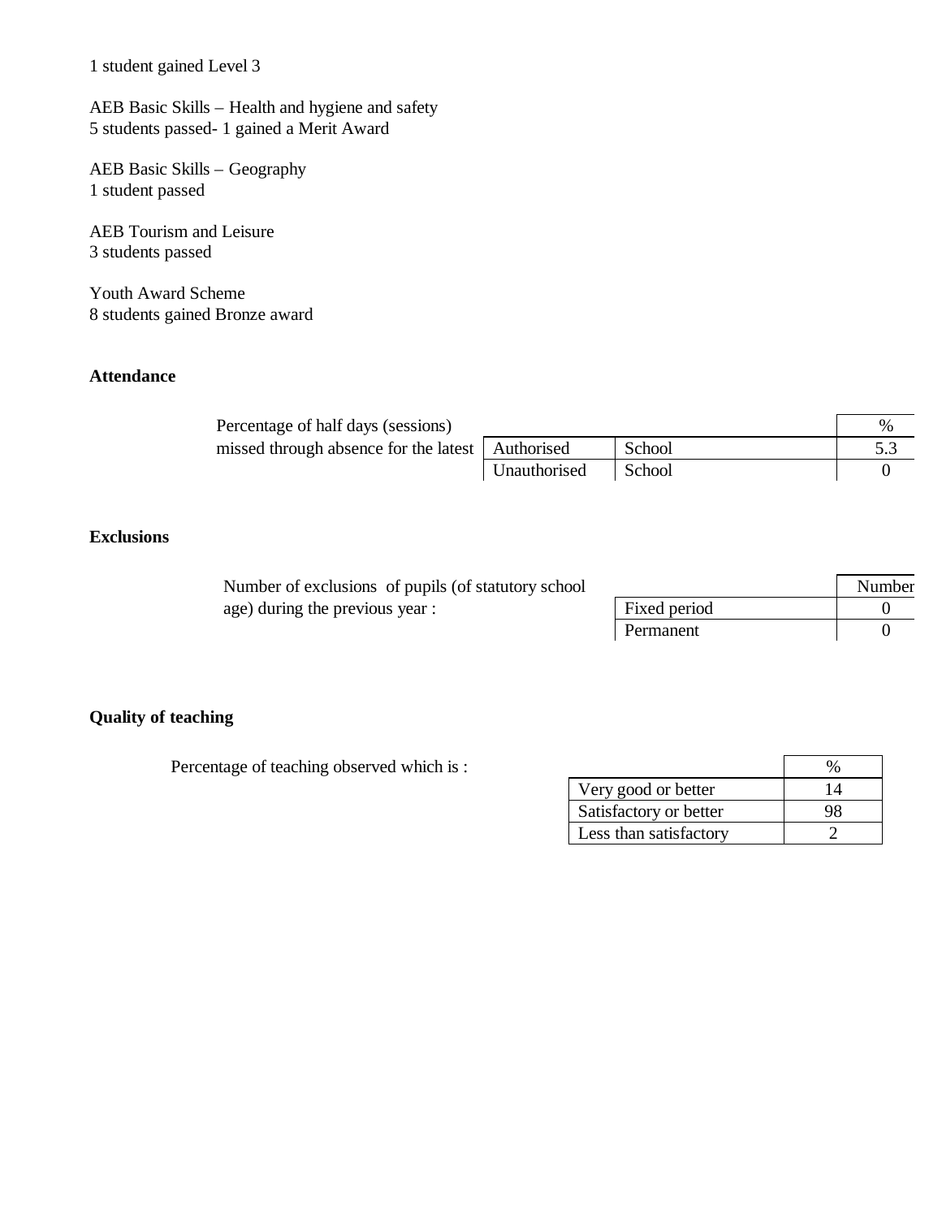1 student gained Level 3

AEB Basic Skills – Health and hygiene and safety
5 students passed- 1 gained a Merit Award

AEB Basic Skills – Geography
1 student passed

AEB Tourism and Leisure
3 students passed

Youth Award Scheme
8 students gained Bronze award

**Attendance**

Percentage of half days (sessions) missed through absence for the latest

| | | % |
|---|---|---|
| Authorised | School | 5.3 |
| Unauthorised | School | 0 |

**Exclusions**

Number of exclusions of pupils (of statutory school age) during the previous year :

| | Number |
|---|---|
| Fixed period | 0 |
| Permanent | 0 |

**Quality of teaching**

Percentage of teaching observed which is :

| | % |
|---|---|
| Very good or better | 14 |
| Satisfactory or better | 98 |
| Less than satisfactory | 2 |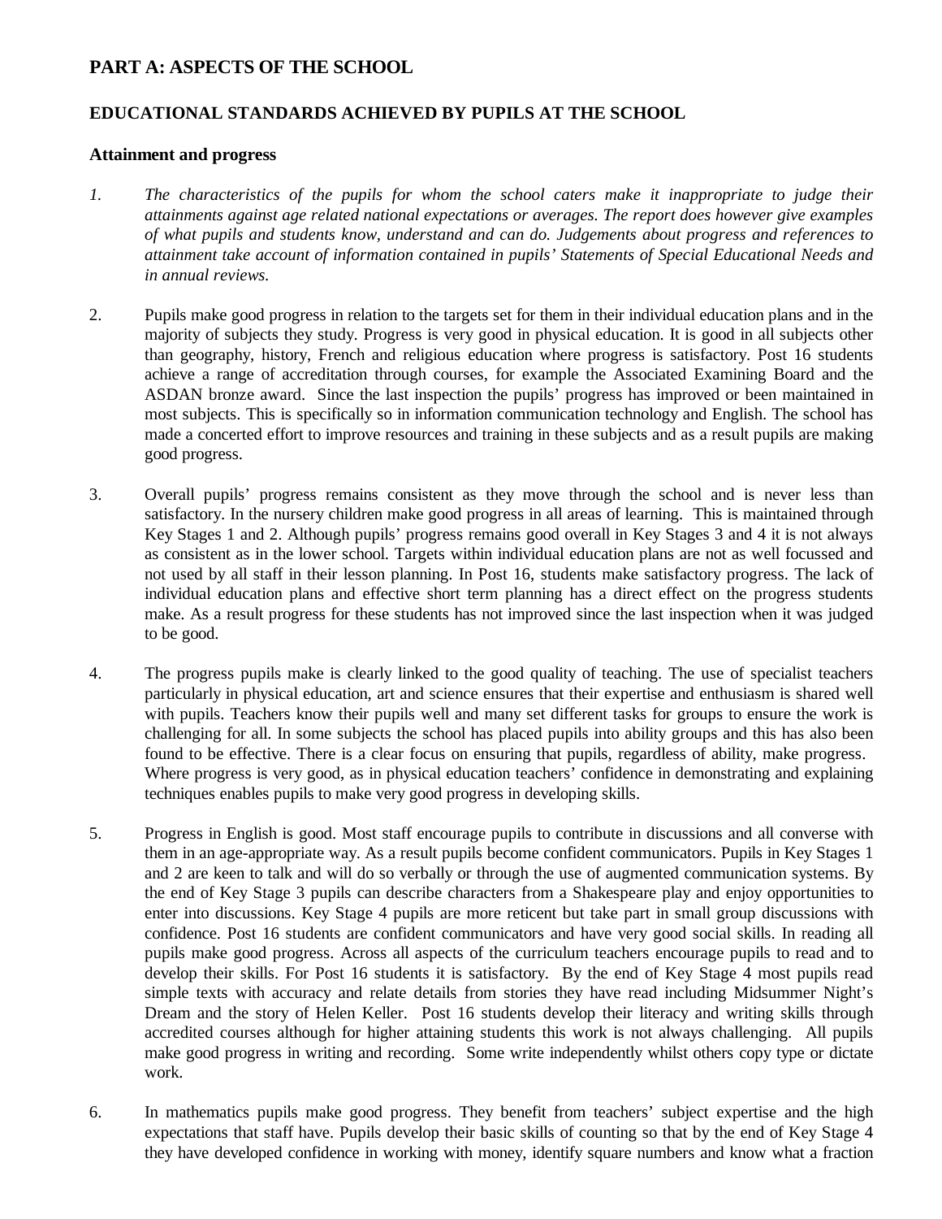## PART A: ASPECTS OF THE SCHOOL

## EDUCATIONAL STANDARDS ACHIEVED BY PUPILS AT THE SCHOOL

### Attainment and progress

1. *The characteristics of the pupils for whom the school caters make it inappropriate to judge their attainments against age related national expectations or averages. The report does however give examples of what pupils and students know, understand and can do. Judgements about progress and references to attainment take account of information contained in pupils' Statements of Special Educational Needs and in annual reviews.*

2. Pupils make good progress in relation to the targets set for them in their individual education plans and in the majority of subjects they study. Progress is very good in physical education. It is good in all subjects other than geography, history, French and religious education where progress is satisfactory. Post 16 students achieve a range of accreditation through courses, for example the Associated Examining Board and the ASDAN bronze award. Since the last inspection the pupils' progress has improved or been maintained in most subjects. This is specifically so in information communication technology and English. The school has made a concerted effort to improve resources and training in these subjects and as a result pupils are making good progress.

3. Overall pupils' progress remains consistent as they move through the school and is never less than satisfactory. In the nursery children make good progress in all areas of learning. This is maintained through Key Stages 1 and 2. Although pupils' progress remains good overall in Key Stages 3 and 4 it is not always as consistent as in the lower school. Targets within individual education plans are not as well focussed and not used by all staff in their lesson planning. In Post 16, students make satisfactory progress. The lack of individual education plans and effective short term planning has a direct effect on the progress students make. As a result progress for these students has not improved since the last inspection when it was judged to be good.

4. The progress pupils make is clearly linked to the good quality of teaching. The use of specialist teachers particularly in physical education, art and science ensures that their expertise and enthusiasm is shared well with pupils. Teachers know their pupils well and many set different tasks for groups to ensure the work is challenging for all. In some subjects the school has placed pupils into ability groups and this has also been found to be effective. There is a clear focus on ensuring that pupils, regardless of ability, make progress. Where progress is very good, as in physical education teachers' confidence in demonstrating and explaining techniques enables pupils to make very good progress in developing skills.

5. Progress in English is good. Most staff encourage pupils to contribute in discussions and all converse with them in an age-appropriate way. As a result pupils become confident communicators. Pupils in Key Stages 1 and 2 are keen to talk and will do so verbally or through the use of augmented communication systems. By the end of Key Stage 3 pupils can describe characters from a Shakespeare play and enjoy opportunities to enter into discussions. Key Stage 4 pupils are more reticent but take part in small group discussions with confidence. Post 16 students are confident communicators and have very good social skills. In reading all pupils make good progress. Across all aspects of the curriculum teachers encourage pupils to read and to develop their skills. For Post 16 students it is satisfactory. By the end of Key Stage 4 most pupils read simple texts with accuracy and relate details from stories they have read including Midsummer Night's Dream and the story of Helen Keller. Post 16 students develop their literacy and writing skills through accredited courses although for higher attaining students this work is not always challenging. All pupils make good progress in writing and recording. Some write independently whilst others copy type or dictate work.

6. In mathematics pupils make good progress. They benefit from teachers' subject expertise and the high expectations that staff have. Pupils develop their basic skills of counting so that by the end of Key Stage 4 they have developed confidence in working with money, identify square numbers and know what a fraction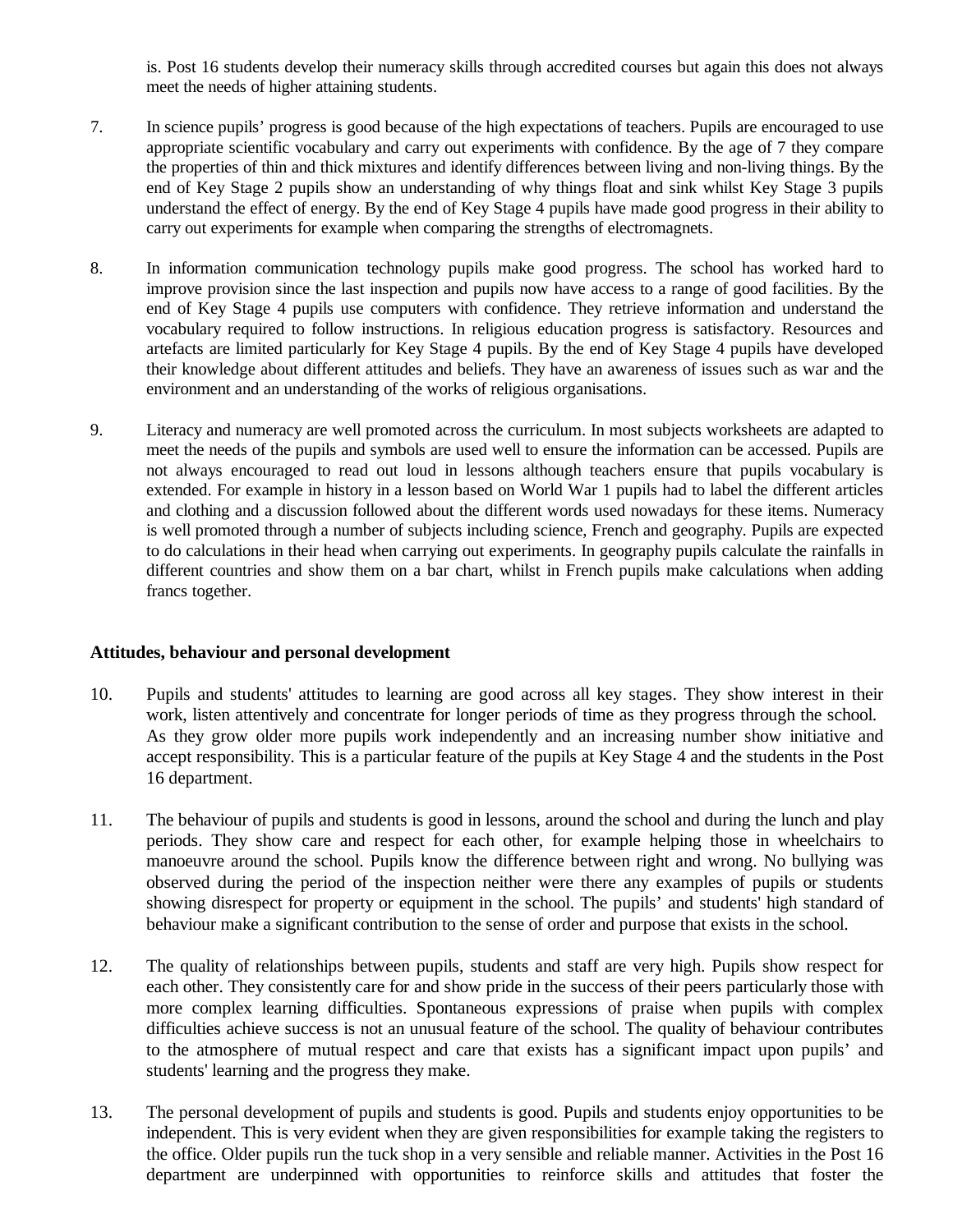is. Post 16 students develop their numeracy skills through accredited courses but again this does not always meet the needs of higher attaining students.

7. In science pupils' progress is good because of the high expectations of teachers. Pupils are encouraged to use appropriate scientific vocabulary and carry out experiments with confidence. By the age of 7 they compare the properties of thin and thick mixtures and identify differences between living and non-living things. By the end of Key Stage 2 pupils show an understanding of why things float and sink whilst Key Stage 3 pupils understand the effect of energy. By the end of Key Stage 4 pupils have made good progress in their ability to carry out experiments for example when comparing the strengths of electromagnets.

8. In information communication technology pupils make good progress. The school has worked hard to improve provision since the last inspection and pupils now have access to a range of good facilities. By the end of Key Stage 4 pupils use computers with confidence. They retrieve information and understand the vocabulary required to follow instructions. In religious education progress is satisfactory. Resources and artefacts are limited particularly for Key Stage 4 pupils. By the end of Key Stage 4 pupils have developed their knowledge about different attitudes and beliefs. They have an awareness of issues such as war and the environment and an understanding of the works of religious organisations.

9. Literacy and numeracy are well promoted across the curriculum. In most subjects worksheets are adapted to meet the needs of the pupils and symbols are used well to ensure the information can be accessed. Pupils are not always encouraged to read out loud in lessons although teachers ensure that pupils vocabulary is extended. For example in history in a lesson based on World War 1 pupils had to label the different articles and clothing and a discussion followed about the different words used nowadays for these items. Numeracy is well promoted through a number of subjects including science, French and geography. Pupils are expected to do calculations in their head when carrying out experiments. In geography pupils calculate the rainfalls in different countries and show them on a bar chart, whilst in French pupils make calculations when adding francs together.

**Attitudes, behaviour and personal development**

10. Pupils and students' attitudes to learning are good across all key stages. They show interest in their work, listen attentively and concentrate for longer periods of time as they progress through the school. As they grow older more pupils work independently and an increasing number show initiative and accept responsibility. This is a particular feature of the pupils at Key Stage 4 and the students in the Post 16 department.

11. The behaviour of pupils and students is good in lessons, around the school and during the lunch and play periods. They show care and respect for each other, for example helping those in wheelchairs to manoeuvre around the school. Pupils know the difference between right and wrong. No bullying was observed during the period of the inspection neither were there any examples of pupils or students showing disrespect for property or equipment in the school. The pupils' and students' high standard of behaviour make a significant contribution to the sense of order and purpose that exists in the school.

12. The quality of relationships between pupils, students and staff are very high. Pupils show respect for each other. They consistently care for and show pride in the success of their peers particularly those with more complex learning difficulties. Spontaneous expressions of praise when pupils with complex difficulties achieve success is not an unusual feature of the school. The quality of behaviour contributes to the atmosphere of mutual respect and care that exists has a significant impact upon pupils' and students' learning and the progress they make.

13. The personal development of pupils and students is good. Pupils and students enjoy opportunities to be independent. This is very evident when they are given responsibilities for example taking the registers to the office. Older pupils run the tuck shop in a very sensible and reliable manner. Activities in the Post 16 department are underpinned with opportunities to reinforce skills and attitudes that foster the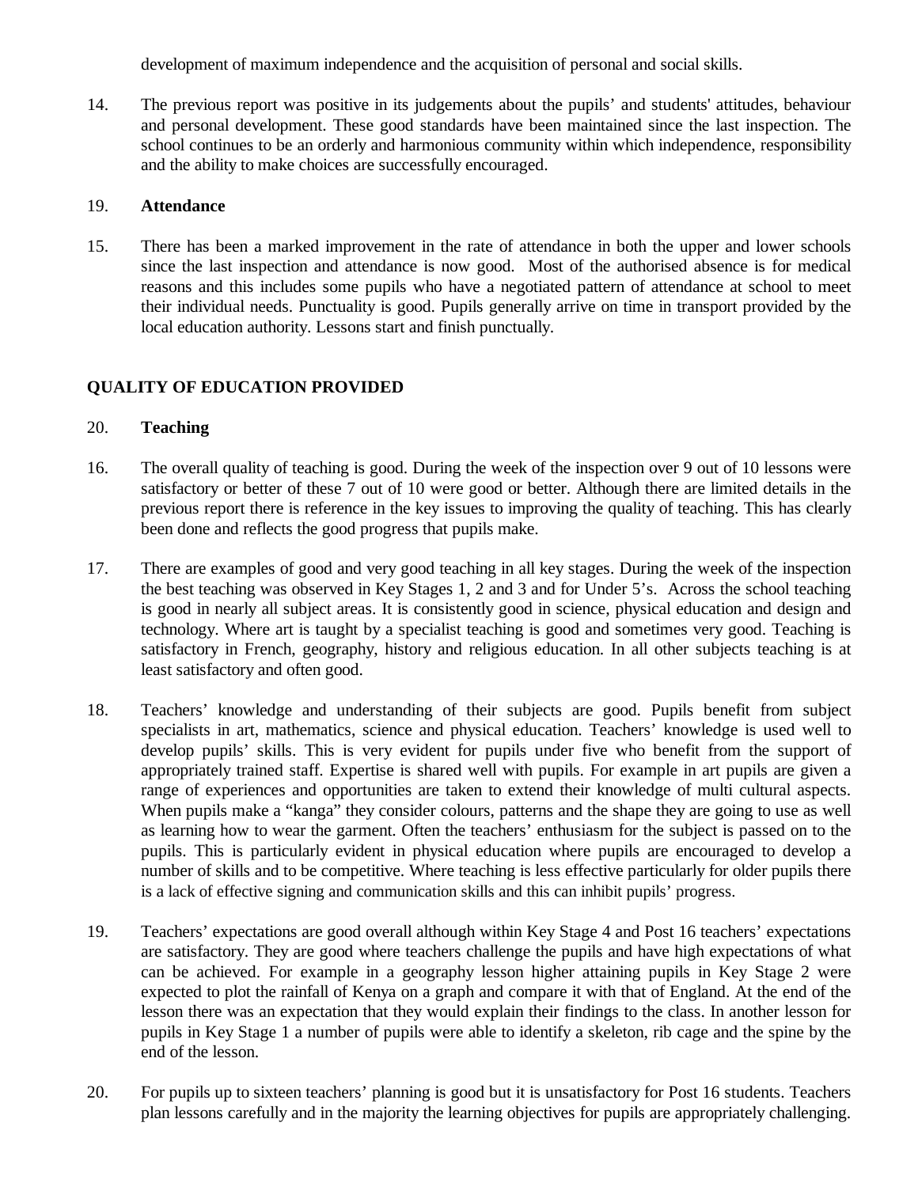development of maximum independence and the acquisition of personal and social skills.

14. The previous report was positive in its judgements about the pupils' and students' attitudes, behaviour and personal development. These good standards have been maintained since the last inspection. The school continues to be an orderly and harmonious community within which independence, responsibility and the ability to make choices are successfully encouraged.

19. **Attendance**

15. There has been a marked improvement in the rate of attendance in both the upper and lower schools since the last inspection and attendance is now good. Most of the authorised absence is for medical reasons and this includes some pupils who have a negotiated pattern of attendance at school to meet their individual needs. Punctuality is good. Pupils generally arrive on time in transport provided by the local education authority. Lessons start and finish punctually.

## QUALITY OF EDUCATION PROVIDED

20. **Teaching**

16. The overall quality of teaching is good. During the week of the inspection over 9 out of 10 lessons were satisfactory or better of these 7 out of 10 were good or better. Although there are limited details in the previous report there is reference in the key issues to improving the quality of teaching. This has clearly been done and reflects the good progress that pupils make.

17. There are examples of good and very good teaching in all key stages. During the week of the inspection the best teaching was observed in Key Stages 1, 2 and 3 and for Under 5's. Across the school teaching is good in nearly all subject areas. It is consistently good in science, physical education and design and technology. Where art is taught by a specialist teaching is good and sometimes very good. Teaching is satisfactory in French, geography, history and religious education. In all other subjects teaching is at least satisfactory and often good.

18. Teachers' knowledge and understanding of their subjects are good. Pupils benefit from subject specialists in art, mathematics, science and physical education. Teachers' knowledge is used well to develop pupils' skills. This is very evident for pupils under five who benefit from the support of appropriately trained staff. Expertise is shared well with pupils. For example in art pupils are given a range of experiences and opportunities are taken to extend their knowledge of multi cultural aspects. When pupils make a "kanga" they consider colours, patterns and the shape they are going to use as well as learning how to wear the garment. Often the teachers' enthusiasm for the subject is passed on to the pupils. This is particularly evident in physical education where pupils are encouraged to develop a number of skills and to be competitive. Where teaching is less effective particularly for older pupils there is a lack of effective signing and communication skills and this can inhibit pupils' progress.

19. Teachers' expectations are good overall although within Key Stage 4 and Post 16 teachers' expectations are satisfactory. They are good where teachers challenge the pupils and have high expectations of what can be achieved. For example in a geography lesson higher attaining pupils in Key Stage 2 were expected to plot the rainfall of Kenya on a graph and compare it with that of England. At the end of the lesson there was an expectation that they would explain their findings to the class. In another lesson for pupils in Key Stage 1 a number of pupils were able to identify a skeleton, rib cage and the spine by the end of the lesson.

20. For pupils up to sixteen teachers' planning is good but it is unsatisfactory for Post 16 students. Teachers plan lessons carefully and in the majority the learning objectives for pupils are appropriately challenging.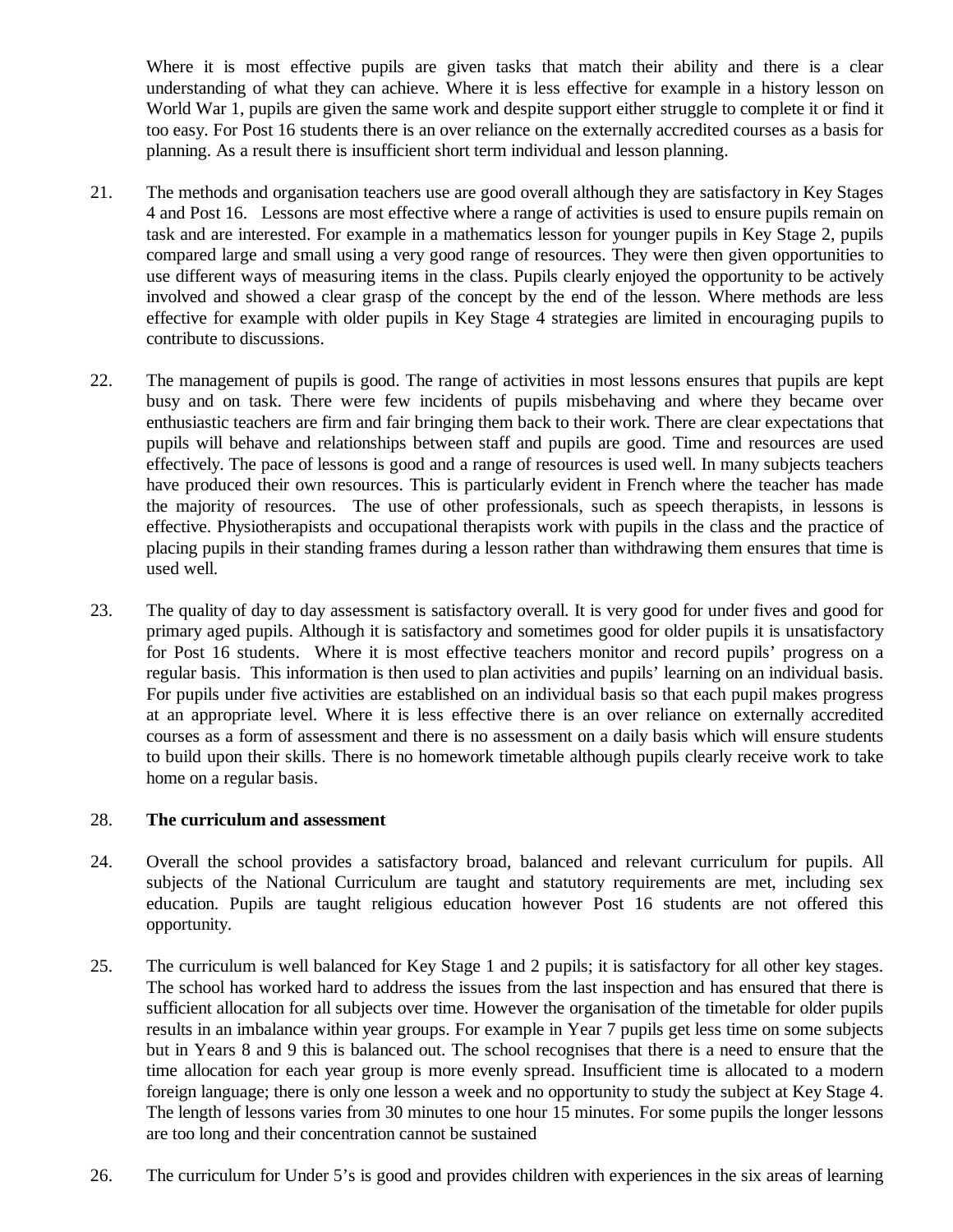Where it is most effective pupils are given tasks that match their ability and there is a clear understanding of what they can achieve. Where it is less effective for example in a history lesson on World War 1, pupils are given the same work and despite support either struggle to complete it or find it too easy. For Post 16 students there is an over reliance on the externally accredited courses as a basis for planning. As a result there is insufficient short term individual and lesson planning.

21. The methods and organisation teachers use are good overall although they are satisfactory in Key Stages 4 and Post 16. Lessons are most effective where a range of activities is used to ensure pupils remain on task and are interested. For example in a mathematics lesson for younger pupils in Key Stage 2, pupils compared large and small using a very good range of resources. They were then given opportunities to use different ways of measuring items in the class. Pupils clearly enjoyed the opportunity to be actively involved and showed a clear grasp of the concept by the end of the lesson. Where methods are less effective for example with older pupils in Key Stage 4 strategies are limited in encouraging pupils to contribute to discussions.

22. The management of pupils is good. The range of activities in most lessons ensures that pupils are kept busy and on task. There were few incidents of pupils misbehaving and where they became over enthusiastic teachers are firm and fair bringing them back to their work. There are clear expectations that pupils will behave and relationships between staff and pupils are good. Time and resources are used effectively. The pace of lessons is good and a range of resources is used well. In many subjects teachers have produced their own resources. This is particularly evident in French where the teacher has made the majority of resources. The use of other professionals, such as speech therapists, in lessons is effective. Physiotherapists and occupational therapists work with pupils in the class and the practice of placing pupils in their standing frames during a lesson rather than withdrawing them ensures that time is used well.

23. The quality of day to day assessment is satisfactory overall. It is very good for under fives and good for primary aged pupils. Although it is satisfactory and sometimes good for older pupils it is unsatisfactory for Post 16 students. Where it is most effective teachers monitor and record pupils' progress on a regular basis. This information is then used to plan activities and pupils' learning on an individual basis. For pupils under five activities are established on an individual basis so that each pupil makes progress at an appropriate level. Where it is less effective there is an over reliance on externally accredited courses as a form of assessment and there is no assessment on a daily basis which will ensure students to build upon their skills. There is no homework timetable although pupils clearly receive work to take home on a regular basis.

28. **The curriculum and assessment**

24. Overall the school provides a satisfactory broad, balanced and relevant curriculum for pupils. All subjects of the National Curriculum are taught and statutory requirements are met, including sex education. Pupils are taught religious education however Post 16 students are not offered this opportunity.

25. The curriculum is well balanced for Key Stage 1 and 2 pupils; it is satisfactory for all other key stages. The school has worked hard to address the issues from the last inspection and has ensured that there is sufficient allocation for all subjects over time. However the organisation of the timetable for older pupils results in an imbalance within year groups. For example in Year 7 pupils get less time on some subjects but in Years 8 and 9 this is balanced out. The school recognises that there is a need to ensure that the time allocation for each year group is more evenly spread. Insufficient time is allocated to a modern foreign language; there is only one lesson a week and no opportunity to study the subject at Key Stage 4. The length of lessons varies from 30 minutes to one hour 15 minutes. For some pupils the longer lessons are too long and their concentration cannot be sustained

26. The curriculum for Under 5's is good and provides children with experiences in the six areas of learning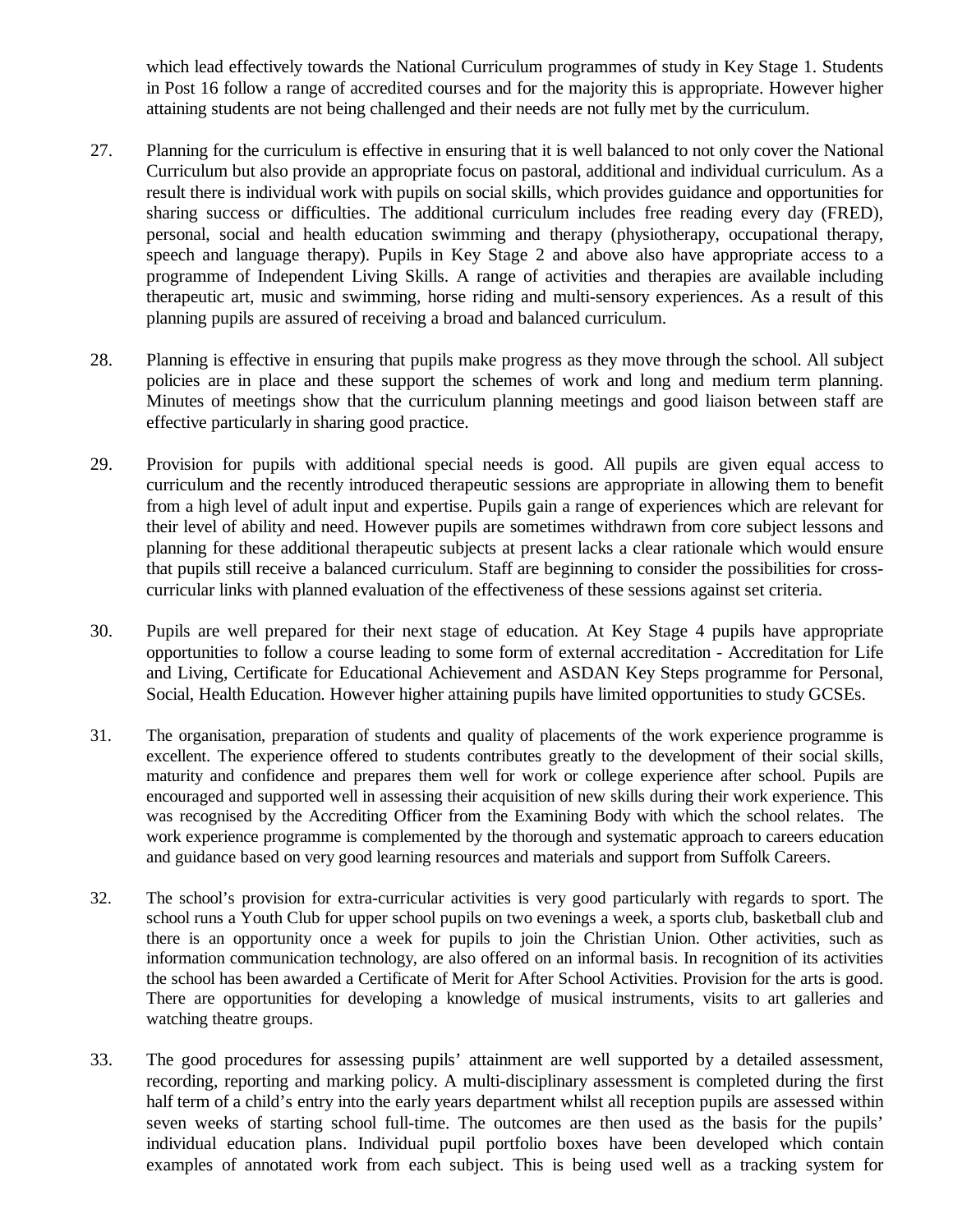which lead effectively towards the National Curriculum programmes of study in Key Stage 1. Students in Post 16 follow a range of accredited courses and for the majority this is appropriate. However higher attaining students are not being challenged and their needs are not fully met by the curriculum.

27. Planning for the curriculum is effective in ensuring that it is well balanced to not only cover the National Curriculum but also provide an appropriate focus on pastoral, additional and individual curriculum. As a result there is individual work with pupils on social skills, which provides guidance and opportunities for sharing success or difficulties. The additional curriculum includes free reading every day (FRED), personal, social and health education swimming and therapy (physiotherapy, occupational therapy, speech and language therapy). Pupils in Key Stage 2 and above also have appropriate access to a programme of Independent Living Skills. A range of activities and therapies are available including therapeutic art, music and swimming, horse riding and multi-sensory experiences. As a result of this planning pupils are assured of receiving a broad and balanced curriculum.

28. Planning is effective in ensuring that pupils make progress as they move through the school. All subject policies are in place and these support the schemes of work and long and medium term planning. Minutes of meetings show that the curriculum planning meetings and good liaison between staff are effective particularly in sharing good practice.

29. Provision for pupils with additional special needs is good. All pupils are given equal access to curriculum and the recently introduced therapeutic sessions are appropriate in allowing them to benefit from a high level of adult input and expertise. Pupils gain a range of experiences which are relevant for their level of ability and need. However pupils are sometimes withdrawn from core subject lessons and planning for these additional therapeutic subjects at present lacks a clear rationale which would ensure that pupils still receive a balanced curriculum. Staff are beginning to consider the possibilities for cross-curricular links with planned evaluation of the effectiveness of these sessions against set criteria.

30. Pupils are well prepared for their next stage of education. At Key Stage 4 pupils have appropriate opportunities to follow a course leading to some form of external accreditation - Accreditation for Life and Living, Certificate for Educational Achievement and ASDAN Key Steps programme for Personal, Social, Health Education. However higher attaining pupils have limited opportunities to study GCSEs.

31. The organisation, preparation of students and quality of placements of the work experience programme is excellent. The experience offered to students contributes greatly to the development of their social skills, maturity and confidence and prepares them well for work or college experience after school. Pupils are encouraged and supported well in assessing their acquisition of new skills during their work experience. This was recognised by the Accrediting Officer from the Examining Body with which the school relates. The work experience programme is complemented by the thorough and systematic approach to careers education and guidance based on very good learning resources and materials and support from Suffolk Careers.

32. The school's provision for extra-curricular activities is very good particularly with regards to sport. The school runs a Youth Club for upper school pupils on two evenings a week, a sports club, basketball club and there is an opportunity once a week for pupils to join the Christian Union. Other activities, such as information communication technology, are also offered on an informal basis. In recognition of its activities the school has been awarded a Certificate of Merit for After School Activities. Provision for the arts is good. There are opportunities for developing a knowledge of musical instruments, visits to art galleries and watching theatre groups.

33. The good procedures for assessing pupils' attainment are well supported by a detailed assessment, recording, reporting and marking policy. A multi-disciplinary assessment is completed during the first half term of a child's entry into the early years department whilst all reception pupils are assessed within seven weeks of starting school full-time. The outcomes are then used as the basis for the pupils' individual education plans. Individual pupil portfolio boxes have been developed which contain examples of annotated work from each subject. This is being used well as a tracking system for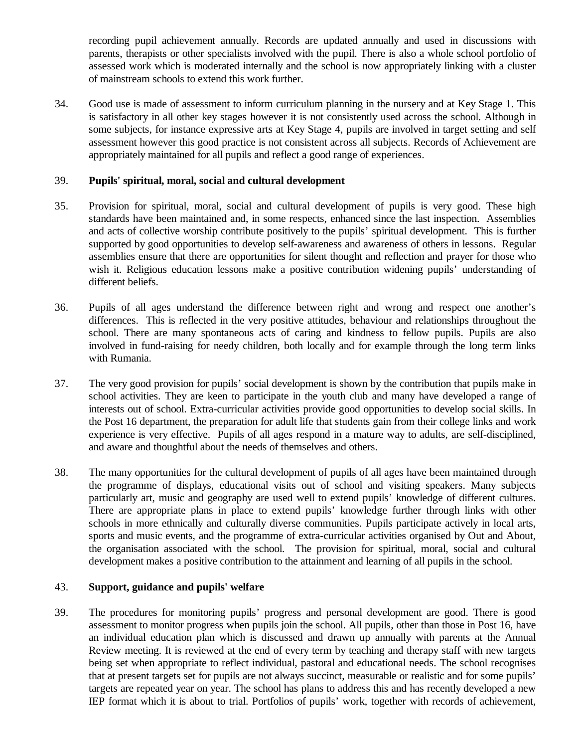recording pupil achievement annually. Records are updated annually and used in discussions with parents, therapists or other specialists involved with the pupil. There is also a whole school portfolio of assessed work which is moderated internally and the school is now appropriately linking with a cluster of mainstream schools to extend this work further.

34. Good use is made of assessment to inform curriculum planning in the nursery and at Key Stage 1. This is satisfactory in all other key stages however it is not consistently used across the school. Although in some subjects, for instance expressive arts at Key Stage 4, pupils are involved in target setting and self assessment however this good practice is not consistent across all subjects. Records of Achievement are appropriately maintained for all pupils and reflect a good range of experiences.

39. **Pupils' spiritual, moral, social and cultural development**

35. Provision for spiritual, moral, social and cultural development of pupils is very good. These high standards have been maintained and, in some respects, enhanced since the last inspection. Assemblies and acts of collective worship contribute positively to the pupils' spiritual development. This is further supported by good opportunities to develop self-awareness and awareness of others in lessons. Regular assemblies ensure that there are opportunities for silent thought and reflection and prayer for those who wish it. Religious education lessons make a positive contribution widening pupils' understanding of different beliefs.

36. Pupils of all ages understand the difference between right and wrong and respect one another's differences. This is reflected in the very positive attitudes, behaviour and relationships throughout the school. There are many spontaneous acts of caring and kindness to fellow pupils. Pupils are also involved in fund-raising for needy children, both locally and for example through the long term links with Rumania.

37. The very good provision for pupils' social development is shown by the contribution that pupils make in school activities. They are keen to participate in the youth club and many have developed a range of interests out of school. Extra-curricular activities provide good opportunities to develop social skills. In the Post 16 department, the preparation for adult life that students gain from their college links and work experience is very effective. Pupils of all ages respond in a mature way to adults, are self-disciplined, and aware and thoughtful about the needs of themselves and others.

38. The many opportunities for the cultural development of pupils of all ages have been maintained through the programme of displays, educational visits out of school and visiting speakers. Many subjects particularly art, music and geography are used well to extend pupils' knowledge of different cultures. There are appropriate plans in place to extend pupils' knowledge further through links with other schools in more ethnically and culturally diverse communities. Pupils participate actively in local arts, sports and music events, and the programme of extra-curricular activities organised by Out and About, the organisation associated with the school. The provision for spiritual, moral, social and cultural development makes a positive contribution to the attainment and learning of all pupils in the school.

43. **Support, guidance and pupils' welfare**

39. The procedures for monitoring pupils' progress and personal development are good. There is good assessment to monitor progress when pupils join the school. All pupils, other than those in Post 16, have an individual education plan which is discussed and drawn up annually with parents at the Annual Review meeting. It is reviewed at the end of every term by teaching and therapy staff with new targets being set when appropriate to reflect individual, pastoral and educational needs. The school recognises that at present targets set for pupils are not always succinct, measurable or realistic and for some pupils' targets are repeated year on year. The school has plans to address this and has recently developed a new IEP format which it is about to trial. Portfolios of pupils' work, together with records of achievement,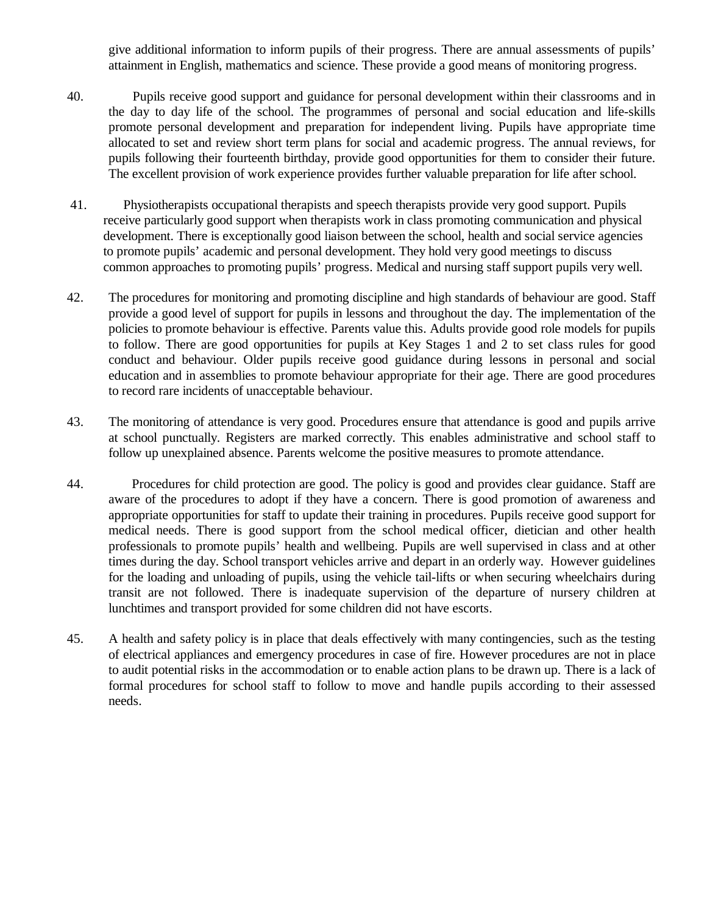give additional information to inform pupils of their progress. There are annual assessments of pupils' attainment in English, mathematics and science. These provide a good means of monitoring progress.

40. Pupils receive good support and guidance for personal development within their classrooms and in the day to day life of the school. The programmes of personal and social education and life-skills promote personal development and preparation for independent living. Pupils have appropriate time allocated to set and review short term plans for social and academic progress. The annual reviews, for pupils following their fourteenth birthday, provide good opportunities for them to consider their future. The excellent provision of work experience provides further valuable preparation for life after school.

41. Physiotherapists occupational therapists and speech therapists provide very good support. Pupils receive particularly good support when therapists work in class promoting communication and physical development. There is exceptionally good liaison between the school, health and social service agencies to promote pupils' academic and personal development. They hold very good meetings to discuss common approaches to promoting pupils' progress. Medical and nursing staff support pupils very well.

42. The procedures for monitoring and promoting discipline and high standards of behaviour are good. Staff provide a good level of support for pupils in lessons and throughout the day. The implementation of the policies to promote behaviour is effective. Parents value this. Adults provide good role models for pupils to follow. There are good opportunities for pupils at Key Stages 1 and 2 to set class rules for good conduct and behaviour. Older pupils receive good guidance during lessons in personal and social education and in assemblies to promote behaviour appropriate for their age. There are good procedures to record rare incidents of unacceptable behaviour.

43. The monitoring of attendance is very good. Procedures ensure that attendance is good and pupils arrive at school punctually. Registers are marked correctly. This enables administrative and school staff to follow up unexplained absence. Parents welcome the positive measures to promote attendance.

44. Procedures for child protection are good. The policy is good and provides clear guidance. Staff are aware of the procedures to adopt if they have a concern. There is good promotion of awareness and appropriate opportunities for staff to update their training in procedures. Pupils receive good support for medical needs. There is good support from the school medical officer, dietician and other health professionals to promote pupils' health and wellbeing. Pupils are well supervised in class and at other times during the day. School transport vehicles arrive and depart in an orderly way. However guidelines for the loading and unloading of pupils, using the vehicle tail-lifts or when securing wheelchairs during transit are not followed. There is inadequate supervision of the departure of nursery children at lunchtimes and transport provided for some children did not have escorts.

45. A health and safety policy is in place that deals effectively with many contingencies, such as the testing of electrical appliances and emergency procedures in case of fire. However procedures are not in place to audit potential risks in the accommodation or to enable action plans to be drawn up. There is a lack of formal procedures for school staff to follow to move and handle pupils according to their assessed needs.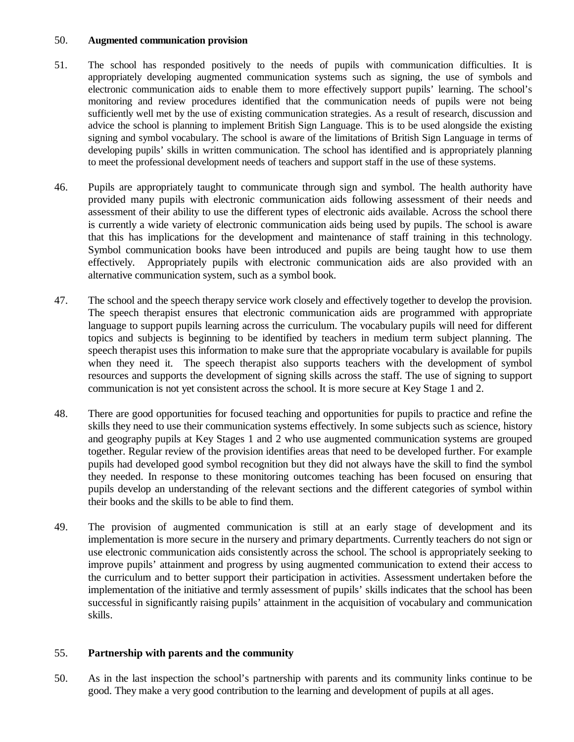50. **Augmented communication provision**

51. The school has responded positively to the needs of pupils with communication difficulties. It is appropriately developing augmented communication systems such as signing, the use of symbols and electronic communication aids to enable them to more effectively support pupils' learning. The school's monitoring and review procedures identified that the communication needs of pupils were not being sufficiently well met by the use of existing communication strategies. As a result of research, discussion and advice the school is planning to implement British Sign Language. This is to be used alongside the existing signing and symbol vocabulary. The school is aware of the limitations of British Sign Language in terms of developing pupils' skills in written communication. The school has identified and is appropriately planning to meet the professional development needs of teachers and support staff in the use of these systems.

46. Pupils are appropriately taught to communicate through sign and symbol. The health authority have provided many pupils with electronic communication aids following assessment of their needs and assessment of their ability to use the different types of electronic aids available. Across the school there is currently a wide variety of electronic communication aids being used by pupils. The school is aware that this has implications for the development and maintenance of staff training in this technology. Symbol communication books have been introduced and pupils are being taught how to use them effectively. Appropriately pupils with electronic communication aids are also provided with an alternative communication system, such as a symbol book.

47. The school and the speech therapy service work closely and effectively together to develop the provision. The speech therapist ensures that electronic communication aids are programmed with appropriate language to support pupils learning across the curriculum. The vocabulary pupils will need for different topics and subjects is beginning to be identified by teachers in medium term subject planning. The speech therapist uses this information to make sure that the appropriate vocabulary is available for pupils when they need it. The speech therapist also supports teachers with the development of symbol resources and supports the development of signing skills across the staff. The use of signing to support communication is not yet consistent across the school. It is more secure at Key Stage 1 and 2.

48. There are good opportunities for focused teaching and opportunities for pupils to practice and refine the skills they need to use their communication systems effectively. In some subjects such as science, history and geography pupils at Key Stages 1 and 2 who use augmented communication systems are grouped together. Regular review of the provision identifies areas that need to be developed further. For example pupils had developed good symbol recognition but they did not always have the skill to find the symbol they needed. In response to these monitoring outcomes teaching has been focused on ensuring that pupils develop an understanding of the relevant sections and the different categories of symbol within their books and the skills to be able to find them.

49. The provision of augmented communication is still at an early stage of development and its implementation is more secure in the nursery and primary departments. Currently teachers do not sign or use electronic communication aids consistently across the school. The school is appropriately seeking to improve pupils' attainment and progress by using augmented communication to extend their access to the curriculum and to better support their participation in activities. Assessment undertaken before the implementation of the initiative and termly assessment of pupils' skills indicates that the school has been successful in significantly raising pupils' attainment in the acquisition of vocabulary and communication skills.

55. **Partnership with parents and the community**

50. As in the last inspection the school's partnership with parents and its community links continue to be good. They make a very good contribution to the learning and development of pupils at all ages.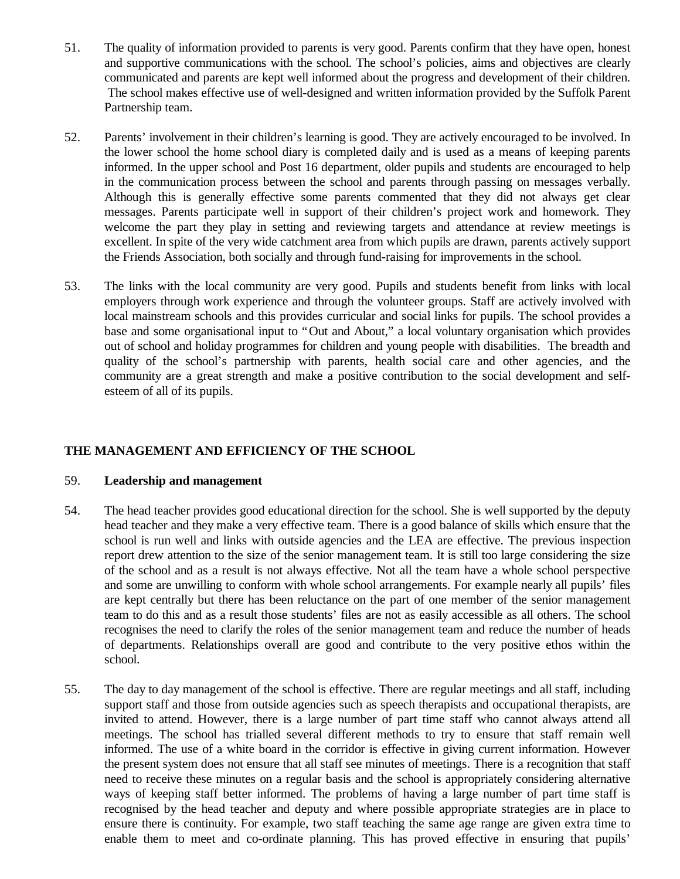51. The quality of information provided to parents is very good. Parents confirm that they have open, honest and supportive communications with the school. The school's policies, aims and objectives are clearly communicated and parents are kept well informed about the progress and development of their children. The school makes effective use of well-designed and written information provided by the Suffolk Parent Partnership team.

52. Parents' involvement in their children's learning is good. They are actively encouraged to be involved. In the lower school the home school diary is completed daily and is used as a means of keeping parents informed. In the upper school and Post 16 department, older pupils and students are encouraged to help in the communication process between the school and parents through passing on messages verbally. Although this is generally effective some parents commented that they did not always get clear messages. Parents participate well in support of their children's project work and homework. They welcome the part they play in setting and reviewing targets and attendance at review meetings is excellent. In spite of the very wide catchment area from which pupils are drawn, parents actively support the Friends Association, both socially and through fund-raising for improvements in the school.

53. The links with the local community are very good. Pupils and students benefit from links with local employers through work experience and through the volunteer groups. Staff are actively involved with local mainstream schools and this provides curricular and social links for pupils. The school provides a base and some organisational input to "Out and About," a local voluntary organisation which provides out of school and holiday programmes for children and young people with disabilities. The breadth and quality of the school's partnership with parents, health social care and other agencies, and the community are a great strength and make a positive contribution to the social development and self-esteem of all of its pupils.

## THE MANAGEMENT AND EFFICIENCY OF THE SCHOOL

59. **Leadership and management**

54. The head teacher provides good educational direction for the school. She is well supported by the deputy head teacher and they make a very effective team. There is a good balance of skills which ensure that the school is run well and links with outside agencies and the LEA are effective. The previous inspection report drew attention to the size of the senior management team. It is still too large considering the size of the school and as a result is not always effective. Not all the team have a whole school perspective and some are unwilling to conform with whole school arrangements. For example nearly all pupils' files are kept centrally but there has been reluctance on the part of one member of the senior management team to do this and as a result those students' files are not as easily accessible as all others. The school recognises the need to clarify the roles of the senior management team and reduce the number of heads of departments. Relationships overall are good and contribute to the very positive ethos within the school.

55. The day to day management of the school is effective. There are regular meetings and all staff, including support staff and those from outside agencies such as speech therapists and occupational therapists, are invited to attend. However, there is a large number of part time staff who cannot always attend all meetings. The school has trialled several different methods to try to ensure that staff remain well informed. The use of a white board in the corridor is effective in giving current information. However the present system does not ensure that all staff see minutes of meetings. There is a recognition that staff need to receive these minutes on a regular basis and the school is appropriately considering alternative ways of keeping staff better informed. The problems of having a large number of part time staff is recognised by the head teacher and deputy and where possible appropriate strategies are in place to ensure there is continuity. For example, two staff teaching the same age range are given extra time to enable them to meet and co-ordinate planning. This has proved effective in ensuring that pupils'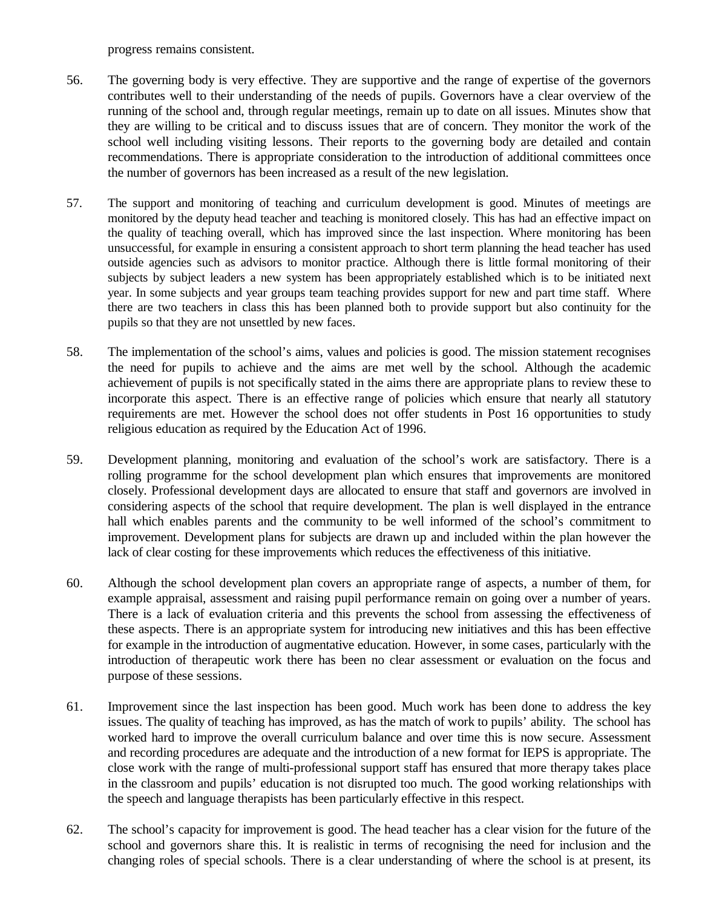progress remains consistent.

56. The governing body is very effective. They are supportive and the range of expertise of the governors contributes well to their understanding of the needs of pupils. Governors have a clear overview of the running of the school and, through regular meetings, remain up to date on all issues. Minutes show that they are willing to be critical and to discuss issues that are of concern. They monitor the work of the school well including visiting lessons. Their reports to the governing body are detailed and contain recommendations. There is appropriate consideration to the introduction of additional committees once the number of governors has been increased as a result of the new legislation.

57. The support and monitoring of teaching and curriculum development is good. Minutes of meetings are monitored by the deputy head teacher and teaching is monitored closely. This has had an effective impact on the quality of teaching overall, which has improved since the last inspection. Where monitoring has been unsuccessful, for example in ensuring a consistent approach to short term planning the head teacher has used outside agencies such as advisors to monitor practice. Although there is little formal monitoring of their subjects by subject leaders a new system has been appropriately established which is to be initiated next year. In some subjects and year groups team teaching provides support for new and part time staff. Where there are two teachers in class this has been planned both to provide support but also continuity for the pupils so that they are not unsettled by new faces.

58. The implementation of the school's aims, values and policies is good. The mission statement recognises the need for pupils to achieve and the aims are met well by the school. Although the academic achievement of pupils is not specifically stated in the aims there are appropriate plans to review these to incorporate this aspect. There is an effective range of policies which ensure that nearly all statutory requirements are met. However the school does not offer students in Post 16 opportunities to study religious education as required by the Education Act of 1996.

59. Development planning, monitoring and evaluation of the school's work are satisfactory. There is a rolling programme for the school development plan which ensures that improvements are monitored closely. Professional development days are allocated to ensure that staff and governors are involved in considering aspects of the school that require development. The plan is well displayed in the entrance hall which enables parents and the community to be well informed of the school's commitment to improvement. Development plans for subjects are drawn up and included within the plan however the lack of clear costing for these improvements which reduces the effectiveness of this initiative.

60. Although the school development plan covers an appropriate range of aspects, a number of them, for example appraisal, assessment and raising pupil performance remain on going over a number of years. There is a lack of evaluation criteria and this prevents the school from assessing the effectiveness of these aspects. There is an appropriate system for introducing new initiatives and this has been effective for example in the introduction of augmentative education. However, in some cases, particularly with the introduction of therapeutic work there has been no clear assessment or evaluation on the focus and purpose of these sessions.

61. Improvement since the last inspection has been good. Much work has been done to address the key issues. The quality of teaching has improved, as has the match of work to pupils' ability. The school has worked hard to improve the overall curriculum balance and over time this is now secure. Assessment and recording procedures are adequate and the introduction of a new format for IEPS is appropriate. The close work with the range of multi-professional support staff has ensured that more therapy takes place in the classroom and pupils' education is not disrupted too much. The good working relationships with the speech and language therapists has been particularly effective in this respect.

62. The school's capacity for improvement is good. The head teacher has a clear vision for the future of the school and governors share this. It is realistic in terms of recognising the need for inclusion and the changing roles of special schools. There is a clear understanding of where the school is at present, its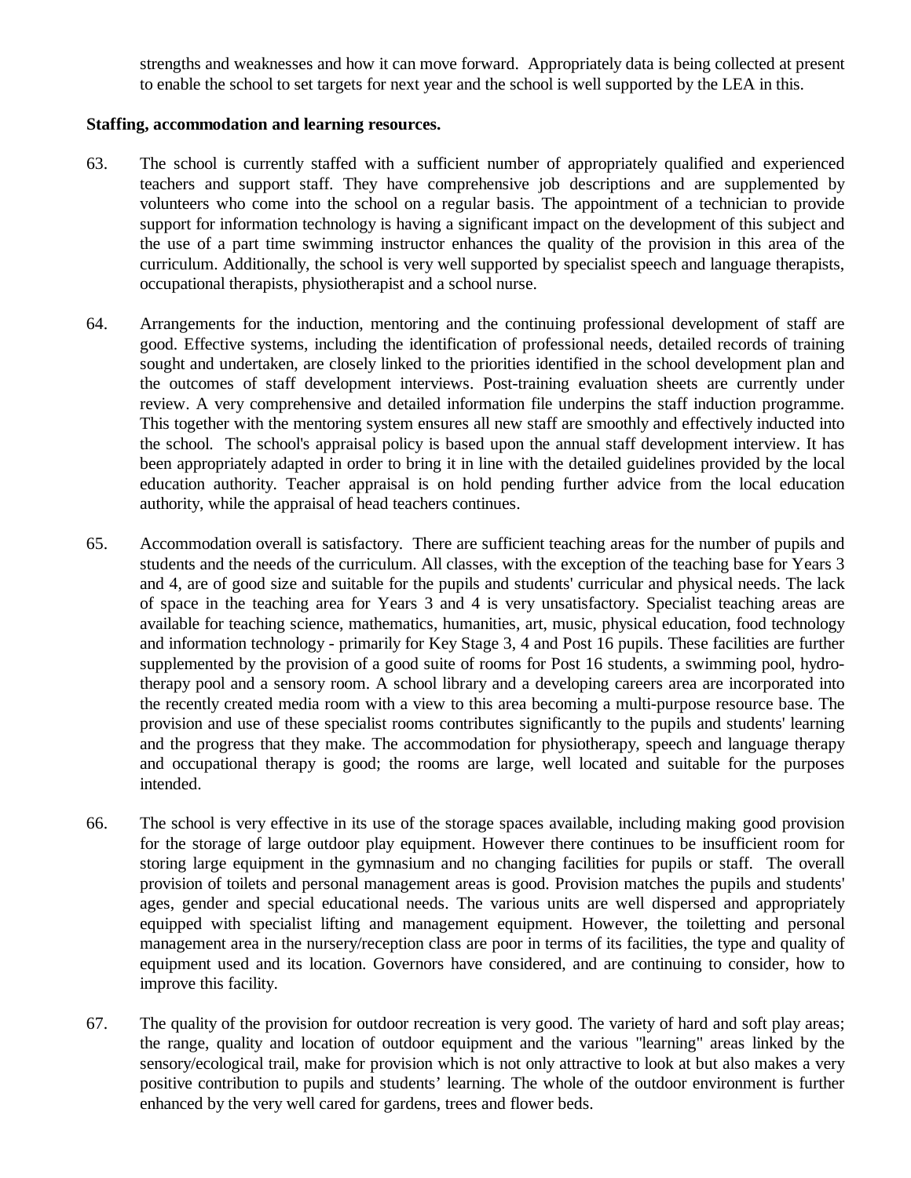strengths and weaknesses and how it can move forward. Appropriately data is being collected at present to enable the school to set targets for next year and the school is well supported by the LEA in this.

**Staffing, accommodation and learning resources.**

63. The school is currently staffed with a sufficient number of appropriately qualified and experienced teachers and support staff. They have comprehensive job descriptions and are supplemented by volunteers who come into the school on a regular basis. The appointment of a technician to provide support for information technology is having a significant impact on the development of this subject and the use of a part time swimming instructor enhances the quality of the provision in this area of the curriculum. Additionally, the school is very well supported by specialist speech and language therapists, occupational therapists, physiotherapist and a school nurse.

64. Arrangements for the induction, mentoring and the continuing professional development of staff are good. Effective systems, including the identification of professional needs, detailed records of training sought and undertaken, are closely linked to the priorities identified in the school development plan and the outcomes of staff development interviews. Post-training evaluation sheets are currently under review. A very comprehensive and detailed information file underpins the staff induction programme. This together with the mentoring system ensures all new staff are smoothly and effectively inducted into the school. The school's appraisal policy is based upon the annual staff development interview. It has been appropriately adapted in order to bring it in line with the detailed guidelines provided by the local education authority. Teacher appraisal is on hold pending further advice from the local education authority, while the appraisal of head teachers continues.

65. Accommodation overall is satisfactory. There are sufficient teaching areas for the number of pupils and students and the needs of the curriculum. All classes, with the exception of the teaching base for Years 3 and 4, are of good size and suitable for the pupils and students' curricular and physical needs. The lack of space in the teaching area for Years 3 and 4 is very unsatisfactory. Specialist teaching areas are available for teaching science, mathematics, humanities, art, music, physical education, food technology and information technology - primarily for Key Stage 3, 4 and Post 16 pupils. These facilities are further supplemented by the provision of a good suite of rooms for Post 16 students, a swimming pool, hydro-therapy pool and a sensory room. A school library and a developing careers area are incorporated into the recently created media room with a view to this area becoming a multi-purpose resource base. The provision and use of these specialist rooms contributes significantly to the pupils and students' learning and the progress that they make. The accommodation for physiotherapy, speech and language therapy and occupational therapy is good; the rooms are large, well located and suitable for the purposes intended.

66. The school is very effective in its use of the storage spaces available, including making good provision for the storage of large outdoor play equipment. However there continues to be insufficient room for storing large equipment in the gymnasium and no changing facilities for pupils or staff. The overall provision of toilets and personal management areas is good. Provision matches the pupils and students' ages, gender and special educational needs. The various units are well dispersed and appropriately equipped with specialist lifting and management equipment. However, the toiletting and personal management area in the nursery/reception class are poor in terms of its facilities, the type and quality of equipment used and its location. Governors have considered, and are continuing to consider, how to improve this facility.

67. The quality of the provision for outdoor recreation is very good. The variety of hard and soft play areas; the range, quality and location of outdoor equipment and the various "learning" areas linked by the sensory/ecological trail, make for provision which is not only attractive to look at but also makes a very positive contribution to pupils and students' learning. The whole of the outdoor environment is further enhanced by the very well cared for gardens, trees and flower beds.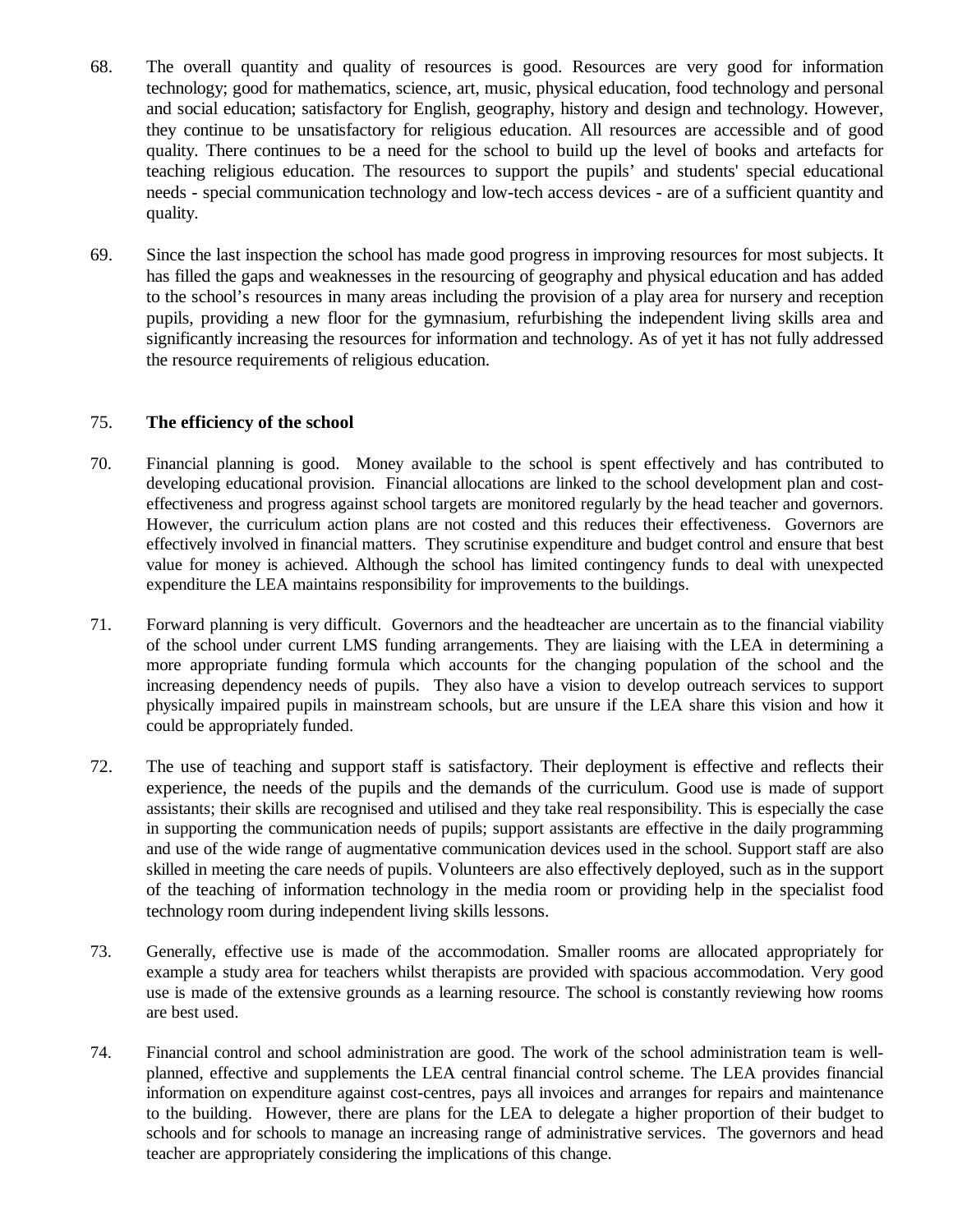68. The overall quantity and quality of resources is good. Resources are very good for information technology; good for mathematics, science, art, music, physical education, food technology and personal and social education; satisfactory for English, geography, history and design and technology. However, they continue to be unsatisfactory for religious education. All resources are accessible and of good quality. There continues to be a need for the school to build up the level of books and artefacts for teaching religious education. The resources to support the pupils' and students' special educational needs - special communication technology and low-tech access devices - are of a sufficient quantity and quality.

69. Since the last inspection the school has made good progress in improving resources for most subjects. It has filled the gaps and weaknesses in the resourcing of geography and physical education and has added to the school's resources in many areas including the provision of a play area for nursery and reception pupils, providing a new floor for the gymnasium, refurbishing the independent living skills area and significantly increasing the resources for information and technology. As of yet it has not fully addressed the resource requirements of religious education.

### 75. The efficiency of the school

70. Financial planning is good. Money available to the school is spent effectively and has contributed to developing educational provision. Financial allocations are linked to the school development plan and cost-effectiveness and progress against school targets are monitored regularly by the head teacher and governors. However, the curriculum action plans are not costed and this reduces their effectiveness. Governors are effectively involved in financial matters. They scrutinise expenditure and budget control and ensure that best value for money is achieved. Although the school has limited contingency funds to deal with unexpected expenditure the LEA maintains responsibility for improvements to the buildings.

71. Forward planning is very difficult. Governors and the headteacher are uncertain as to the financial viability of the school under current LMS funding arrangements. They are liaising with the LEA in determining a more appropriate funding formula which accounts for the changing population of the school and the increasing dependency needs of pupils. They also have a vision to develop outreach services to support physically impaired pupils in mainstream schools, but are unsure if the LEA share this vision and how it could be appropriately funded.

72. The use of teaching and support staff is satisfactory. Their deployment is effective and reflects their experience, the needs of the pupils and the demands of the curriculum. Good use is made of support assistants; their skills are recognised and utilised and they take real responsibility. This is especially the case in supporting the communication needs of pupils; support assistants are effective in the daily programming and use of the wide range of augmentative communication devices used in the school. Support staff are also skilled in meeting the care needs of pupils. Volunteers are also effectively deployed, such as in the support of the teaching of information technology in the media room or providing help in the specialist food technology room during independent living skills lessons.

73. Generally, effective use is made of the accommodation. Smaller rooms are allocated appropriately for example a study area for teachers whilst therapists are provided with spacious accommodation. Very good use is made of the extensive grounds as a learning resource. The school is constantly reviewing how rooms are best used.

74. Financial control and school administration are good. The work of the school administration team is well-planned, effective and supplements the LEA central financial control scheme. The LEA provides financial information on expenditure against cost-centres, pays all invoices and arranges for repairs and maintenance to the building. However, there are plans for the LEA to delegate a higher proportion of their budget to schools and for schools to manage an increasing range of administrative services. The governors and head teacher are appropriately considering the implications of this change.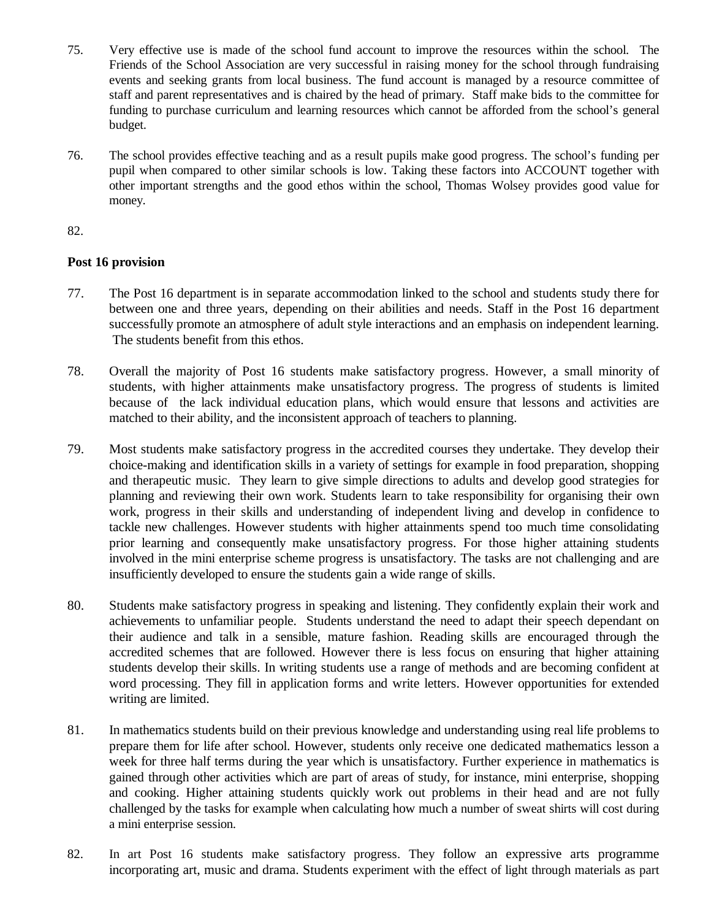75. Very effective use is made of the school fund account to improve the resources within the school. The Friends of the School Association are very successful in raising money for the school through fundraising events and seeking grants from local business. The fund account is managed by a resource committee of staff and parent representatives and is chaired by the head of primary. Staff make bids to the committee for funding to purchase curriculum and learning resources which cannot be afforded from the school's general budget.

76. The school provides effective teaching and as a result pupils make good progress. The school's funding per pupil when compared to other similar schools is low. Taking these factors into ACCOUNT together with other important strengths and the good ethos within the school, Thomas Wolsey provides good value for money.

82.

**Post 16 provision**

77. The Post 16 department is in separate accommodation linked to the school and students study there for between one and three years, depending on their abilities and needs. Staff in the Post 16 department successfully promote an atmosphere of adult style interactions and an emphasis on independent learning. The students benefit from this ethos.

78. Overall the majority of Post 16 students make satisfactory progress. However, a small minority of students, with higher attainments make unsatisfactory progress. The progress of students is limited because of the lack individual education plans, which would ensure that lessons and activities are matched to their ability, and the inconsistent approach of teachers to planning.

79. Most students make satisfactory progress in the accredited courses they undertake. They develop their choice-making and identification skills in a variety of settings for example in food preparation, shopping and therapeutic music. They learn to give simple directions to adults and develop good strategies for planning and reviewing their own work. Students learn to take responsibility for organising their own work, progress in their skills and understanding of independent living and develop in confidence to tackle new challenges. However students with higher attainments spend too much time consolidating prior learning and consequently make unsatisfactory progress. For those higher attaining students involved in the mini enterprise scheme progress is unsatisfactory. The tasks are not challenging and are insufficiently developed to ensure the students gain a wide range of skills.

80. Students make satisfactory progress in speaking and listening. They confidently explain their work and achievements to unfamiliar people. Students understand the need to adapt their speech dependant on their audience and talk in a sensible, mature fashion. Reading skills are encouraged through the accredited schemes that are followed. However there is less focus on ensuring that higher attaining students develop their skills. In writing students use a range of methods and are becoming confident at word processing. They fill in application forms and write letters. However opportunities for extended writing are limited.

81. In mathematics students build on their previous knowledge and understanding using real life problems to prepare them for life after school. However, students only receive one dedicated mathematics lesson a week for three half terms during the year which is unsatisfactory. Further experience in mathematics is gained through other activities which are part of areas of study, for instance, mini enterprise, shopping and cooking. Higher attaining students quickly work out problems in their head and are not fully challenged by the tasks for example when calculating how much a number of sweat shirts will cost during a mini enterprise session.

82. In art Post 16 students make satisfactory progress. They follow an expressive arts programme incorporating art, music and drama. Students experiment with the effect of light through materials as part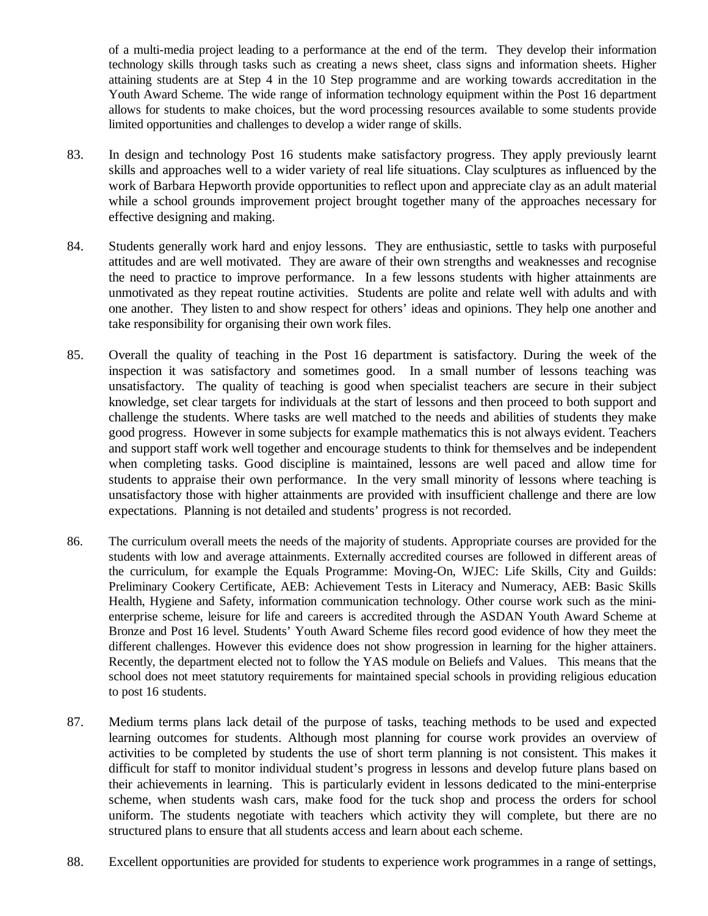of a multi-media project leading to a performance at the end of the term. They develop their information technology skills through tasks such as creating a news sheet, class signs and information sheets. Higher attaining students are at Step 4 in the 10 Step programme and are working towards accreditation in the Youth Award Scheme. The wide range of information technology equipment within the Post 16 department allows for students to make choices, but the word processing resources available to some students provide limited opportunities and challenges to develop a wider range of skills.

83. In design and technology Post 16 students make satisfactory progress. They apply previously learnt skills and approaches well to a wider variety of real life situations. Clay sculptures as influenced by the work of Barbara Hepworth provide opportunities to reflect upon and appreciate clay as an adult material while a school grounds improvement project brought together many of the approaches necessary for effective designing and making.

84. Students generally work hard and enjoy lessons. They are enthusiastic, settle to tasks with purposeful attitudes and are well motivated. They are aware of their own strengths and weaknesses and recognise the need to practice to improve performance. In a few lessons students with higher attainments are unmotivated as they repeat routine activities. Students are polite and relate well with adults and with one another. They listen to and show respect for others' ideas and opinions. They help one another and take responsibility for organising their own work files.

85. Overall the quality of teaching in the Post 16 department is satisfactory. During the week of the inspection it was satisfactory and sometimes good. In a small number of lessons teaching was unsatisfactory. The quality of teaching is good when specialist teachers are secure in their subject knowledge, set clear targets for individuals at the start of lessons and then proceed to both support and challenge the students. Where tasks are well matched to the needs and abilities of students they make good progress. However in some subjects for example mathematics this is not always evident. Teachers and support staff work well together and encourage students to think for themselves and be independent when completing tasks. Good discipline is maintained, lessons are well paced and allow time for students to appraise their own performance. In the very small minority of lessons where teaching is unsatisfactory those with higher attainments are provided with insufficient challenge and there are low expectations. Planning is not detailed and students' progress is not recorded.

86. The curriculum overall meets the needs of the majority of students. Appropriate courses are provided for the students with low and average attainments. Externally accredited courses are followed in different areas of the curriculum, for example the Equals Programme: Moving-On, WJEC: Life Skills, City and Guilds: Preliminary Cookery Certificate, AEB: Achievement Tests in Literacy and Numeracy, AEB: Basic Skills Health, Hygiene and Safety, information communication technology. Other course work such as the mini-enterprise scheme, leisure for life and careers is accredited through the ASDAN Youth Award Scheme at Bronze and Post 16 level. Students' Youth Award Scheme files record good evidence of how they meet the different challenges. However this evidence does not show progression in learning for the higher attainers. Recently, the department elected not to follow the YAS module on Beliefs and Values. This means that the school does not meet statutory requirements for maintained special schools in providing religious education to post 16 students.

87. Medium terms plans lack detail of the purpose of tasks, teaching methods to be used and expected learning outcomes for students. Although most planning for course work provides an overview of activities to be completed by students the use of short term planning is not consistent. This makes it difficult for staff to monitor individual student's progress in lessons and develop future plans based on their achievements in learning. This is particularly evident in lessons dedicated to the mini-enterprise scheme, when students wash cars, make food for the tuck shop and process the orders for school uniform. The students negotiate with teachers which activity they will complete, but there are no structured plans to ensure that all students access and learn about each scheme.

88. Excellent opportunities are provided for students to experience work programmes in a range of settings,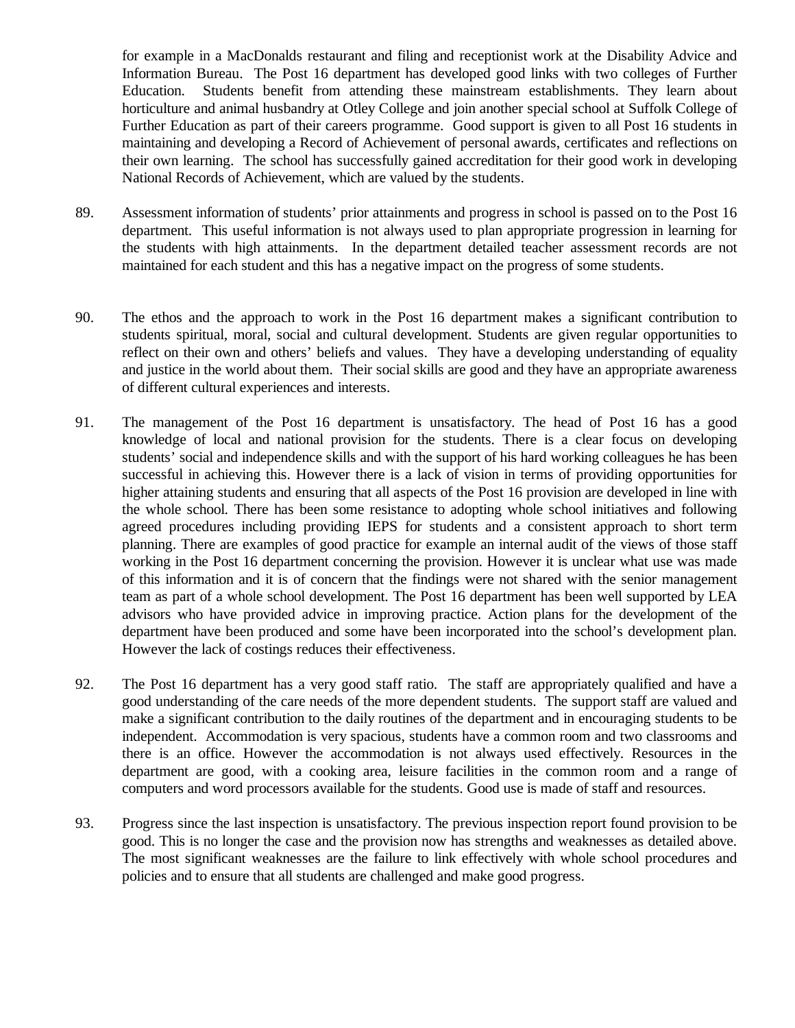for example in a MacDonalds restaurant and filing and receptionist work at the Disability Advice and Information Bureau. The Post 16 department has developed good links with two colleges of Further Education. Students benefit from attending these mainstream establishments. They learn about horticulture and animal husbandry at Otley College and join another special school at Suffolk College of Further Education as part of their careers programme. Good support is given to all Post 16 students in maintaining and developing a Record of Achievement of personal awards, certificates and reflections on their own learning. The school has successfully gained accreditation for their good work in developing National Records of Achievement, which are valued by the students.

89. Assessment information of students' prior attainments and progress in school is passed on to the Post 16 department. This useful information is not always used to plan appropriate progression in learning for the students with high attainments. In the department detailed teacher assessment records are not maintained for each student and this has a negative impact on the progress of some students.

90. The ethos and the approach to work in the Post 16 department makes a significant contribution to students spiritual, moral, social and cultural development. Students are given regular opportunities to reflect on their own and others' beliefs and values. They have a developing understanding of equality and justice in the world about them. Their social skills are good and they have an appropriate awareness of different cultural experiences and interests.

91. The management of the Post 16 department is unsatisfactory. The head of Post 16 has a good knowledge of local and national provision for the students. There is a clear focus on developing students' social and independence skills and with the support of his hard working colleagues he has been successful in achieving this. However there is a lack of vision in terms of providing opportunities for higher attaining students and ensuring that all aspects of the Post 16 provision are developed in line with the whole school. There has been some resistance to adopting whole school initiatives and following agreed procedures including providing IEPS for students and a consistent approach to short term planning. There are examples of good practice for example an internal audit of the views of those staff working in the Post 16 department concerning the provision. However it is unclear what use was made of this information and it is of concern that the findings were not shared with the senior management team as part of a whole school development. The Post 16 department has been well supported by LEA advisors who have provided advice in improving practice. Action plans for the development of the department have been produced and some have been incorporated into the school's development plan. However the lack of costings reduces their effectiveness.

92. The Post 16 department has a very good staff ratio. The staff are appropriately qualified and have a good understanding of the care needs of the more dependent students. The support staff are valued and make a significant contribution to the daily routines of the department and in encouraging students to be independent. Accommodation is very spacious, students have a common room and two classrooms and there is an office. However the accommodation is not always used effectively. Resources in the department are good, with a cooking area, leisure facilities in the common room and a range of computers and word processors available for the students. Good use is made of staff and resources.

93. Progress since the last inspection is unsatisfactory. The previous inspection report found provision to be good. This is no longer the case and the provision now has strengths and weaknesses as detailed above. The most significant weaknesses are the failure to link effectively with whole school procedures and policies and to ensure that all students are challenged and make good progress.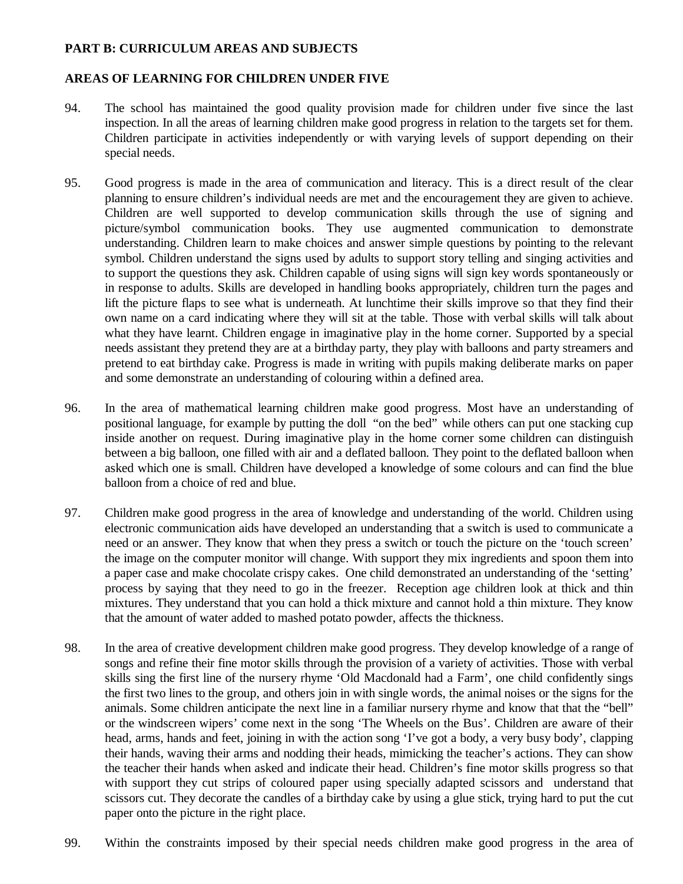**PART B: CURRICULUM AREAS AND SUBJECTS**

**AREAS OF LEARNING FOR CHILDREN UNDER FIVE**

94. The school has maintained the good quality provision made for children under five since the last inspection. In all the areas of learning children make good progress in relation to the targets set for them. Children participate in activities independently or with varying levels of support depending on their special needs.

95. Good progress is made in the area of communication and literacy. This is a direct result of the clear planning to ensure children's individual needs are met and the encouragement they are given to achieve. Children are well supported to develop communication skills through the use of signing and picture/symbol communication books. They use augmented communication to demonstrate understanding. Children learn to make choices and answer simple questions by pointing to the relevant symbol. Children understand the signs used by adults to support story telling and singing activities and to support the questions they ask. Children capable of using signs will sign key words spontaneously or in response to adults. Skills are developed in handling books appropriately, children turn the pages and lift the picture flaps to see what is underneath. At lunchtime their skills improve so that they find their own name on a card indicating where they will sit at the table. Those with verbal skills will talk about what they have learnt. Children engage in imaginative play in the home corner. Supported by a special needs assistant they pretend they are at a birthday party, they play with balloons and party streamers and pretend to eat birthday cake. Progress is made in writing with pupils making deliberate marks on paper and some demonstrate an understanding of colouring within a defined area.

96. In the area of mathematical learning children make good progress. Most have an understanding of positional language, for example by putting the doll "on the bed" while others can put one stacking cup inside another on request. During imaginative play in the home corner some children can distinguish between a big balloon, one filled with air and a deflated balloon. They point to the deflated balloon when asked which one is small. Children have developed a knowledge of some colours and can find the blue balloon from a choice of red and blue.

97. Children make good progress in the area of knowledge and understanding of the world. Children using electronic communication aids have developed an understanding that a switch is used to communicate a need or an answer. They know that when they press a switch or touch the picture on the 'touch screen' the image on the computer monitor will change. With support they mix ingredients and spoon them into a paper case and make chocolate crispy cakes. One child demonstrated an understanding of the 'setting' process by saying that they need to go in the freezer. Reception age children look at thick and thin mixtures. They understand that you can hold a thick mixture and cannot hold a thin mixture. They know that the amount of water added to mashed potato powder, affects the thickness.

98. In the area of creative development children make good progress. They develop knowledge of a range of songs and refine their fine motor skills through the provision of a variety of activities. Those with verbal skills sing the first line of the nursery rhyme 'Old Macdonald had a Farm', one child confidently sings the first two lines to the group, and others join in with single words, the animal noises or the signs for the animals. Some children anticipate the next line in a familiar nursery rhyme and know that that the "bell" or the windscreen wipers' come next in the song 'The Wheels on the Bus'. Children are aware of their head, arms, hands and feet, joining in with the action song 'I've got a body, a very busy body', clapping their hands, waving their arms and nodding their heads, mimicking the teacher's actions. They can show the teacher their hands when asked and indicate their head. Children's fine motor skills progress so that with support they cut strips of coloured paper using specially adapted scissors and understand that scissors cut. They decorate the candles of a birthday cake by using a glue stick, trying hard to put the cut paper onto the picture in the right place.

99. Within the constraints imposed by their special needs children make good progress in the area of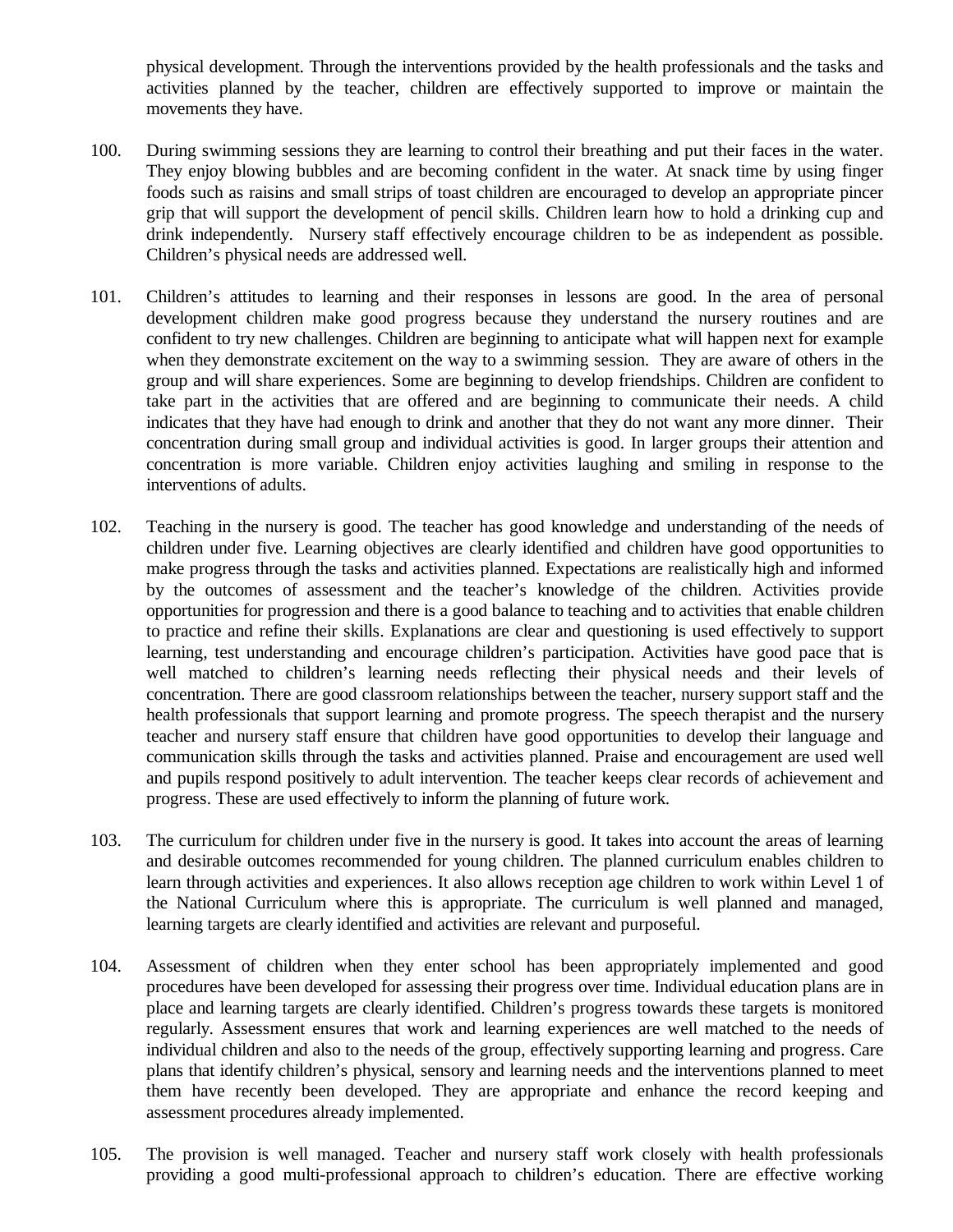physical development. Through the interventions provided by the health professionals and the tasks and activities planned by the teacher, children are effectively supported to improve or maintain the movements they have.

100. During swimming sessions they are learning to control their breathing and put their faces in the water. They enjoy blowing bubbles and are becoming confident in the water. At snack time by using finger foods such as raisins and small strips of toast children are encouraged to develop an appropriate pincer grip that will support the development of pencil skills. Children learn how to hold a drinking cup and drink independently. Nursery staff effectively encourage children to be as independent as possible. Children's physical needs are addressed well.

101. Children's attitudes to learning and their responses in lessons are good. In the area of personal development children make good progress because they understand the nursery routines and are confident to try new challenges. Children are beginning to anticipate what will happen next for example when they demonstrate excitement on the way to a swimming session. They are aware of others in the group and will share experiences. Some are beginning to develop friendships. Children are confident to take part in the activities that are offered and are beginning to communicate their needs. A child indicates that they have had enough to drink and another that they do not want any more dinner. Their concentration during small group and individual activities is good. In larger groups their attention and concentration is more variable. Children enjoy activities laughing and smiling in response to the interventions of adults.

102. Teaching in the nursery is good. The teacher has good knowledge and understanding of the needs of children under five. Learning objectives are clearly identified and children have good opportunities to make progress through the tasks and activities planned. Expectations are realistically high and informed by the outcomes of assessment and the teacher's knowledge of the children. Activities provide opportunities for progression and there is a good balance to teaching and to activities that enable children to practice and refine their skills. Explanations are clear and questioning is used effectively to support learning, test understanding and encourage children's participation. Activities have good pace that is well matched to children's learning needs reflecting their physical needs and their levels of concentration. There are good classroom relationships between the teacher, nursery support staff and the health professionals that support learning and promote progress. The speech therapist and the nursery teacher and nursery staff ensure that children have good opportunities to develop their language and communication skills through the tasks and activities planned. Praise and encouragement are used well and pupils respond positively to adult intervention. The teacher keeps clear records of achievement and progress. These are used effectively to inform the planning of future work.

103. The curriculum for children under five in the nursery is good. It takes into account the areas of learning and desirable outcomes recommended for young children. The planned curriculum enables children to learn through activities and experiences. It also allows reception age children to work within Level 1 of the National Curriculum where this is appropriate. The curriculum is well planned and managed, learning targets are clearly identified and activities are relevant and purposeful.

104. Assessment of children when they enter school has been appropriately implemented and good procedures have been developed for assessing their progress over time. Individual education plans are in place and learning targets are clearly identified. Children's progress towards these targets is monitored regularly. Assessment ensures that work and learning experiences are well matched to the needs of individual children and also to the needs of the group, effectively supporting learning and progress. Care plans that identify children's physical, sensory and learning needs and the interventions planned to meet them have recently been developed. They are appropriate and enhance the record keeping and assessment procedures already implemented.

105. The provision is well managed. Teacher and nursery staff work closely with health professionals providing a good multi-professional approach to children's education. There are effective working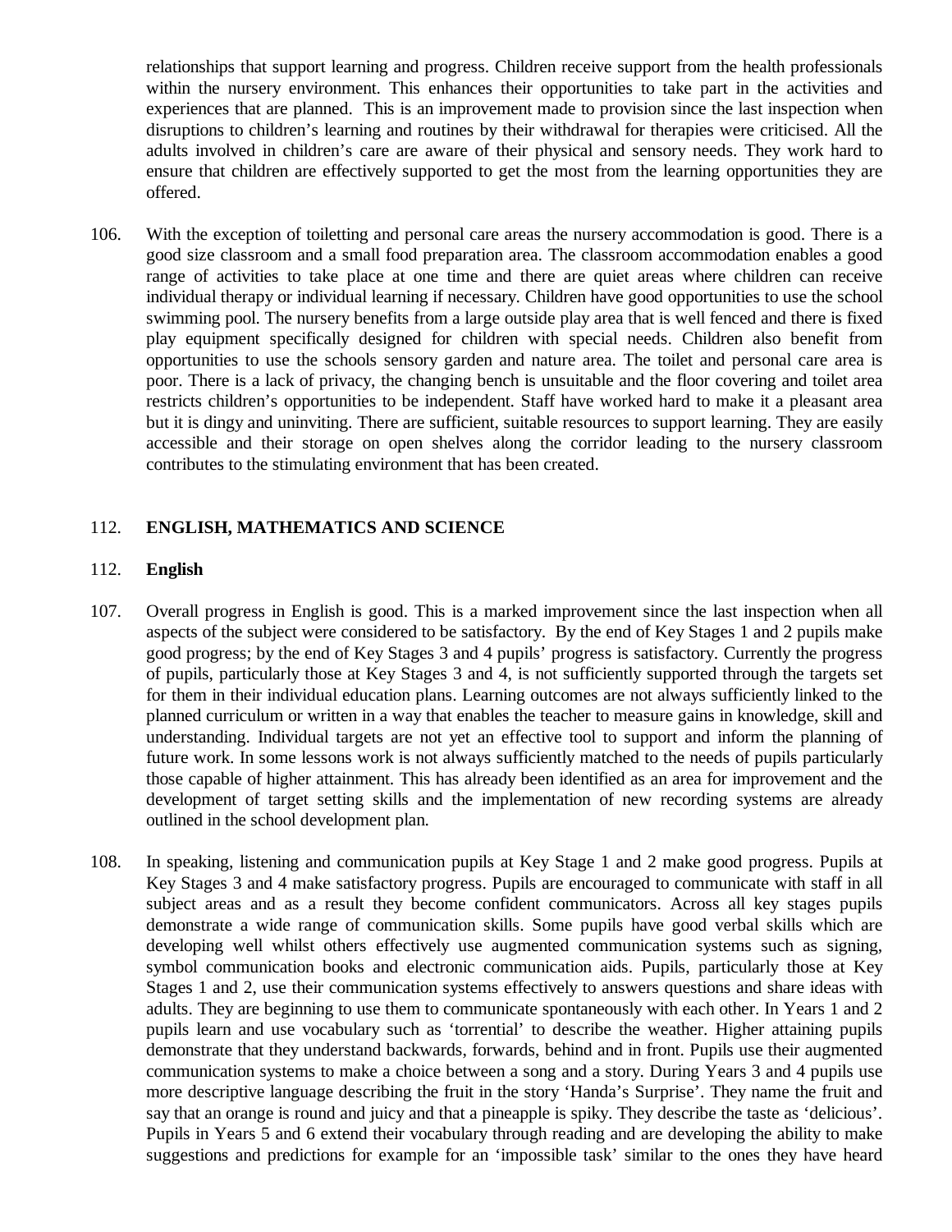relationships that support learning and progress. Children receive support from the health professionals within the nursery environment. This enhances their opportunities to take part in the activities and experiences that are planned. This is an improvement made to provision since the last inspection when disruptions to children's learning and routines by their withdrawal for therapies were criticised. All the adults involved in children's care are aware of their physical and sensory needs. They work hard to ensure that children are effectively supported to get the most from the learning opportunities they are offered.

106. With the exception of toiletting and personal care areas the nursery accommodation is good. There is a good size classroom and a small food preparation area. The classroom accommodation enables a good range of activities to take place at one time and there are quiet areas where children can receive individual therapy or individual learning if necessary. Children have good opportunities to use the school swimming pool. The nursery benefits from a large outside play area that is well fenced and there is fixed play equipment specifically designed for children with special needs. Children also benefit from opportunities to use the schools sensory garden and nature area. The toilet and personal care area is poor. There is a lack of privacy, the changing bench is unsuitable and the floor covering and toilet area restricts children's opportunities to be independent. Staff have worked hard to make it a pleasant area but it is dingy and uninviting. There are sufficient, suitable resources to support learning. They are easily accessible and their storage on open shelves along the corridor leading to the nursery classroom contributes to the stimulating environment that has been created.

## 112. ENGLISH, MATHEMATICS AND SCIENCE

### 112. English

107. Overall progress in English is good. This is a marked improvement since the last inspection when all aspects of the subject were considered to be satisfactory. By the end of Key Stages 1 and 2 pupils make good progress; by the end of Key Stages 3 and 4 pupils' progress is satisfactory. Currently the progress of pupils, particularly those at Key Stages 3 and 4, is not sufficiently supported through the targets set for them in their individual education plans. Learning outcomes are not always sufficiently linked to the planned curriculum or written in a way that enables the teacher to measure gains in knowledge, skill and understanding. Individual targets are not yet an effective tool to support and inform the planning of future work. In some lessons work is not always sufficiently matched to the needs of pupils particularly those capable of higher attainment. This has already been identified as an area for improvement and the development of target setting skills and the implementation of new recording systems are already outlined in the school development plan.

108. In speaking, listening and communication pupils at Key Stage 1 and 2 make good progress. Pupils at Key Stages 3 and 4 make satisfactory progress. Pupils are encouraged to communicate with staff in all subject areas and as a result they become confident communicators. Across all key stages pupils demonstrate a wide range of communication skills. Some pupils have good verbal skills which are developing well whilst others effectively use augmented communication systems such as signing, symbol communication books and electronic communication aids. Pupils, particularly those at Key Stages 1 and 2, use their communication systems effectively to answers questions and share ideas with adults. They are beginning to use them to communicate spontaneously with each other. In Years 1 and 2 pupils learn and use vocabulary such as 'torrential' to describe the weather. Higher attaining pupils demonstrate that they understand backwards, forwards, behind and in front. Pupils use their augmented communication systems to make a choice between a song and a story. During Years 3 and 4 pupils use more descriptive language describing the fruit in the story 'Handa's Surprise'. They name the fruit and say that an orange is round and juicy and that a pineapple is spiky. They describe the taste as 'delicious'. Pupils in Years 5 and 6 extend their vocabulary through reading and are developing the ability to make suggestions and predictions for example for an 'impossible task' similar to the ones they have heard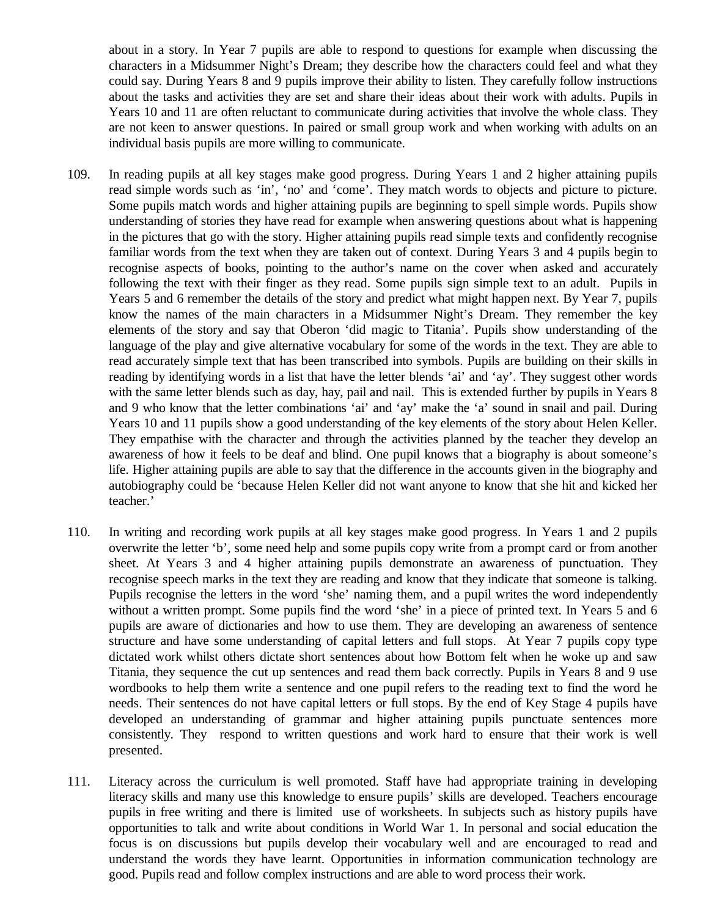about in a story. In Year 7 pupils are able to respond to questions for example when discussing the characters in a Midsummer Night's Dream; they describe how the characters could feel and what they could say. During Years 8 and 9 pupils improve their ability to listen. They carefully follow instructions about the tasks and activities they are set and share their ideas about their work with adults. Pupils in Years 10 and 11 are often reluctant to communicate during activities that involve the whole class. They are not keen to answer questions. In paired or small group work and when working with adults on an individual basis pupils are more willing to communicate.

109. In reading pupils at all key stages make good progress. During Years 1 and 2 higher attaining pupils read simple words such as 'in', 'no' and 'come'. They match words to objects and picture to picture. Some pupils match words and higher attaining pupils are beginning to spell simple words. Pupils show understanding of stories they have read for example when answering questions about what is happening in the pictures that go with the story. Higher attaining pupils read simple texts and confidently recognise familiar words from the text when they are taken out of context. During Years 3 and 4 pupils begin to recognise aspects of books, pointing to the author's name on the cover when asked and accurately following the text with their finger as they read. Some pupils sign simple text to an adult. Pupils in Years 5 and 6 remember the details of the story and predict what might happen next. By Year 7, pupils know the names of the main characters in a Midsummer Night's Dream. They remember the key elements of the story and say that Oberon 'did magic to Titania'. Pupils show understanding of the language of the play and give alternative vocabulary for some of the words in the text. They are able to read accurately simple text that has been transcribed into symbols. Pupils are building on their skills in reading by identifying words in a list that have the letter blends 'ai' and 'ay'. They suggest other words with the same letter blends such as day, hay, pail and nail. This is extended further by pupils in Years 8 and 9 who know that the letter combinations 'ai' and 'ay' make the 'a' sound in snail and pail. During Years 10 and 11 pupils show a good understanding of the key elements of the story about Helen Keller. They empathise with the character and through the activities planned by the teacher they develop an awareness of how it feels to be deaf and blind. One pupil knows that a biography is about someone's life. Higher attaining pupils are able to say that the difference in the accounts given in the biography and autobiography could be 'because Helen Keller did not want anyone to know that she hit and kicked her teacher.'

110. In writing and recording work pupils at all key stages make good progress. In Years 1 and 2 pupils overwrite the letter 'b', some need help and some pupils copy write from a prompt card or from another sheet. At Years 3 and 4 higher attaining pupils demonstrate an awareness of punctuation. They recognise speech marks in the text they are reading and know that they indicate that someone is talking. Pupils recognise the letters in the word 'she' naming them, and a pupil writes the word independently without a written prompt. Some pupils find the word 'she' in a piece of printed text. In Years 5 and 6 pupils are aware of dictionaries and how to use them. They are developing an awareness of sentence structure and have some understanding of capital letters and full stops. At Year 7 pupils copy type dictated work whilst others dictate short sentences about how Bottom felt when he woke up and saw Titania, they sequence the cut up sentences and read them back correctly. Pupils in Years 8 and 9 use wordbooks to help them write a sentence and one pupil refers to the reading text to find the word he needs. Their sentences do not have capital letters or full stops. By the end of Key Stage 4 pupils have developed an understanding of grammar and higher attaining pupils punctuate sentences more consistently. They respond to written questions and work hard to ensure that their work is well presented.

111. Literacy across the curriculum is well promoted. Staff have had appropriate training in developing literacy skills and many use this knowledge to ensure pupils' skills are developed. Teachers encourage pupils in free writing and there is limited use of worksheets. In subjects such as history pupils have opportunities to talk and write about conditions in World War 1. In personal and social education the focus is on discussions but pupils develop their vocabulary well and are encouraged to read and understand the words they have learnt. Opportunities in information communication technology are good. Pupils read and follow complex instructions and are able to word process their work.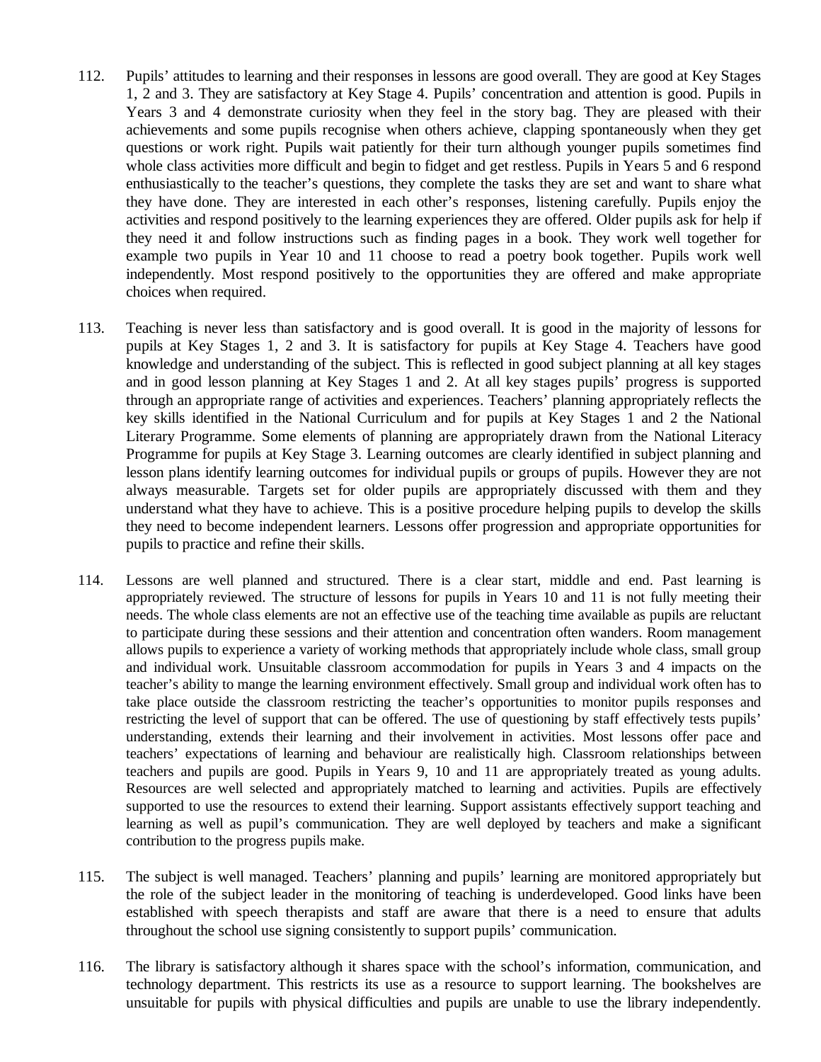112. Pupils' attitudes to learning and their responses in lessons are good overall. They are good at Key Stages 1, 2 and 3. They are satisfactory at Key Stage 4. Pupils' concentration and attention is good. Pupils in Years 3 and 4 demonstrate curiosity when they feel in the story bag. They are pleased with their achievements and some pupils recognise when others achieve, clapping spontaneously when they get questions or work right. Pupils wait patiently for their turn although younger pupils sometimes find whole class activities more difficult and begin to fidget and get restless. Pupils in Years 5 and 6 respond enthusiastically to the teacher's questions, they complete the tasks they are set and want to share what they have done. They are interested in each other's responses, listening carefully. Pupils enjoy the activities and respond positively to the learning experiences they are offered. Older pupils ask for help if they need it and follow instructions such as finding pages in a book. They work well together for example two pupils in Year 10 and 11 choose to read a poetry book together. Pupils work well independently. Most respond positively to the opportunities they are offered and make appropriate choices when required.

113. Teaching is never less than satisfactory and is good overall. It is good in the majority of lessons for pupils at Key Stages 1, 2 and 3. It is satisfactory for pupils at Key Stage 4. Teachers have good knowledge and understanding of the subject. This is reflected in good subject planning at all key stages and in good lesson planning at Key Stages 1 and 2. At all key stages pupils' progress is supported through an appropriate range of activities and experiences. Teachers' planning appropriately reflects the key skills identified in the National Curriculum and for pupils at Key Stages 1 and 2 the National Literary Programme. Some elements of planning are appropriately drawn from the National Literacy Programme for pupils at Key Stage 3. Learning outcomes are clearly identified in subject planning and lesson plans identify learning outcomes for individual pupils or groups of pupils. However they are not always measurable. Targets set for older pupils are appropriately discussed with them and they understand what they have to achieve. This is a positive procedure helping pupils to develop the skills they need to become independent learners. Lessons offer progression and appropriate opportunities for pupils to practice and refine their skills.

114. Lessons are well planned and structured. There is a clear start, middle and end. Past learning is appropriately reviewed. The structure of lessons for pupils in Years 10 and 11 is not fully meeting their needs. The whole class elements are not an effective use of the teaching time available as pupils are reluctant to participate during these sessions and their attention and concentration often wanders. Room management allows pupils to experience a variety of working methods that appropriately include whole class, small group and individual work. Unsuitable classroom accommodation for pupils in Years 3 and 4 impacts on the teacher's ability to mange the learning environment effectively. Small group and individual work often has to take place outside the classroom restricting the teacher's opportunities to monitor pupils responses and restricting the level of support that can be offered. The use of questioning by staff effectively tests pupils' understanding, extends their learning and their involvement in activities. Most lessons offer pace and teachers' expectations of learning and behaviour are realistically high. Classroom relationships between teachers and pupils are good. Pupils in Years 9, 10 and 11 are appropriately treated as young adults. Resources are well selected and appropriately matched to learning and activities. Pupils are effectively supported to use the resources to extend their learning. Support assistants effectively support teaching and learning as well as pupil's communication. They are well deployed by teachers and make a significant contribution to the progress pupils make.

115. The subject is well managed. Teachers' planning and pupils' learning are monitored appropriately but the role of the subject leader in the monitoring of teaching is underdeveloped. Good links have been established with speech therapists and staff are aware that there is a need to ensure that adults throughout the school use signing consistently to support pupils' communication.

116. The library is satisfactory although it shares space with the school's information, communication, and technology department. This restricts its use as a resource to support learning. The bookshelves are unsuitable for pupils with physical difficulties and pupils are unable to use the library independently.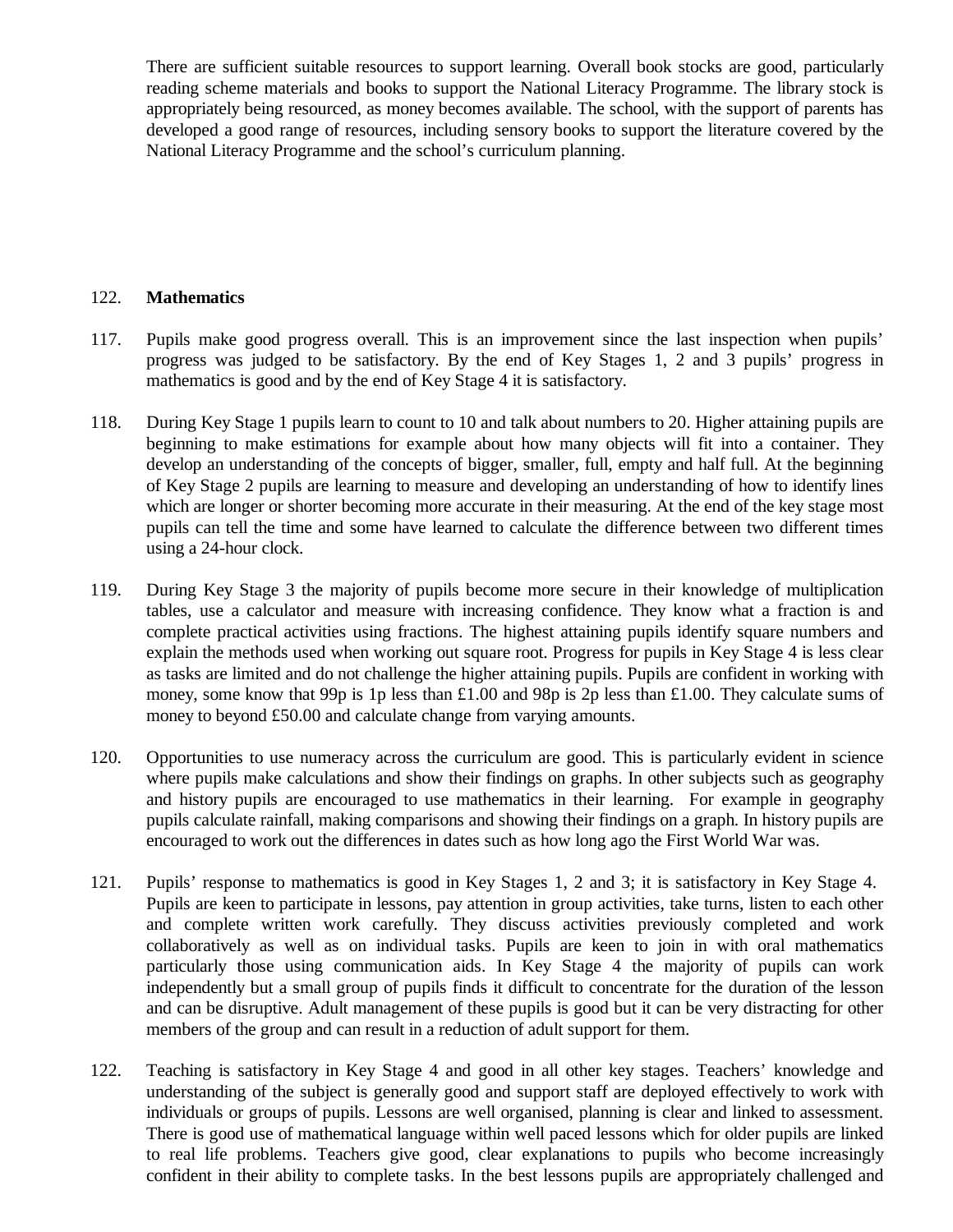There are sufficient suitable resources to support learning. Overall book stocks are good, particularly reading scheme materials and books to support the National Literacy Programme. The library stock is appropriately being resourced, as money becomes available. The school, with the support of parents has developed a good range of resources, including sensory books to support the literature covered by the National Literacy Programme and the school's curriculum planning.

122. **Mathematics**

117. Pupils make good progress overall. This is an improvement since the last inspection when pupils' progress was judged to be satisfactory. By the end of Key Stages 1, 2 and 3 pupils' progress in mathematics is good and by the end of Key Stage 4 it is satisfactory.

118. During Key Stage 1 pupils learn to count to 10 and talk about numbers to 20. Higher attaining pupils are beginning to make estimations for example about how many objects will fit into a container. They develop an understanding of the concepts of bigger, smaller, full, empty and half full. At the beginning of Key Stage 2 pupils are learning to measure and developing an understanding of how to identify lines which are longer or shorter becoming more accurate in their measuring. At the end of the key stage most pupils can tell the time and some have learned to calculate the difference between two different times using a 24-hour clock.

119. During Key Stage 3 the majority of pupils become more secure in their knowledge of multiplication tables, use a calculator and measure with increasing confidence. They know what a fraction is and complete practical activities using fractions. The highest attaining pupils identify square numbers and explain the methods used when working out square root. Progress for pupils in Key Stage 4 is less clear as tasks are limited and do not challenge the higher attaining pupils. Pupils are confident in working with money, some know that 99p is 1p less than £1.00 and 98p is 2p less than £1.00. They calculate sums of money to beyond £50.00 and calculate change from varying amounts.

120. Opportunities to use numeracy across the curriculum are good. This is particularly evident in science where pupils make calculations and show their findings on graphs. In other subjects such as geography and history pupils are encouraged to use mathematics in their learning. For example in geography pupils calculate rainfall, making comparisons and showing their findings on a graph. In history pupils are encouraged to work out the differences in dates such as how long ago the First World War was.

121. Pupils' response to mathematics is good in Key Stages 1, 2 and 3; it is satisfactory in Key Stage 4. Pupils are keen to participate in lessons, pay attention in group activities, take turns, listen to each other and complete written work carefully. They discuss activities previously completed and work collaboratively as well as on individual tasks. Pupils are keen to join in with oral mathematics particularly those using communication aids. In Key Stage 4 the majority of pupils can work independently but a small group of pupils finds it difficult to concentrate for the duration of the lesson and can be disruptive. Adult management of these pupils is good but it can be very distracting for other members of the group and can result in a reduction of adult support for them.

122. Teaching is satisfactory in Key Stage 4 and good in all other key stages. Teachers' knowledge and understanding of the subject is generally good and support staff are deployed effectively to work with individuals or groups of pupils. Lessons are well organised, planning is clear and linked to assessment. There is good use of mathematical language within well paced lessons which for older pupils are linked to real life problems. Teachers give good, clear explanations to pupils who become increasingly confident in their ability to complete tasks. In the best lessons pupils are appropriately challenged and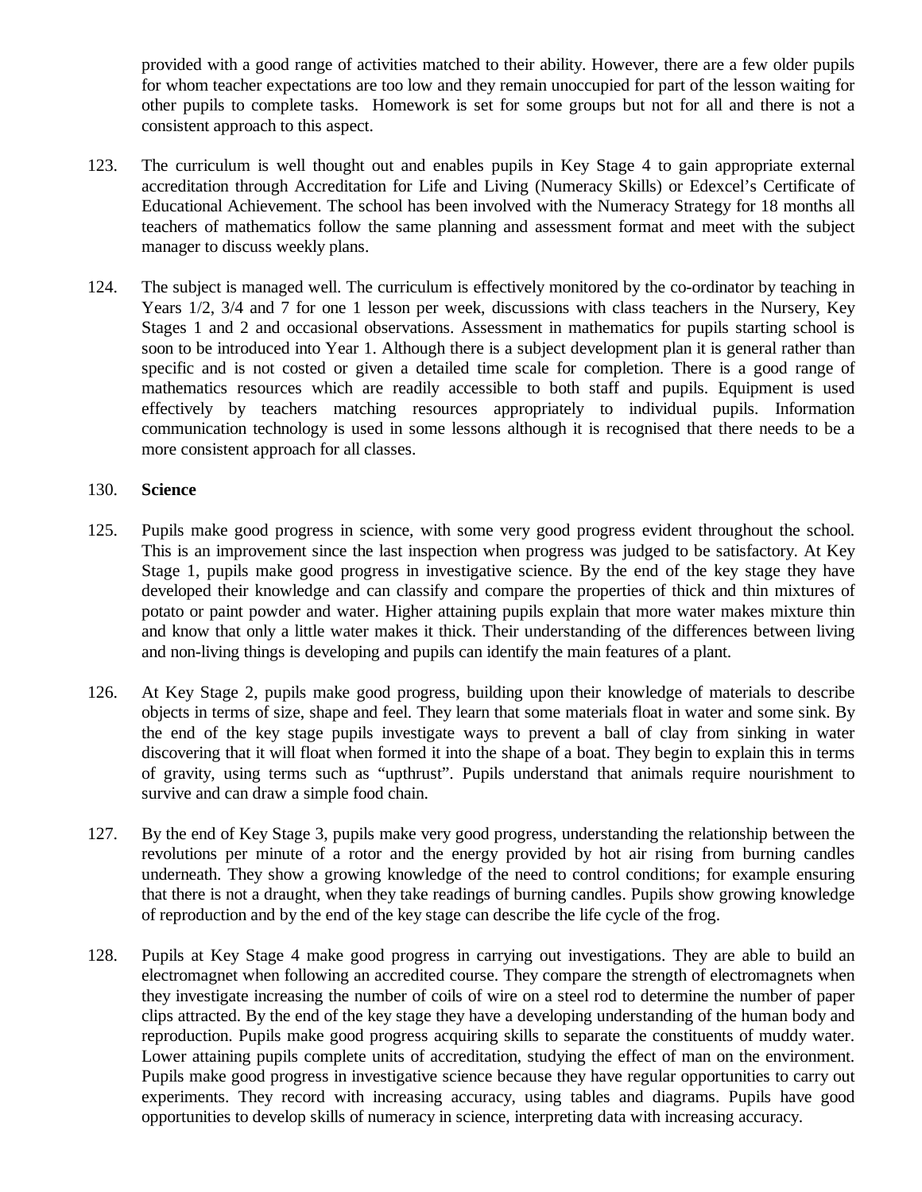provided with a good range of activities matched to their ability. However, there are a few older pupils for whom teacher expectations are too low and they remain unoccupied for part of the lesson waiting for other pupils to complete tasks. Homework is set for some groups but not for all and there is not a consistent approach to this aspect.

123. The curriculum is well thought out and enables pupils in Key Stage 4 to gain appropriate external accreditation through Accreditation for Life and Living (Numeracy Skills) or Edexcel's Certificate of Educational Achievement. The school has been involved with the Numeracy Strategy for 18 months all teachers of mathematics follow the same planning and assessment format and meet with the subject manager to discuss weekly plans.

124. The subject is managed well. The curriculum is effectively monitored by the co-ordinator by teaching in Years 1/2, 3/4 and 7 for one 1 lesson per week, discussions with class teachers in the Nursery, Key Stages 1 and 2 and occasional observations. Assessment in mathematics for pupils starting school is soon to be introduced into Year 1. Although there is a subject development plan it is general rather than specific and is not costed or given a detailed time scale for completion. There is a good range of mathematics resources which are readily accessible to both staff and pupils. Equipment is used effectively by teachers matching resources appropriately to individual pupils. Information communication technology is used in some lessons although it is recognised that there needs to be a more consistent approach for all classes.

130. **Science**

125. Pupils make good progress in science, with some very good progress evident throughout the school. This is an improvement since the last inspection when progress was judged to be satisfactory. At Key Stage 1, pupils make good progress in investigative science. By the end of the key stage they have developed their knowledge and can classify and compare the properties of thick and thin mixtures of potato or paint powder and water. Higher attaining pupils explain that more water makes mixture thin and know that only a little water makes it thick. Their understanding of the differences between living and non-living things is developing and pupils can identify the main features of a plant.

126. At Key Stage 2, pupils make good progress, building upon their knowledge of materials to describe objects in terms of size, shape and feel. They learn that some materials float in water and some sink. By the end of the key stage pupils investigate ways to prevent a ball of clay from sinking in water discovering that it will float when formed it into the shape of a boat. They begin to explain this in terms of gravity, using terms such as "upthrust". Pupils understand that animals require nourishment to survive and can draw a simple food chain.

127. By the end of Key Stage 3, pupils make very good progress, understanding the relationship between the revolutions per minute of a rotor and the energy provided by hot air rising from burning candles underneath. They show a growing knowledge of the need to control conditions; for example ensuring that there is not a draught, when they take readings of burning candles. Pupils show growing knowledge of reproduction and by the end of the key stage can describe the life cycle of the frog.

128. Pupils at Key Stage 4 make good progress in carrying out investigations. They are able to build an electromagnet when following an accredited course. They compare the strength of electromagnets when they investigate increasing the number of coils of wire on a steel rod to determine the number of paper clips attracted. By the end of the key stage they have a developing understanding of the human body and reproduction. Pupils make good progress acquiring skills to separate the constituents of muddy water. Lower attaining pupils complete units of accreditation, studying the effect of man on the environment. Pupils make good progress in investigative science because they have regular opportunities to carry out experiments. They record with increasing accuracy, using tables and diagrams. Pupils have good opportunities to develop skills of numeracy in science, interpreting data with increasing accuracy.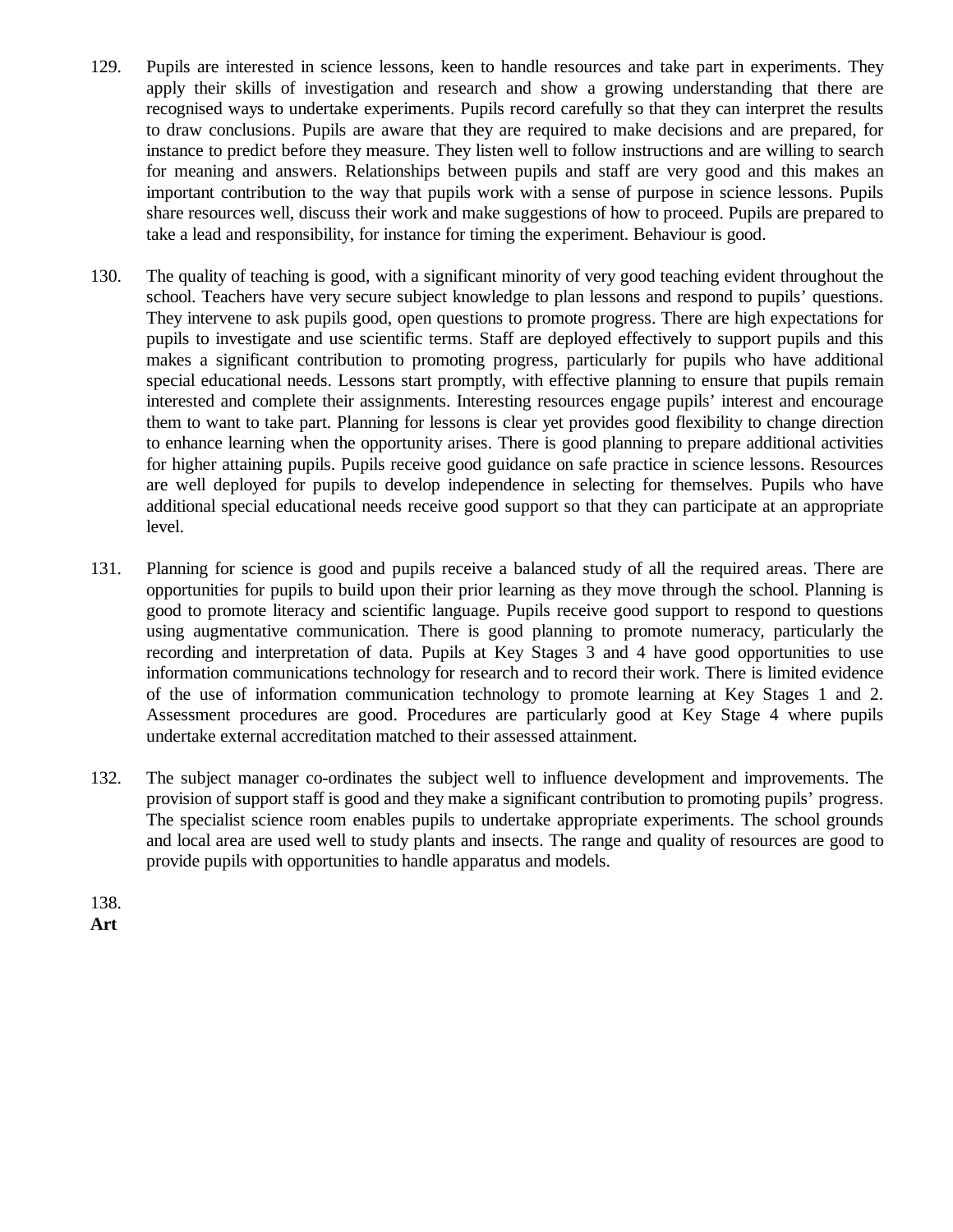129. Pupils are interested in science lessons, keen to handle resources and take part in experiments. They apply their skills of investigation and research and show a growing understanding that there are recognised ways to undertake experiments. Pupils record carefully so that they can interpret the results to draw conclusions. Pupils are aware that they are required to make decisions and are prepared, for instance to predict before they measure. They listen well to follow instructions and are willing to search for meaning and answers. Relationships between pupils and staff are very good and this makes an important contribution to the way that pupils work with a sense of purpose in science lessons. Pupils share resources well, discuss their work and make suggestions of how to proceed. Pupils are prepared to take a lead and responsibility, for instance for timing the experiment. Behaviour is good.

130. The quality of teaching is good, with a significant minority of very good teaching evident throughout the school. Teachers have very secure subject knowledge to plan lessons and respond to pupils' questions. They intervene to ask pupils good, open questions to promote progress. There are high expectations for pupils to investigate and use scientific terms. Staff are deployed effectively to support pupils and this makes a significant contribution to promoting progress, particularly for pupils who have additional special educational needs. Lessons start promptly, with effective planning to ensure that pupils remain interested and complete their assignments. Interesting resources engage pupils' interest and encourage them to want to take part. Planning for lessons is clear yet provides good flexibility to change direction to enhance learning when the opportunity arises. There is good planning to prepare additional activities for higher attaining pupils. Pupils receive good guidance on safe practice in science lessons. Resources are well deployed for pupils to develop independence in selecting for themselves. Pupils who have additional special educational needs receive good support so that they can participate at an appropriate level.

131. Planning for science is good and pupils receive a balanced study of all the required areas. There are opportunities for pupils to build upon their prior learning as they move through the school. Planning is good to promote literacy and scientific language. Pupils receive good support to respond to questions using augmentative communication. There is good planning to promote numeracy, particularly the recording and interpretation of data. Pupils at Key Stages 3 and 4 have good opportunities to use information communications technology for research and to record their work. There is limited evidence of the use of information communication technology to promote learning at Key Stages 1 and 2. Assessment procedures are good. Procedures are particularly good at Key Stage 4 where pupils undertake external accreditation matched to their assessed attainment.

132. The subject manager co-ordinates the subject well to influence development and improvements. The provision of support staff is good and they make a significant contribution to promoting pupils' progress. The specialist science room enables pupils to undertake appropriate experiments. The school grounds and local area are used well to study plants and insects. The range and quality of resources are good to provide pupils with opportunities to handle apparatus and models.

138.

**Art**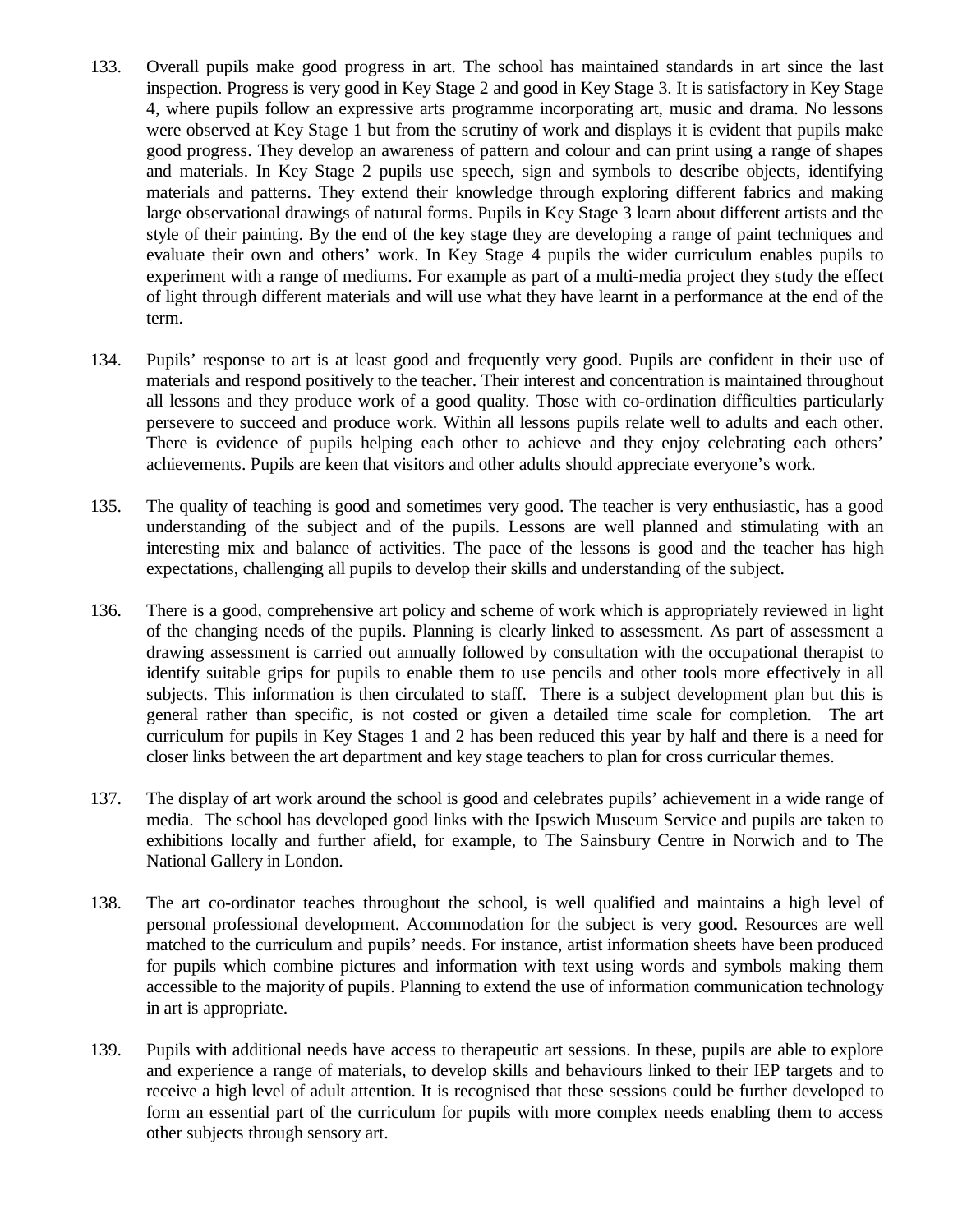133. Overall pupils make good progress in art. The school has maintained standards in art since the last inspection. Progress is very good in Key Stage 2 and good in Key Stage 3. It is satisfactory in Key Stage 4, where pupils follow an expressive arts programme incorporating art, music and drama. No lessons were observed at Key Stage 1 but from the scrutiny of work and displays it is evident that pupils make good progress. They develop an awareness of pattern and colour and can print using a range of shapes and materials. In Key Stage 2 pupils use speech, sign and symbols to describe objects, identifying materials and patterns. They extend their knowledge through exploring different fabrics and making large observational drawings of natural forms. Pupils in Key Stage 3 learn about different artists and the style of their painting. By the end of the key stage they are developing a range of paint techniques and evaluate their own and others' work. In Key Stage 4 pupils the wider curriculum enables pupils to experiment with a range of mediums. For example as part of a multi-media project they study the effect of light through different materials and will use what they have learnt in a performance at the end of the term.

134. Pupils' response to art is at least good and frequently very good. Pupils are confident in their use of materials and respond positively to the teacher. Their interest and concentration is maintained throughout all lessons and they produce work of a good quality. Those with co-ordination difficulties particularly persevere to succeed and produce work. Within all lessons pupils relate well to adults and each other. There is evidence of pupils helping each other to achieve and they enjoy celebrating each others' achievements. Pupils are keen that visitors and other adults should appreciate everyone's work.

135. The quality of teaching is good and sometimes very good. The teacher is very enthusiastic, has a good understanding of the subject and of the pupils. Lessons are well planned and stimulating with an interesting mix and balance of activities. The pace of the lessons is good and the teacher has high expectations, challenging all pupils to develop their skills and understanding of the subject.

136. There is a good, comprehensive art policy and scheme of work which is appropriately reviewed in light of the changing needs of the pupils. Planning is clearly linked to assessment. As part of assessment a drawing assessment is carried out annually followed by consultation with the occupational therapist to identify suitable grips for pupils to enable them to use pencils and other tools more effectively in all subjects. This information is then circulated to staff. There is a subject development plan but this is general rather than specific, is not costed or given a detailed time scale for completion. The art curriculum for pupils in Key Stages 1 and 2 has been reduced this year by half and there is a need for closer links between the art department and key stage teachers to plan for cross curricular themes.

137. The display of art work around the school is good and celebrates pupils' achievement in a wide range of media. The school has developed good links with the Ipswich Museum Service and pupils are taken to exhibitions locally and further afield, for example, to The Sainsbury Centre in Norwich and to The National Gallery in London.

138. The art co-ordinator teaches throughout the school, is well qualified and maintains a high level of personal professional development. Accommodation for the subject is very good. Resources are well matched to the curriculum and pupils' needs. For instance, artist information sheets have been produced for pupils which combine pictures and information with text using words and symbols making them accessible to the majority of pupils. Planning to extend the use of information communication technology in art is appropriate.

139. Pupils with additional needs have access to therapeutic art sessions. In these, pupils are able to explore and experience a range of materials, to develop skills and behaviours linked to their IEP targets and to receive a high level of adult attention. It is recognised that these sessions could be further developed to form an essential part of the curriculum for pupils with more complex needs enabling them to access other subjects through sensory art.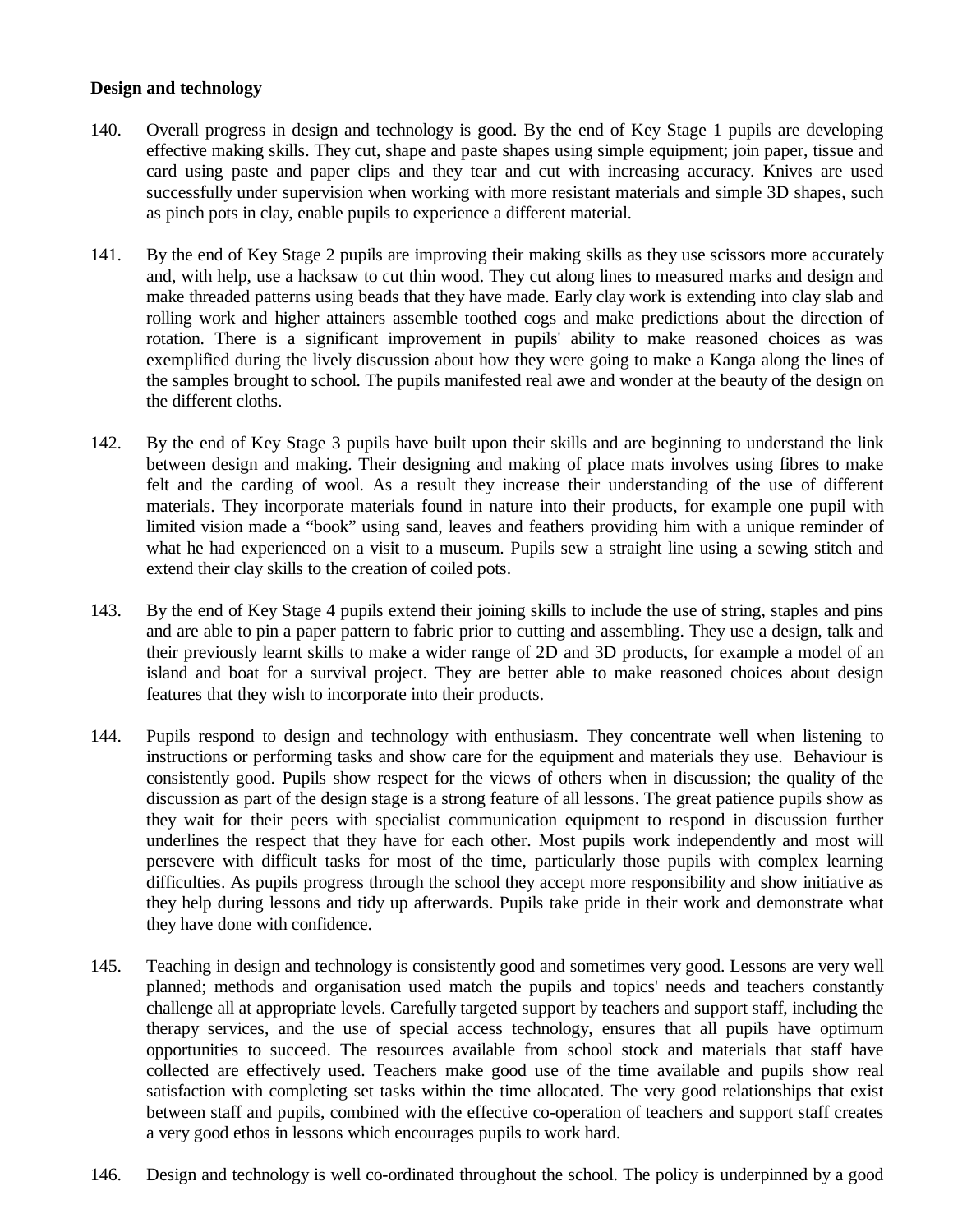**Design and technology**

140. Overall progress in design and technology is good. By the end of Key Stage 1 pupils are developing effective making skills. They cut, shape and paste shapes using simple equipment; join paper, tissue and card using paste and paper clips and they tear and cut with increasing accuracy. Knives are used successfully under supervision when working with more resistant materials and simple 3D shapes, such as pinch pots in clay, enable pupils to experience a different material.

141. By the end of Key Stage 2 pupils are improving their making skills as they use scissors more accurately and, with help, use a hacksaw to cut thin wood. They cut along lines to measured marks and design and make threaded patterns using beads that they have made. Early clay work is extending into clay slab and rolling work and higher attainers assemble toothed cogs and make predictions about the direction of rotation. There is a significant improvement in pupils' ability to make reasoned choices as was exemplified during the lively discussion about how they were going to make a Kanga along the lines of the samples brought to school. The pupils manifested real awe and wonder at the beauty of the design on the different cloths.

142. By the end of Key Stage 3 pupils have built upon their skills and are beginning to understand the link between design and making. Their designing and making of place mats involves using fibres to make felt and the carding of wool. As a result they increase their understanding of the use of different materials. They incorporate materials found in nature into their products, for example one pupil with limited vision made a "book" using sand, leaves and feathers providing him with a unique reminder of what he had experienced on a visit to a museum. Pupils sew a straight line using a sewing stitch and extend their clay skills to the creation of coiled pots.

143. By the end of Key Stage 4 pupils extend their joining skills to include the use of string, staples and pins and are able to pin a paper pattern to fabric prior to cutting and assembling. They use a design, talk and their previously learnt skills to make a wider range of 2D and 3D products, for example a model of an island and boat for a survival project. They are better able to make reasoned choices about design features that they wish to incorporate into their products.

144. Pupils respond to design and technology with enthusiasm. They concentrate well when listening to instructions or performing tasks and show care for the equipment and materials they use. Behaviour is consistently good. Pupils show respect for the views of others when in discussion; the quality of the discussion as part of the design stage is a strong feature of all lessons. The great patience pupils show as they wait for their peers with specialist communication equipment to respond in discussion further underlines the respect that they have for each other. Most pupils work independently and most will persevere with difficult tasks for most of the time, particularly those pupils with complex learning difficulties. As pupils progress through the school they accept more responsibility and show initiative as they help during lessons and tidy up afterwards. Pupils take pride in their work and demonstrate what they have done with confidence.

145. Teaching in design and technology is consistently good and sometimes very good. Lessons are very well planned; methods and organisation used match the pupils and topics' needs and teachers constantly challenge all at appropriate levels. Carefully targeted support by teachers and support staff, including the therapy services, and the use of special access technology, ensures that all pupils have optimum opportunities to succeed. The resources available from school stock and materials that staff have collected are effectively used. Teachers make good use of the time available and pupils show real satisfaction with completing set tasks within the time allocated. The very good relationships that exist between staff and pupils, combined with the effective co-operation of teachers and support staff creates a very good ethos in lessons which encourages pupils to work hard.

146. Design and technology is well co-ordinated throughout the school. The policy is underpinned by a good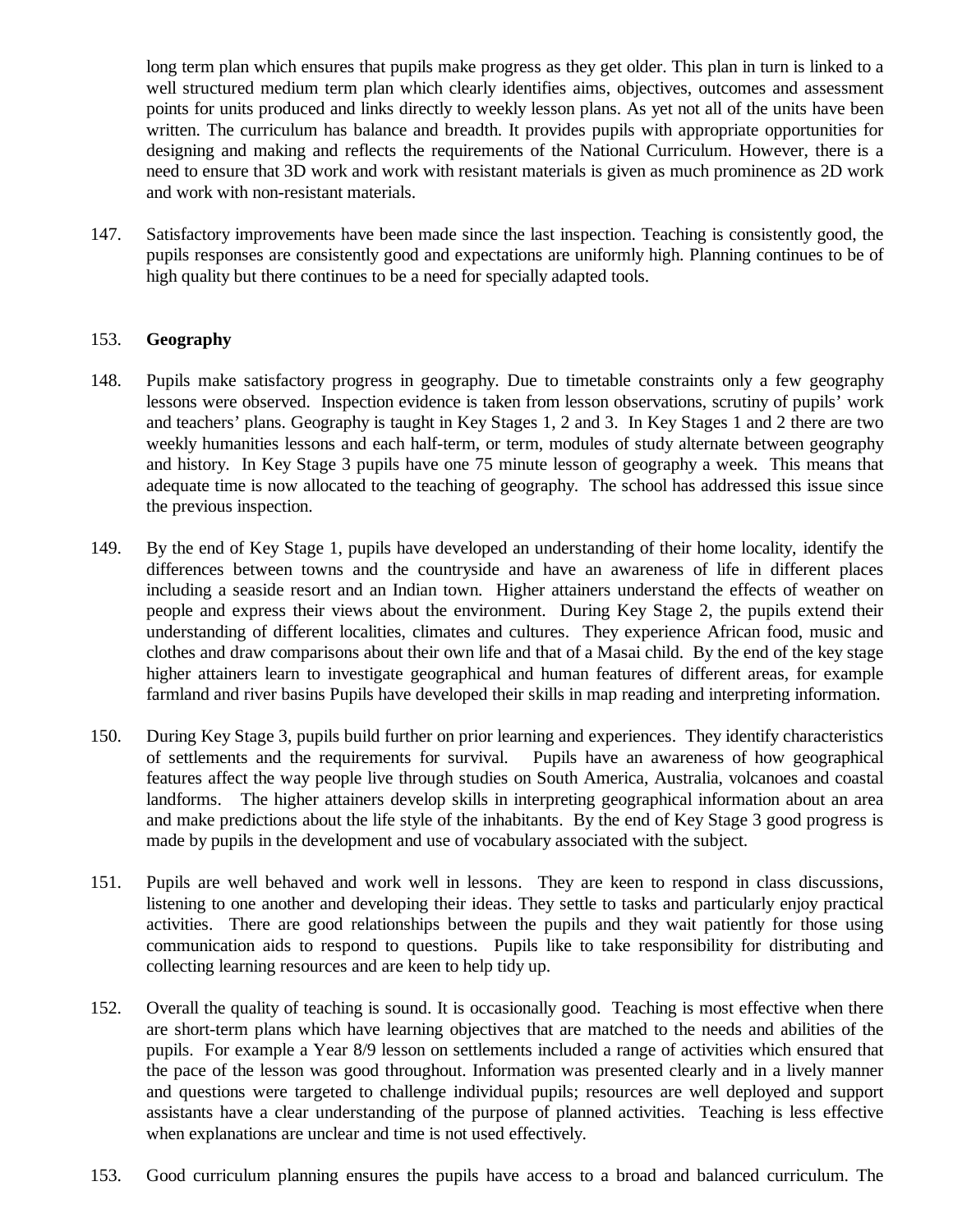long term plan which ensures that pupils make progress as they get older. This plan in turn is linked to a well structured medium term plan which clearly identifies aims, objectives, outcomes and assessment points for units produced and links directly to weekly lesson plans. As yet not all of the units have been written. The curriculum has balance and breadth. It provides pupils with appropriate opportunities for designing and making and reflects the requirements of the National Curriculum. However, there is a need to ensure that 3D work and work with resistant materials is given as much prominence as 2D work and work with non-resistant materials.

147. Satisfactory improvements have been made since the last inspection. Teaching is consistently good, the pupils responses are consistently good and expectations are uniformly high. Planning continues to be of high quality but there continues to be a need for specially adapted tools.

153. **Geography**

148. Pupils make satisfactory progress in geography. Due to timetable constraints only a few geography lessons were observed. Inspection evidence is taken from lesson observations, scrutiny of pupils' work and teachers' plans. Geography is taught in Key Stages 1, 2 and 3. In Key Stages 1 and 2 there are two weekly humanities lessons and each half-term, or term, modules of study alternate between geography and history. In Key Stage 3 pupils have one 75 minute lesson of geography a week. This means that adequate time is now allocated to the teaching of geography. The school has addressed this issue since the previous inspection.

149. By the end of Key Stage 1, pupils have developed an understanding of their home locality, identify the differences between towns and the countryside and have an awareness of life in different places including a seaside resort and an Indian town. Higher attainers understand the effects of weather on people and express their views about the environment. During Key Stage 2, the pupils extend their understanding of different localities, climates and cultures. They experience African food, music and clothes and draw comparisons about their own life and that of a Masai child. By the end of the key stage higher attainers learn to investigate geographical and human features of different areas, for example farmland and river basins Pupils have developed their skills in map reading and interpreting information.

150. During Key Stage 3, pupils build further on prior learning and experiences. They identify characteristics of settlements and the requirements for survival. Pupils have an awareness of how geographical features affect the way people live through studies on South America, Australia, volcanoes and coastal landforms. The higher attainers develop skills in interpreting geographical information about an area and make predictions about the life style of the inhabitants. By the end of Key Stage 3 good progress is made by pupils in the development and use of vocabulary associated with the subject.

151. Pupils are well behaved and work well in lessons. They are keen to respond in class discussions, listening to one another and developing their ideas. They settle to tasks and particularly enjoy practical activities. There are good relationships between the pupils and they wait patiently for those using communication aids to respond to questions. Pupils like to take responsibility for distributing and collecting learning resources and are keen to help tidy up.

152. Overall the quality of teaching is sound. It is occasionally good. Teaching is most effective when there are short-term plans which have learning objectives that are matched to the needs and abilities of the pupils. For example a Year 8/9 lesson on settlements included a range of activities which ensured that the pace of the lesson was good throughout. Information was presented clearly and in a lively manner and questions were targeted to challenge individual pupils; resources are well deployed and support assistants have a clear understanding of the purpose of planned activities. Teaching is less effective when explanations are unclear and time is not used effectively.

153. Good curriculum planning ensures the pupils have access to a broad and balanced curriculum. The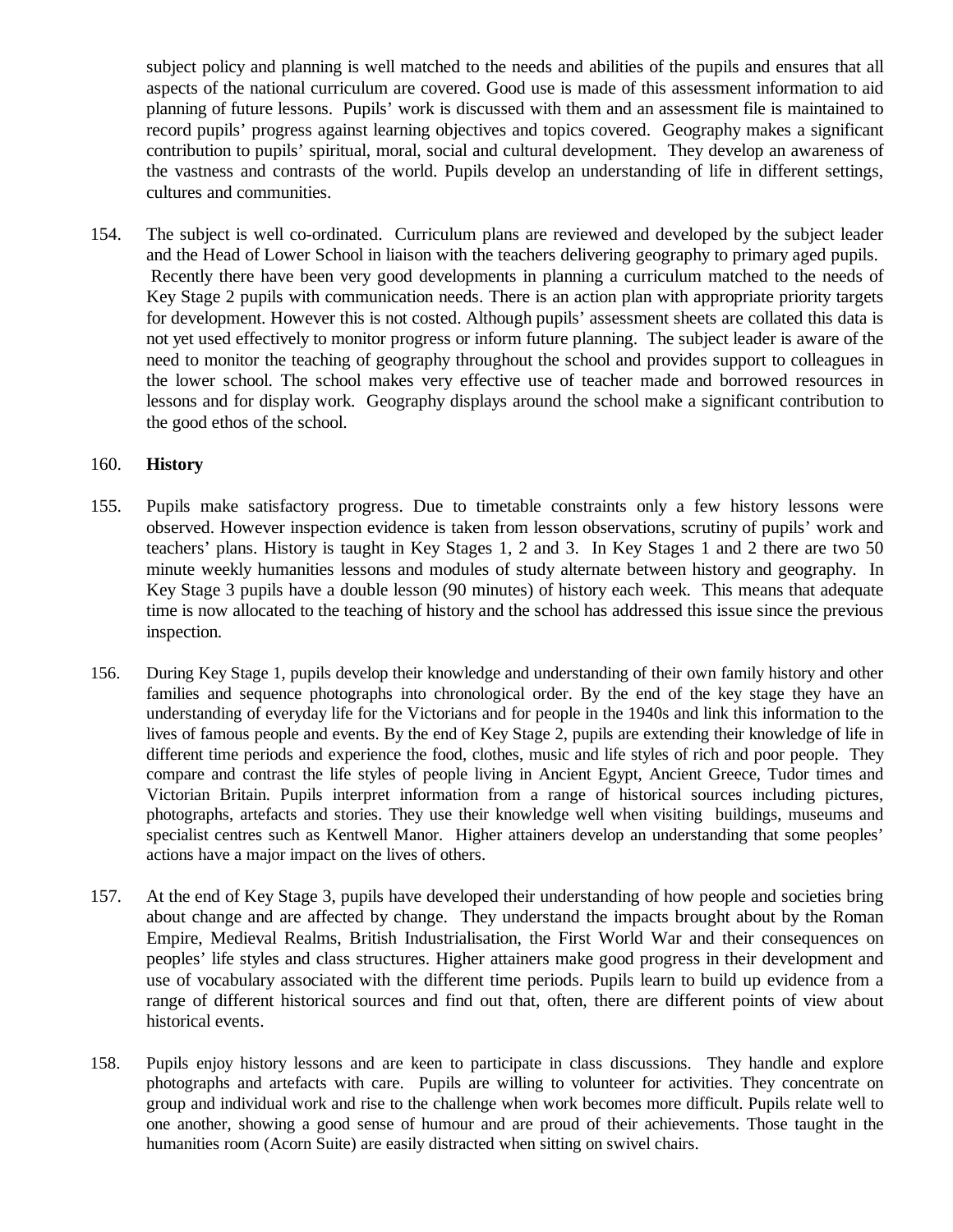subject policy and planning is well matched to the needs and abilities of the pupils and ensures that all aspects of the national curriculum are covered. Good use is made of this assessment information to aid planning of future lessons. Pupils' work is discussed with them and an assessment file is maintained to record pupils' progress against learning objectives and topics covered. Geography makes a significant contribution to pupils' spiritual, moral, social and cultural development. They develop an awareness of the vastness and contrasts of the world. Pupils develop an understanding of life in different settings, cultures and communities.

154. The subject is well co-ordinated. Curriculum plans are reviewed and developed by the subject leader and the Head of Lower School in liaison with the teachers delivering geography to primary aged pupils. Recently there have been very good developments in planning a curriculum matched to the needs of Key Stage 2 pupils with communication needs. There is an action plan with appropriate priority targets for development. However this is not costed. Although pupils' assessment sheets are collated this data is not yet used effectively to monitor progress or inform future planning. The subject leader is aware of the need to monitor the teaching of geography throughout the school and provides support to colleagues in the lower school. The school makes very effective use of teacher made and borrowed resources in lessons and for display work. Geography displays around the school make a significant contribution to the good ethos of the school.

160. **History**

155. Pupils make satisfactory progress. Due to timetable constraints only a few history lessons were observed. However inspection evidence is taken from lesson observations, scrutiny of pupils' work and teachers' plans. History is taught in Key Stages 1, 2 and 3. In Key Stages 1 and 2 there are two 50 minute weekly humanities lessons and modules of study alternate between history and geography. In Key Stage 3 pupils have a double lesson (90 minutes) of history each week. This means that adequate time is now allocated to the teaching of history and the school has addressed this issue since the previous inspection.

156. During Key Stage 1, pupils develop their knowledge and understanding of their own family history and other families and sequence photographs into chronological order. By the end of the key stage they have an understanding of everyday life for the Victorians and for people in the 1940s and link this information to the lives of famous people and events. By the end of Key Stage 2, pupils are extending their knowledge of life in different time periods and experience the food, clothes, music and life styles of rich and poor people. They compare and contrast the life styles of people living in Ancient Egypt, Ancient Greece, Tudor times and Victorian Britain. Pupils interpret information from a range of historical sources including pictures, photographs, artefacts and stories. They use their knowledge well when visiting buildings, museums and specialist centres such as Kentwell Manor. Higher attainers develop an understanding that some peoples' actions have a major impact on the lives of others.

157. At the end of Key Stage 3, pupils have developed their understanding of how people and societies bring about change and are affected by change. They understand the impacts brought about by the Roman Empire, Medieval Realms, British Industrialisation, the First World War and their consequences on peoples' life styles and class structures. Higher attainers make good progress in their development and use of vocabulary associated with the different time periods. Pupils learn to build up evidence from a range of different historical sources and find out that, often, there are different points of view about historical events.

158. Pupils enjoy history lessons and are keen to participate in class discussions. They handle and explore photographs and artefacts with care. Pupils are willing to volunteer for activities. They concentrate on group and individual work and rise to the challenge when work becomes more difficult. Pupils relate well to one another, showing a good sense of humour and are proud of their achievements. Those taught in the humanities room (Acorn Suite) are easily distracted when sitting on swivel chairs.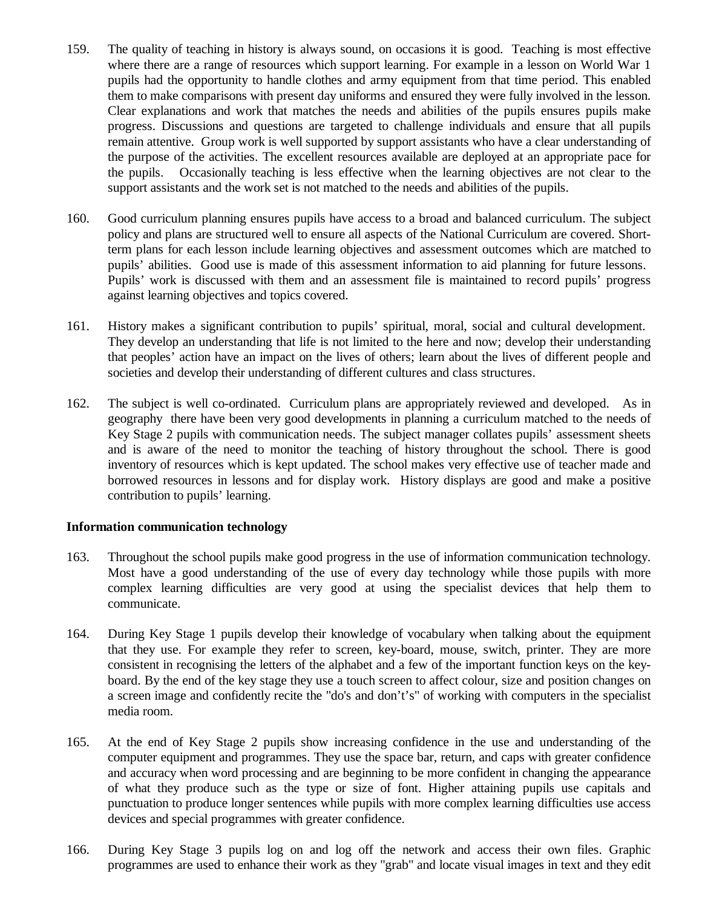159. The quality of teaching in history is always sound, on occasions it is good. Teaching is most effective where there are a range of resources which support learning. For example in a lesson on World War 1 pupils had the opportunity to handle clothes and army equipment from that time period. This enabled them to make comparisons with present day uniforms and ensured they were fully involved in the lesson. Clear explanations and work that matches the needs and abilities of the pupils ensures pupils make progress. Discussions and questions are targeted to challenge individuals and ensure that all pupils remain attentive. Group work is well supported by support assistants who have a clear understanding of the purpose of the activities. The excellent resources available are deployed at an appropriate pace for the pupils. Occasionally teaching is less effective when the learning objectives are not clear to the support assistants and the work set is not matched to the needs and abilities of the pupils.

160. Good curriculum planning ensures pupils have access to a broad and balanced curriculum. The subject policy and plans are structured well to ensure all aspects of the National Curriculum are covered. Short-term plans for each lesson include learning objectives and assessment outcomes which are matched to pupils' abilities. Good use is made of this assessment information to aid planning for future lessons. Pupils' work is discussed with them and an assessment file is maintained to record pupils' progress against learning objectives and topics covered.

161. History makes a significant contribution to pupils' spiritual, moral, social and cultural development. They develop an understanding that life is not limited to the here and now; develop their understanding that peoples' action have an impact on the lives of others; learn about the lives of different people and societies and develop their understanding of different cultures and class structures.

162. The subject is well co-ordinated. Curriculum plans are appropriately reviewed and developed. As in geography there have been very good developments in planning a curriculum matched to the needs of Key Stage 2 pupils with communication needs. The subject manager collates pupils' assessment sheets and is aware of the need to monitor the teaching of history throughout the school. There is good inventory of resources which is kept updated. The school makes very effective use of teacher made and borrowed resources in lessons and for display work. History displays are good and make a positive contribution to pupils' learning.

**Information communication technology**

163. Throughout the school pupils make good progress in the use of information communication technology. Most have a good understanding of the use of every day technology while those pupils with more complex learning difficulties are very good at using the specialist devices that help them to communicate.

164. During Key Stage 1 pupils develop their knowledge of vocabulary when talking about the equipment that they use. For example they refer to screen, key-board, mouse, switch, printer. They are more consistent in recognising the letters of the alphabet and a few of the important function keys on the key-board. By the end of the key stage they use a touch screen to affect colour, size and position changes on a screen image and confidently recite the "do's and don't's" of working with computers in the specialist media room.

165. At the end of Key Stage 2 pupils show increasing confidence in the use and understanding of the computer equipment and programmes. They use the space bar, return, and caps with greater confidence and accuracy when word processing and are beginning to be more confident in changing the appearance of what they produce such as the type or size of font. Higher attaining pupils use capitals and punctuation to produce longer sentences while pupils with more complex learning difficulties use access devices and special programmes with greater confidence.

166. During Key Stage 3 pupils log on and log off the network and access their own files. Graphic programmes are used to enhance their work as they "grab" and locate visual images in text and they edit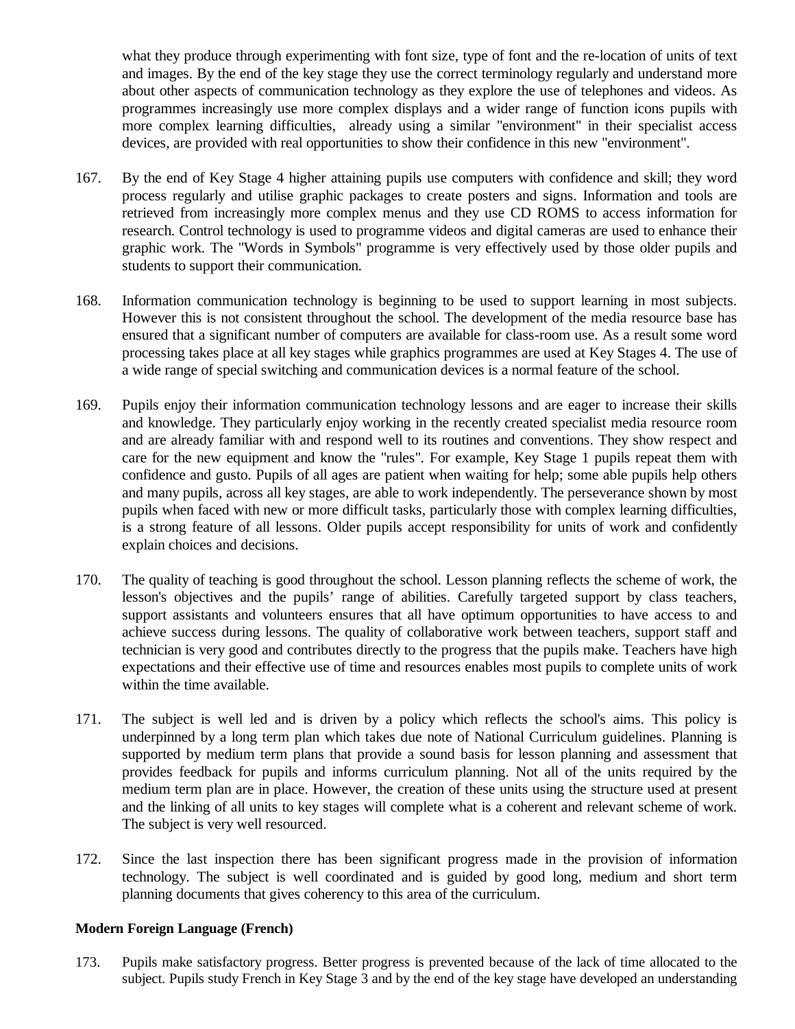what they produce through experimenting with font size, type of font and the re-location of units of text and images. By the end of the key stage they use the correct terminology regularly and understand more about other aspects of communication technology as they explore the use of telephones and videos. As programmes increasingly use more complex displays and a wider range of function icons pupils with more complex learning difficulties, already using a similar "environment" in their specialist access devices, are provided with real opportunities to show their confidence in this new "environment".

167. By the end of Key Stage 4 higher attaining pupils use computers with confidence and skill; they word process regularly and utilise graphic packages to create posters and signs. Information and tools are retrieved from increasingly more complex menus and they use CD ROMS to access information for research. Control technology is used to programme videos and digital cameras are used to enhance their graphic work. The "Words in Symbols" programme is very effectively used by those older pupils and students to support their communication.

168. Information communication technology is beginning to be used to support learning in most subjects. However this is not consistent throughout the school. The development of the media resource base has ensured that a significant number of computers are available for class-room use. As a result some word processing takes place at all key stages while graphics programmes are used at Key Stages 4. The use of a wide range of special switching and communication devices is a normal feature of the school.

169. Pupils enjoy their information communication technology lessons and are eager to increase their skills and knowledge. They particularly enjoy working in the recently created specialist media resource room and are already familiar with and respond well to its routines and conventions. They show respect and care for the new equipment and know the "rules". For example, Key Stage 1 pupils repeat them with confidence and gusto. Pupils of all ages are patient when waiting for help; some able pupils help others and many pupils, across all key stages, are able to work independently. The perseverance shown by most pupils when faced with new or more difficult tasks, particularly those with complex learning difficulties, is a strong feature of all lessons. Older pupils accept responsibility for units of work and confidently explain choices and decisions.

170. The quality of teaching is good throughout the school. Lesson planning reflects the scheme of work, the lesson's objectives and the pupils' range of abilities. Carefully targeted support by class teachers, support assistants and volunteers ensures that all have optimum opportunities to have access to and achieve success during lessons. The quality of collaborative work between teachers, support staff and technician is very good and contributes directly to the progress that the pupils make. Teachers have high expectations and their effective use of time and resources enables most pupils to complete units of work within the time available.

171. The subject is well led and is driven by a policy which reflects the school's aims. This policy is underpinned by a long term plan which takes due note of National Curriculum guidelines. Planning is supported by medium term plans that provide a sound basis for lesson planning and assessment that provides feedback for pupils and informs curriculum planning. Not all of the units required by the medium term plan are in place. However, the creation of these units using the structure used at present and the linking of all units to key stages will complete what is a coherent and relevant scheme of work. The subject is very well resourced.

172. Since the last inspection there has been significant progress made in the provision of information technology. The subject is well coordinated and is guided by good long, medium and short term planning documents that gives coherency to this area of the curriculum.

**Modern Foreign Language (French)**

173. Pupils make satisfactory progress. Better progress is prevented because of the lack of time allocated to the subject. Pupils study French in Key Stage 3 and by the end of the key stage have developed an understanding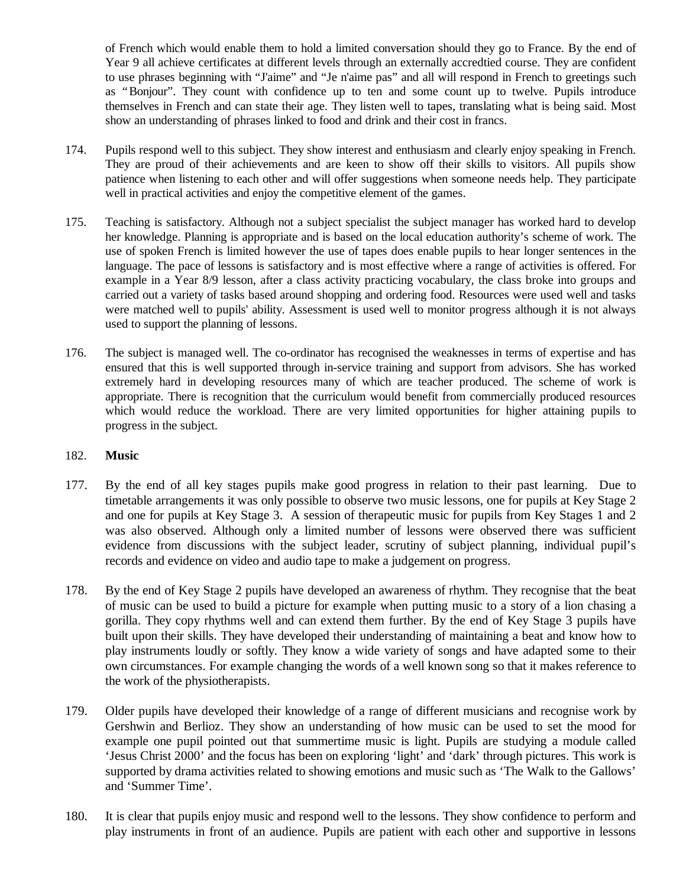of French which would enable them to hold a limited conversation should they go to France. By the end of Year 9 all achieve certificates at different levels through an externally accredtied course. They are confident to use phrases beginning with "J'aime" and "Je n'aime pas" and all will respond in French to greetings such as "Bonjour". They count with confidence up to ten and some count up to twelve. Pupils introduce themselves in French and can state their age. They listen well to tapes, translating what is being said. Most show an understanding of phrases linked to food and drink and their cost in francs.

174. Pupils respond well to this subject. They show interest and enthusiasm and clearly enjoy speaking in French. They are proud of their achievements and are keen to show off their skills to visitors. All pupils show patience when listening to each other and will offer suggestions when someone needs help. They participate well in practical activities and enjoy the competitive element of the games.

175. Teaching is satisfactory. Although not a subject specialist the subject manager has worked hard to develop her knowledge. Planning is appropriate and is based on the local education authority's scheme of work. The use of spoken French is limited however the use of tapes does enable pupils to hear longer sentences in the language. The pace of lessons is satisfactory and is most effective where a range of activities is offered. For example in a Year 8/9 lesson, after a class activity practicing vocabulary, the class broke into groups and carried out a variety of tasks based around shopping and ordering food. Resources were used well and tasks were matched well to pupils' ability. Assessment is used well to monitor progress although it is not always used to support the planning of lessons.

176. The subject is managed well. The co-ordinator has recognised the weaknesses in terms of expertise and has ensured that this is well supported through in-service training and support from advisors. She has worked extremely hard in developing resources many of which are teacher produced. The scheme of work is appropriate. There is recognition that the curriculum would benefit from commercially produced resources which would reduce the workload. There are very limited opportunities for higher attaining pupils to progress in the subject.

182. **Music**

177. By the end of all key stages pupils make good progress in relation to their past learning. Due to timetable arrangements it was only possible to observe two music lessons, one for pupils at Key Stage 2 and one for pupils at Key Stage 3. A session of therapeutic music for pupils from Key Stages 1 and 2 was also observed. Although only a limited number of lessons were observed there was sufficient evidence from discussions with the subject leader, scrutiny of subject planning, individual pupil's records and evidence on video and audio tape to make a judgement on progress.

178. By the end of Key Stage 2 pupils have developed an awareness of rhythm. They recognise that the beat of music can be used to build a picture for example when putting music to a story of a lion chasing a gorilla. They copy rhythms well and can extend them further. By the end of Key Stage 3 pupils have built upon their skills. They have developed their understanding of maintaining a beat and know how to play instruments loudly or softly. They know a wide variety of songs and have adapted some to their own circumstances. For example changing the words of a well known song so that it makes reference to the work of the physiotherapists.

179. Older pupils have developed their knowledge of a range of different musicians and recognise work by Gershwin and Berlioz. They show an understanding of how music can be used to set the mood for example one pupil pointed out that summertime music is light. Pupils are studying a module called 'Jesus Christ 2000' and the focus has been on exploring 'light' and 'dark' through pictures. This work is supported by drama activities related to showing emotions and music such as 'The Walk to the Gallows' and 'Summer Time'.

180. It is clear that pupils enjoy music and respond well to the lessons. They show confidence to perform and play instruments in front of an audience. Pupils are patient with each other and supportive in lessons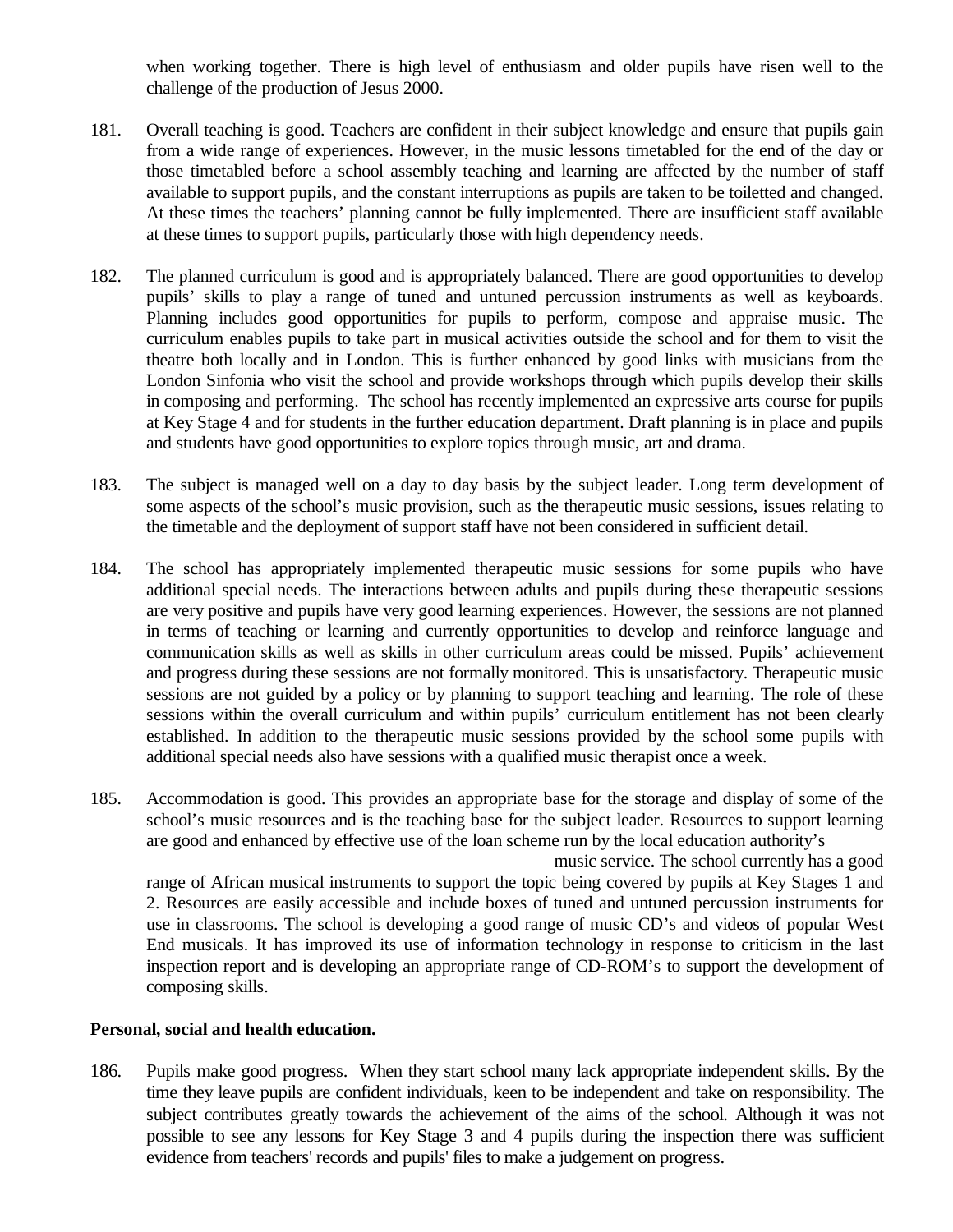when working together. There is high level of enthusiasm and older pupils have risen well to the challenge of the production of Jesus 2000.

181. Overall teaching is good. Teachers are confident in their subject knowledge and ensure that pupils gain from a wide range of experiences. However, in the music lessons timetabled for the end of the day or those timetabled before a school assembly teaching and learning are affected by the number of staff available to support pupils, and the constant interruptions as pupils are taken to be toiletted and changed. At these times the teachers' planning cannot be fully implemented. There are insufficient staff available at these times to support pupils, particularly those with high dependency needs.

182. The planned curriculum is good and is appropriately balanced. There are good opportunities to develop pupils' skills to play a range of tuned and untuned percussion instruments as well as keyboards. Planning includes good opportunities for pupils to perform, compose and appraise music. The curriculum enables pupils to take part in musical activities outside the school and for them to visit the theatre both locally and in London. This is further enhanced by good links with musicians from the London Sinfonia who visit the school and provide workshops through which pupils develop their skills in composing and performing. The school has recently implemented an expressive arts course for pupils at Key Stage 4 and for students in the further education department. Draft planning is in place and pupils and students have good opportunities to explore topics through music, art and drama.

183. The subject is managed well on a day to day basis by the subject leader. Long term development of some aspects of the school's music provision, such as the therapeutic music sessions, issues relating to the timetable and the deployment of support staff have not been considered in sufficient detail.

184. The school has appropriately implemented therapeutic music sessions for some pupils who have additional special needs. The interactions between adults and pupils during these therapeutic sessions are very positive and pupils have very good learning experiences. However, the sessions are not planned in terms of teaching or learning and currently opportunities to develop and reinforce language and communication skills as well as skills in other curriculum areas could be missed. Pupils' achievement and progress during these sessions are not formally monitored. This is unsatisfactory. Therapeutic music sessions are not guided by a policy or by planning to support teaching and learning. The role of these sessions within the overall curriculum and within pupils' curriculum entitlement has not been clearly established. In addition to the therapeutic music sessions provided by the school some pupils with additional special needs also have sessions with a qualified music therapist once a week.

185. Accommodation is good. This provides an appropriate base for the storage and display of some of the school's music resources and is the teaching base for the subject leader. Resources to support learning are good and enhanced by effective use of the loan scheme run by the local education authority's music service. The school currently has a good range of African musical instruments to support the topic being covered by pupils at Key Stages 1 and 2. Resources are easily accessible and include boxes of tuned and untuned percussion instruments for use in classrooms. The school is developing a good range of music CD's and videos of popular West End musicals. It has improved its use of information technology in response to criticism in the last inspection report and is developing an appropriate range of CD-ROM's to support the development of composing skills.

**Personal, social and health education.**

186. Pupils make good progress. When they start school many lack appropriate independent skills. By the time they leave pupils are confident individuals, keen to be independent and take on responsibility. The subject contributes greatly towards the achievement of the aims of the school. Although it was not possible to see any lessons for Key Stage 3 and 4 pupils during the inspection there was sufficient evidence from teachers' records and pupils' files to make a judgement on progress.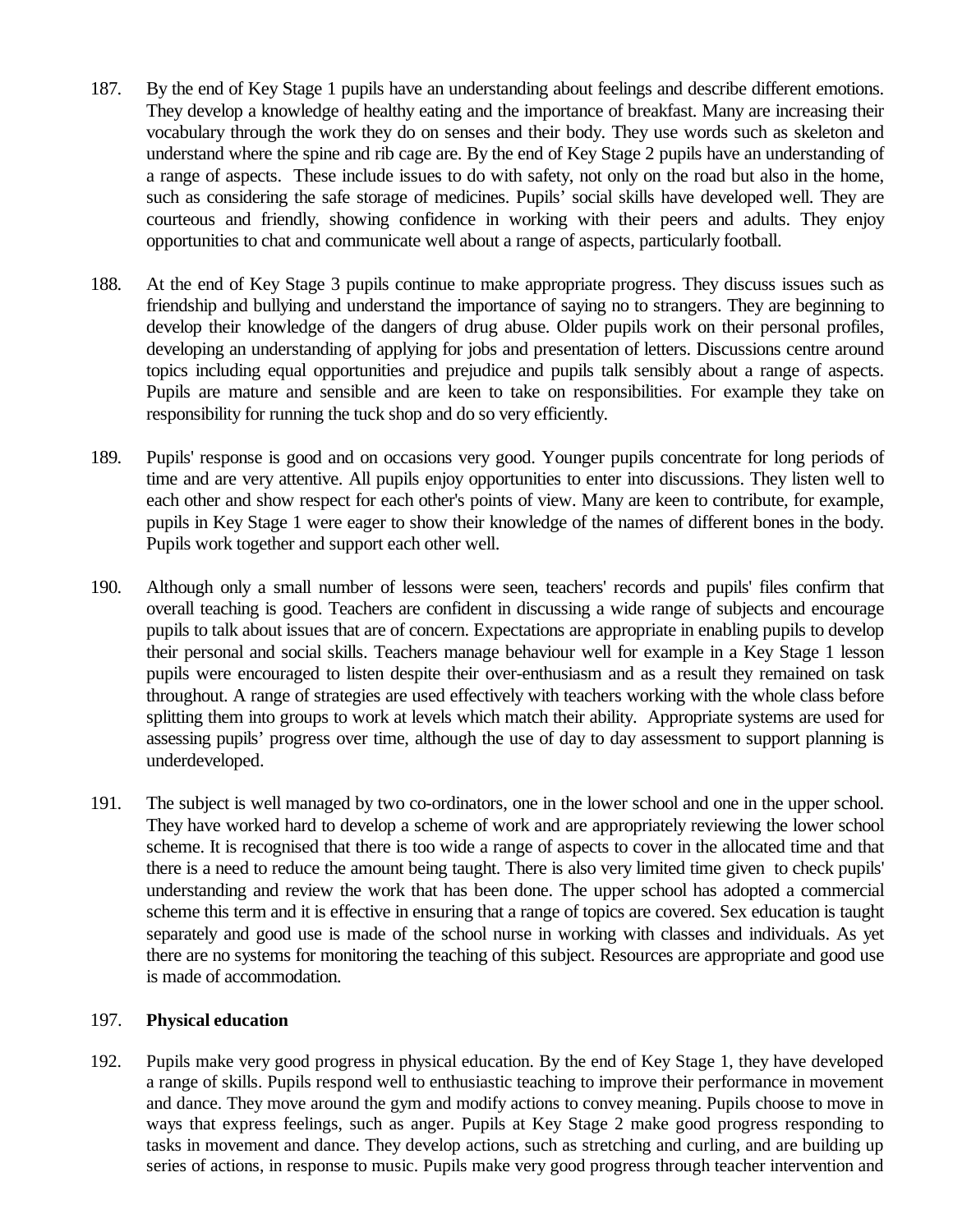187. By the end of Key Stage 1 pupils have an understanding about feelings and describe different emotions. They develop a knowledge of healthy eating and the importance of breakfast. Many are increasing their vocabulary through the work they do on senses and their body. They use words such as skeleton and understand where the spine and rib cage are. By the end of Key Stage 2 pupils have an understanding of a range of aspects. These include issues to do with safety, not only on the road but also in the home, such as considering the safe storage of medicines. Pupils' social skills have developed well. They are courteous and friendly, showing confidence in working with their peers and adults. They enjoy opportunities to chat and communicate well about a range of aspects, particularly football.

188. At the end of Key Stage 3 pupils continue to make appropriate progress. They discuss issues such as friendship and bullying and understand the importance of saying no to strangers. They are beginning to develop their knowledge of the dangers of drug abuse. Older pupils work on their personal profiles, developing an understanding of applying for jobs and presentation of letters. Discussions centre around topics including equal opportunities and prejudice and pupils talk sensibly about a range of aspects. Pupils are mature and sensible and are keen to take on responsibilities. For example they take on responsibility for running the tuck shop and do so very efficiently.

189. Pupils' response is good and on occasions very good. Younger pupils concentrate for long periods of time and are very attentive. All pupils enjoy opportunities to enter into discussions. They listen well to each other and show respect for each other's points of view. Many are keen to contribute, for example, pupils in Key Stage 1 were eager to show their knowledge of the names of different bones in the body. Pupils work together and support each other well.

190. Although only a small number of lessons were seen, teachers' records and pupils' files confirm that overall teaching is good. Teachers are confident in discussing a wide range of subjects and encourage pupils to talk about issues that are of concern. Expectations are appropriate in enabling pupils to develop their personal and social skills. Teachers manage behaviour well for example in a Key Stage 1 lesson pupils were encouraged to listen despite their over-enthusiasm and as a result they remained on task throughout. A range of strategies are used effectively with teachers working with the whole class before splitting them into groups to work at levels which match their ability. Appropriate systems are used for assessing pupils' progress over time, although the use of day to day assessment to support planning is underdeveloped.

191. The subject is well managed by two co-ordinators, one in the lower school and one in the upper school. They have worked hard to develop a scheme of work and are appropriately reviewing the lower school scheme. It is recognised that there is too wide a range of aspects to cover in the allocated time and that there is a need to reduce the amount being taught. There is also very limited time given to check pupils' understanding and review the work that has been done. The upper school has adopted a commercial scheme this term and it is effective in ensuring that a range of topics are covered. Sex education is taught separately and good use is made of the school nurse in working with classes and individuals. As yet there are no systems for monitoring the teaching of this subject. Resources are appropriate and good use is made of accommodation.

197. **Physical education**

192. Pupils make very good progress in physical education. By the end of Key Stage 1, they have developed a range of skills. Pupils respond well to enthusiastic teaching to improve their performance in movement and dance. They move around the gym and modify actions to convey meaning. Pupils choose to move in ways that express feelings, such as anger. Pupils at Key Stage 2 make good progress responding to tasks in movement and dance. They develop actions, such as stretching and curling, and are building up series of actions, in response to music. Pupils make very good progress through teacher intervention and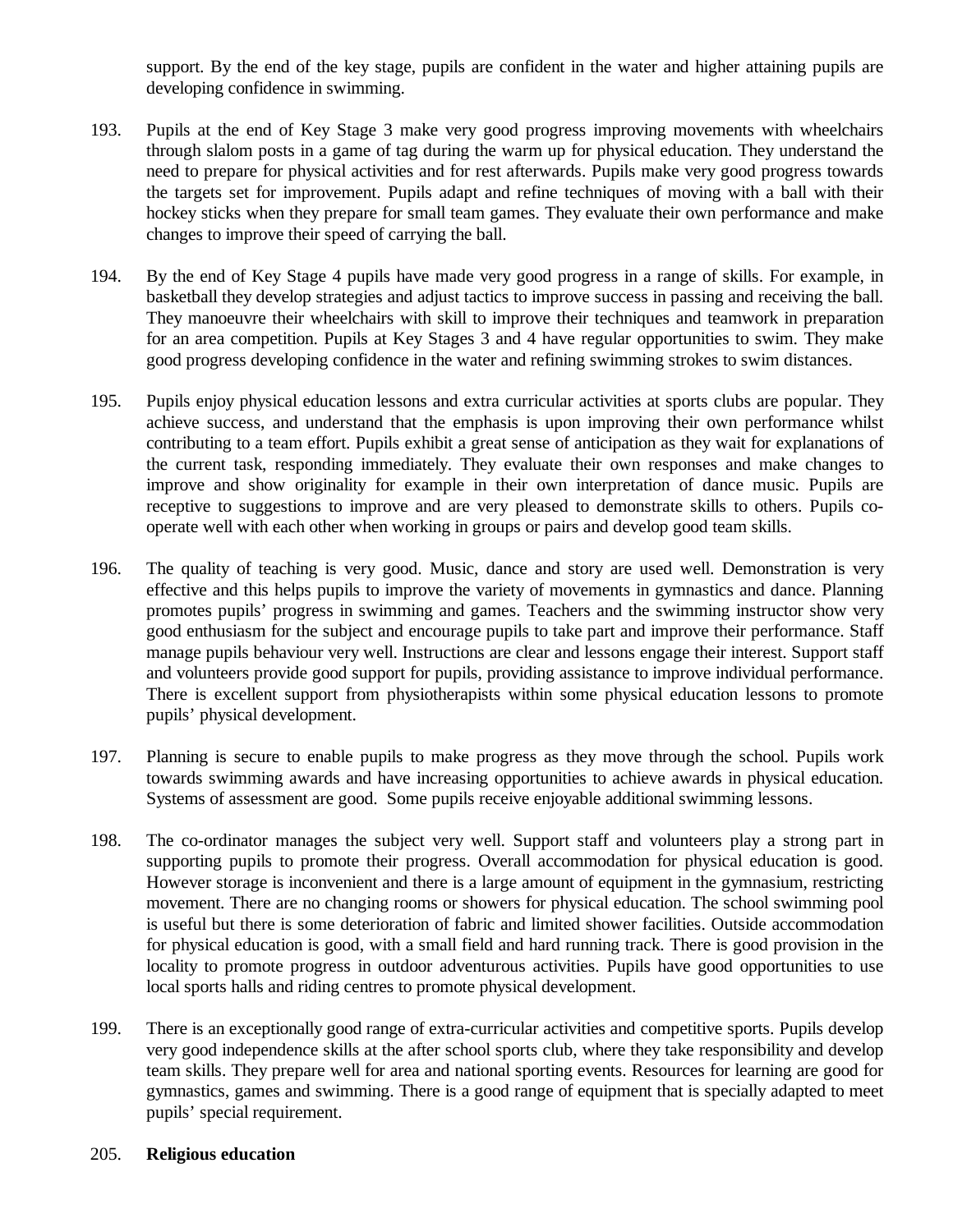support. By the end of the key stage, pupils are confident in the water and higher attaining pupils are developing confidence in swimming.

193. Pupils at the end of Key Stage 3 make very good progress improving movements with wheelchairs through slalom posts in a game of tag during the warm up for physical education. They understand the need to prepare for physical activities and for rest afterwards. Pupils make very good progress towards the targets set for improvement. Pupils adapt and refine techniques of moving with a ball with their hockey sticks when they prepare for small team games. They evaluate their own performance and make changes to improve their speed of carrying the ball.

194. By the end of Key Stage 4 pupils have made very good progress in a range of skills. For example, in basketball they develop strategies and adjust tactics to improve success in passing and receiving the ball. They manoeuvre their wheelchairs with skill to improve their techniques and teamwork in preparation for an area competition. Pupils at Key Stages 3 and 4 have regular opportunities to swim. They make good progress developing confidence in the water and refining swimming strokes to swim distances.

195. Pupils enjoy physical education lessons and extra curricular activities at sports clubs are popular. They achieve success, and understand that the emphasis is upon improving their own performance whilst contributing to a team effort. Pupils exhibit a great sense of anticipation as they wait for explanations of the current task, responding immediately. They evaluate their own responses and make changes to improve and show originality for example in their own interpretation of dance music. Pupils are receptive to suggestions to improve and are very pleased to demonstrate skills to others. Pupils co-operate well with each other when working in groups or pairs and develop good team skills.

196. The quality of teaching is very good. Music, dance and story are used well. Demonstration is very effective and this helps pupils to improve the variety of movements in gymnastics and dance. Planning promotes pupils' progress in swimming and games. Teachers and the swimming instructor show very good enthusiasm for the subject and encourage pupils to take part and improve their performance. Staff manage pupils behaviour very well. Instructions are clear and lessons engage their interest. Support staff and volunteers provide good support for pupils, providing assistance to improve individual performance. There is excellent support from physiotherapists within some physical education lessons to promote pupils' physical development.

197. Planning is secure to enable pupils to make progress as they move through the school. Pupils work towards swimming awards and have increasing opportunities to achieve awards in physical education. Systems of assessment are good. Some pupils receive enjoyable additional swimming lessons.

198. The co-ordinator manages the subject very well. Support staff and volunteers play a strong part in supporting pupils to promote their progress. Overall accommodation for physical education is good. However storage is inconvenient and there is a large amount of equipment in the gymnasium, restricting movement. There are no changing rooms or showers for physical education. The school swimming pool is useful but there is some deterioration of fabric and limited shower facilities. Outside accommodation for physical education is good, with a small field and hard running track. There is good provision in the locality to promote progress in outdoor adventurous activities. Pupils have good opportunities to use local sports halls and riding centres to promote physical development.

199. There is an exceptionally good range of extra-curricular activities and competitive sports. Pupils develop very good independence skills at the after school sports club, where they take responsibility and develop team skills. They prepare well for area and national sporting events. Resources for learning are good for gymnastics, games and swimming. There is a good range of equipment that is specially adapted to meet pupils' special requirement.

205. **Religious education**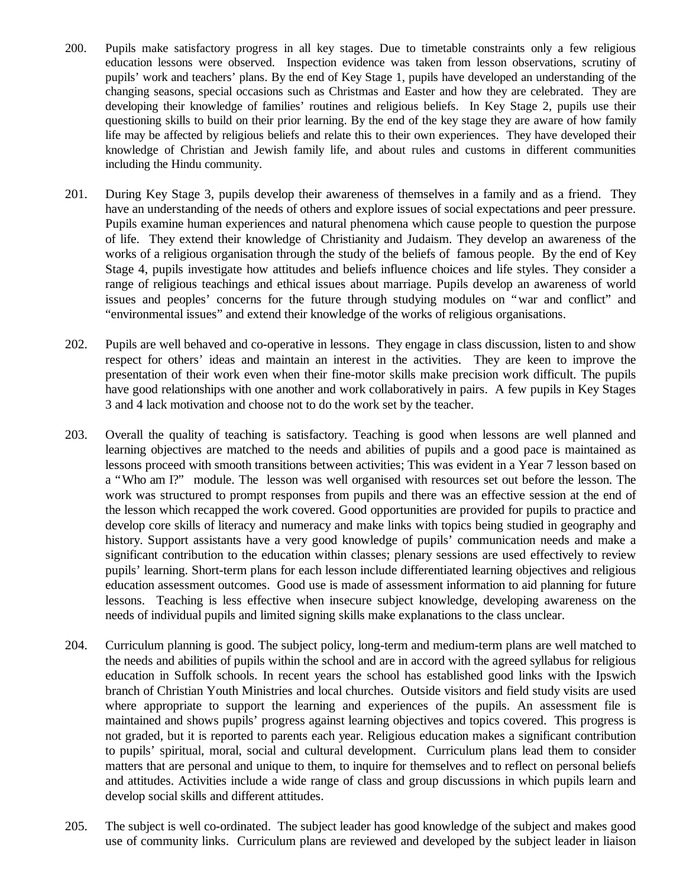200. Pupils make satisfactory progress in all key stages. Due to timetable constraints only a few religious education lessons were observed. Inspection evidence was taken from lesson observations, scrutiny of pupils' work and teachers' plans. By the end of Key Stage 1, pupils have developed an understanding of the changing seasons, special occasions such as Christmas and Easter and how they are celebrated. They are developing their knowledge of families' routines and religious beliefs. In Key Stage 2, pupils use their questioning skills to build on their prior learning. By the end of the key stage they are aware of how family life may be affected by religious beliefs and relate this to their own experiences. They have developed their knowledge of Christian and Jewish family life, and about rules and customs in different communities including the Hindu community.

201. During Key Stage 3, pupils develop their awareness of themselves in a family and as a friend. They have an understanding of the needs of others and explore issues of social expectations and peer pressure. Pupils examine human experiences and natural phenomena which cause people to question the purpose of life. They extend their knowledge of Christianity and Judaism. They develop an awareness of the works of a religious organisation through the study of the beliefs of famous people. By the end of Key Stage 4, pupils investigate how attitudes and beliefs influence choices and life styles. They consider a range of religious teachings and ethical issues about marriage. Pupils develop an awareness of world issues and peoples' concerns for the future through studying modules on "war and conflict" and "environmental issues" and extend their knowledge of the works of religious organisations.

202. Pupils are well behaved and co-operative in lessons. They engage in class discussion, listen to and show respect for others' ideas and maintain an interest in the activities. They are keen to improve the presentation of their work even when their fine-motor skills make precision work difficult. The pupils have good relationships with one another and work collaboratively in pairs. A few pupils in Key Stages 3 and 4 lack motivation and choose not to do the work set by the teacher.

203. Overall the quality of teaching is satisfactory. Teaching is good when lessons are well planned and learning objectives are matched to the needs and abilities of pupils and a good pace is maintained as lessons proceed with smooth transitions between activities; This was evident in a Year 7 lesson based on a "Who am I?" module. The lesson was well organised with resources set out before the lesson. The work was structured to prompt responses from pupils and there was an effective session at the end of the lesson which recapped the work covered. Good opportunities are provided for pupils to practice and develop core skills of literacy and numeracy and make links with topics being studied in geography and history. Support assistants have a very good knowledge of pupils' communication needs and make a significant contribution to the education within classes; plenary sessions are used effectively to review pupils' learning. Short-term plans for each lesson include differentiated learning objectives and religious education assessment outcomes. Good use is made of assessment information to aid planning for future lessons. Teaching is less effective when insecure subject knowledge, developing awareness on the needs of individual pupils and limited signing skills make explanations to the class unclear.

204. Curriculum planning is good. The subject policy, long-term and medium-term plans are well matched to the needs and abilities of pupils within the school and are in accord with the agreed syllabus for religious education in Suffolk schools. In recent years the school has established good links with the Ipswich branch of Christian Youth Ministries and local churches. Outside visitors and field study visits are used where appropriate to support the learning and experiences of the pupils. An assessment file is maintained and shows pupils' progress against learning objectives and topics covered. This progress is not graded, but it is reported to parents each year. Religious education makes a significant contribution to pupils' spiritual, moral, social and cultural development. Curriculum plans lead them to consider matters that are personal and unique to them, to inquire for themselves and to reflect on personal beliefs and attitudes. Activities include a wide range of class and group discussions in which pupils learn and develop social skills and different attitudes.

205. The subject is well co-ordinated. The subject leader has good knowledge of the subject and makes good use of community links. Curriculum plans are reviewed and developed by the subject leader in liaison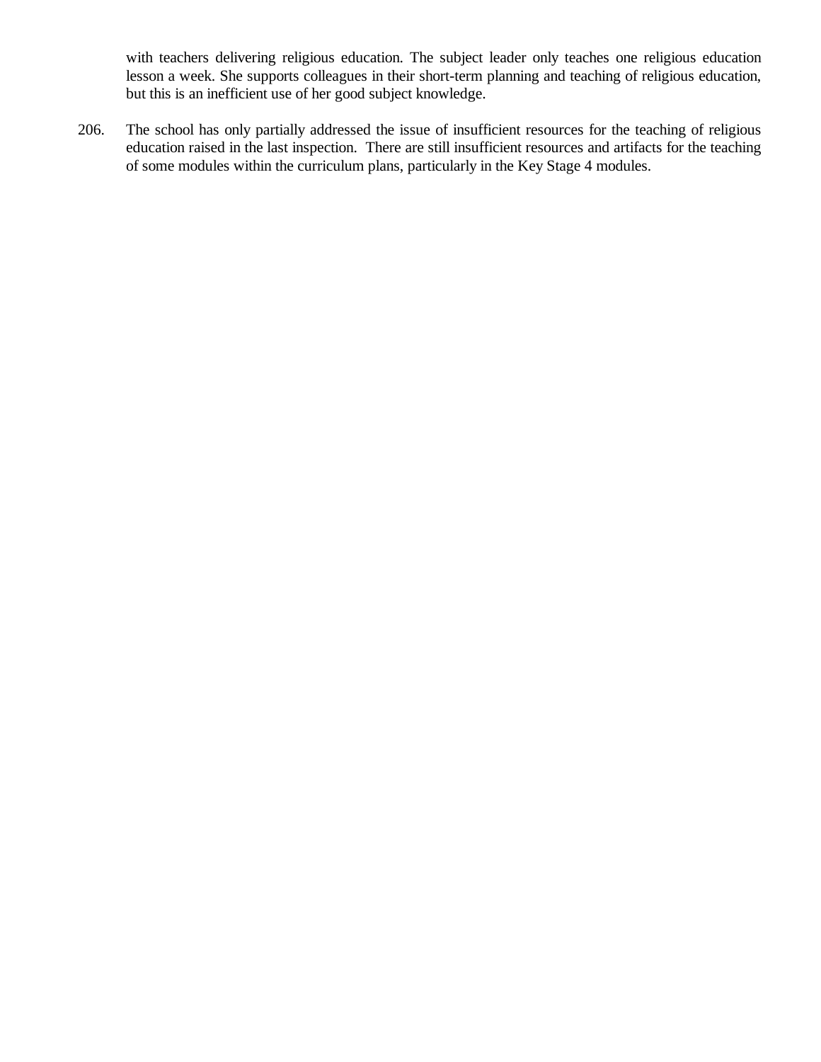with teachers delivering religious education. The subject leader only teaches one religious education lesson a week. She supports colleagues in their short-term planning and teaching of religious education, but this is an inefficient use of her good subject knowledge.

206. The school has only partially addressed the issue of insufficient resources for the teaching of religious education raised in the last inspection. There are still insufficient resources and artifacts for the teaching of some modules within the curriculum plans, particularly in the Key Stage 4 modules.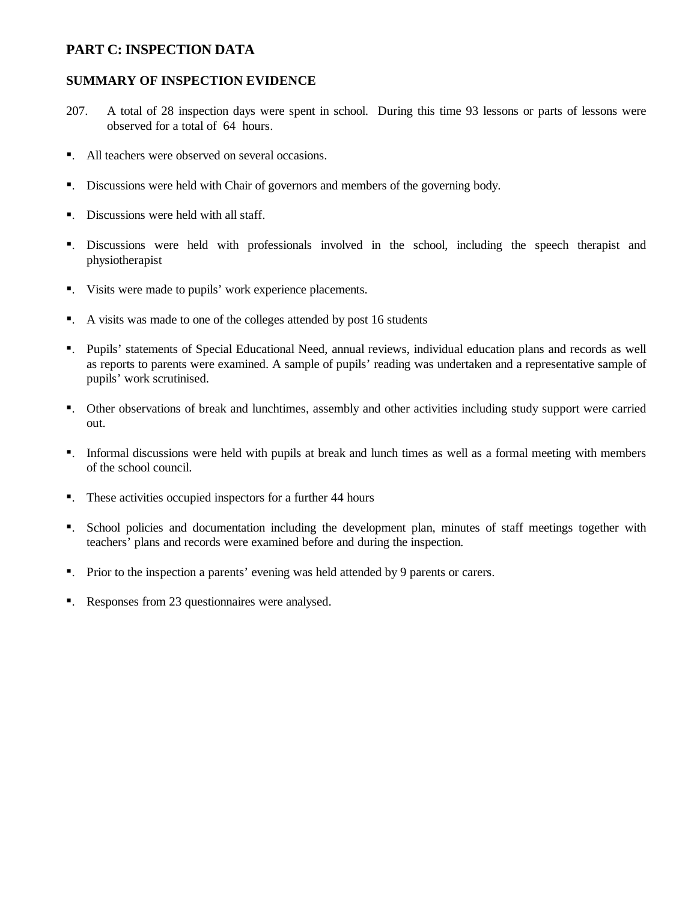# PART C: INSPECTION DATA

## SUMMARY OF INSPECTION EVIDENCE

207. A total of 28 inspection days were spent in school. During this time 93 lessons or parts of lessons were observed for a total of 64 hours.

- All teachers were observed on several occasions.
- Discussions were held with Chair of governors and members of the governing body.
- Discussions were held with all staff.
- Discussions were held with professionals involved in the school, including the speech therapist and physiotherapist
- Visits were made to pupils' work experience placements.
- A visits was made to one of the colleges attended by post 16 students
- Pupils' statements of Special Educational Need, annual reviews, individual education plans and records as well as reports to parents were examined. A sample of pupils' reading was undertaken and a representative sample of pupils' work scrutinised.
- Other observations of break and lunchtimes, assembly and other activities including study support were carried out.
- Informal discussions were held with pupils at break and lunch times as well as a formal meeting with members of the school council.
- These activities occupied inspectors for a further 44 hours
- School policies and documentation including the development plan, minutes of staff meetings together with teachers' plans and records were examined before and during the inspection.
- Prior to the inspection a parents' evening was held attended by 9 parents or carers.
- Responses from 23 questionnaires were analysed.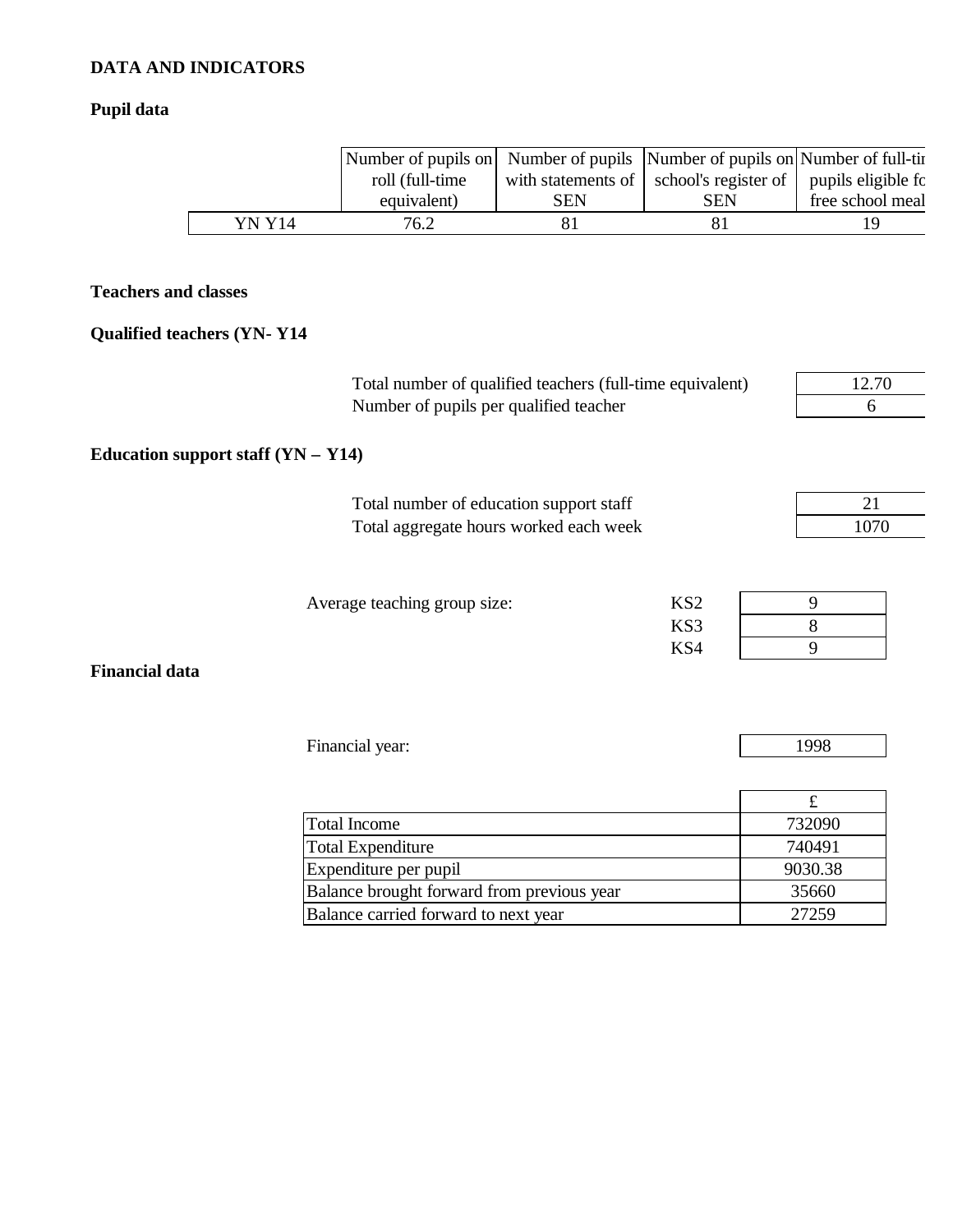**DATA AND INDICATORS**

**Pupil data**

| | Number of pupils on roll (full-time equivalent) | Number of pupils with statements of SEN | Number of pupils on school's register of SEN | Number of full-time pupils eligible for free school meals |
|---|---|---|---|---|
| YN Y14 | 76.2 | 81 | 81 | 19 |

**Teachers and classes**

**Qualified teachers (YN- Y14**

| | |
|---|---|
| Total number of qualified teachers (full-time equivalent) | 12.70 |
| Number of pupils per qualified teacher | 6 |

**Education support staff (YN – Y14)**

| | |
|---|---|
| Total number of education support staff | 21 |
| Total aggregate hours worked each week | 1070 |

| Average teaching group size: | | |
|---|---|---|
| | KS2 | 9 |
| | KS3 | 8 |
| | KS4 | 9 |

**Financial data**

| | |
|---|---|
| Financial year: | 1998 |

| | £ |
|---|---|
| Total Income | 732090 |
| Total Expenditure | 740491 |
| Expenditure per pupil | 9030.38 |
| Balance brought forward from previous year | 35660 |
| Balance carried forward to next year | 27259 |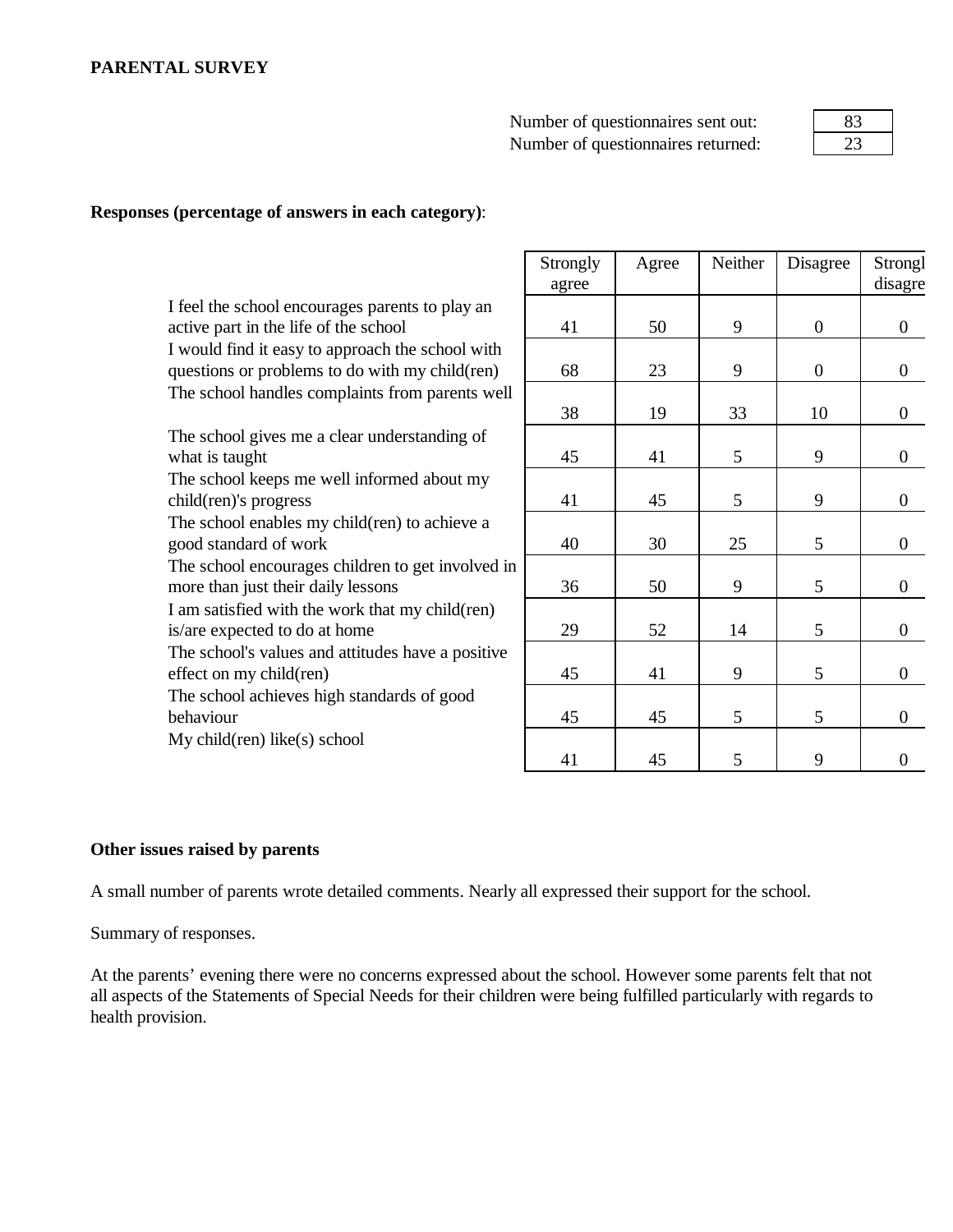**PARENTAL SURVEY**

| | |
|---|---|
| Number of questionnaires sent out: | 83 |
| Number of questionnaires returned: | 23 |

**Responses (percentage of answers in each category)**:

| | Strongly agree | Agree | Neither | Disagree | Strongl disagre |
|---|---|---|---|---|---|
| I feel the school encourages parents to play an active part in the life of the school | 41 | 50 | 9 | 0 | 0 |
| I would find it easy to approach the school with questions or problems to do with my child(ren) | 68 | 23 | 9 | 0 | 0 |
| The school handles complaints from parents well | 38 | 19 | 33 | 10 | 0 |
| The school gives me a clear understanding of what is taught | 45 | 41 | 5 | 9 | 0 |
| The school keeps me well informed about my child(ren)'s progress | 41 | 45 | 5 | 9 | 0 |
| The school enables my child(ren) to achieve a good standard of work | 40 | 30 | 25 | 5 | 0 |
| The school encourages children to get involved in more than just their daily lessons | 36 | 50 | 9 | 5 | 0 |
| I am satisfied with the work that my child(ren) is/are expected to do at home | 29 | 52 | 14 | 5 | 0 |
| The school's values and attitudes have a positive effect on my child(ren) | 45 | 41 | 9 | 5 | 0 |
| The school achieves high standards of good behaviour | 45 | 45 | 5 | 5 | 0 |
| My child(ren) like(s) school | 41 | 45 | 5 | 9 | 0 |

**Other issues raised by parents**

A small number of parents wrote detailed comments. Nearly all expressed their support for the school.

Summary of responses.

At the parents' evening there were no concerns expressed about the school. However some parents felt that not all aspects of the Statements of Special Needs for their children were being fulfilled particularly with regards to health provision.